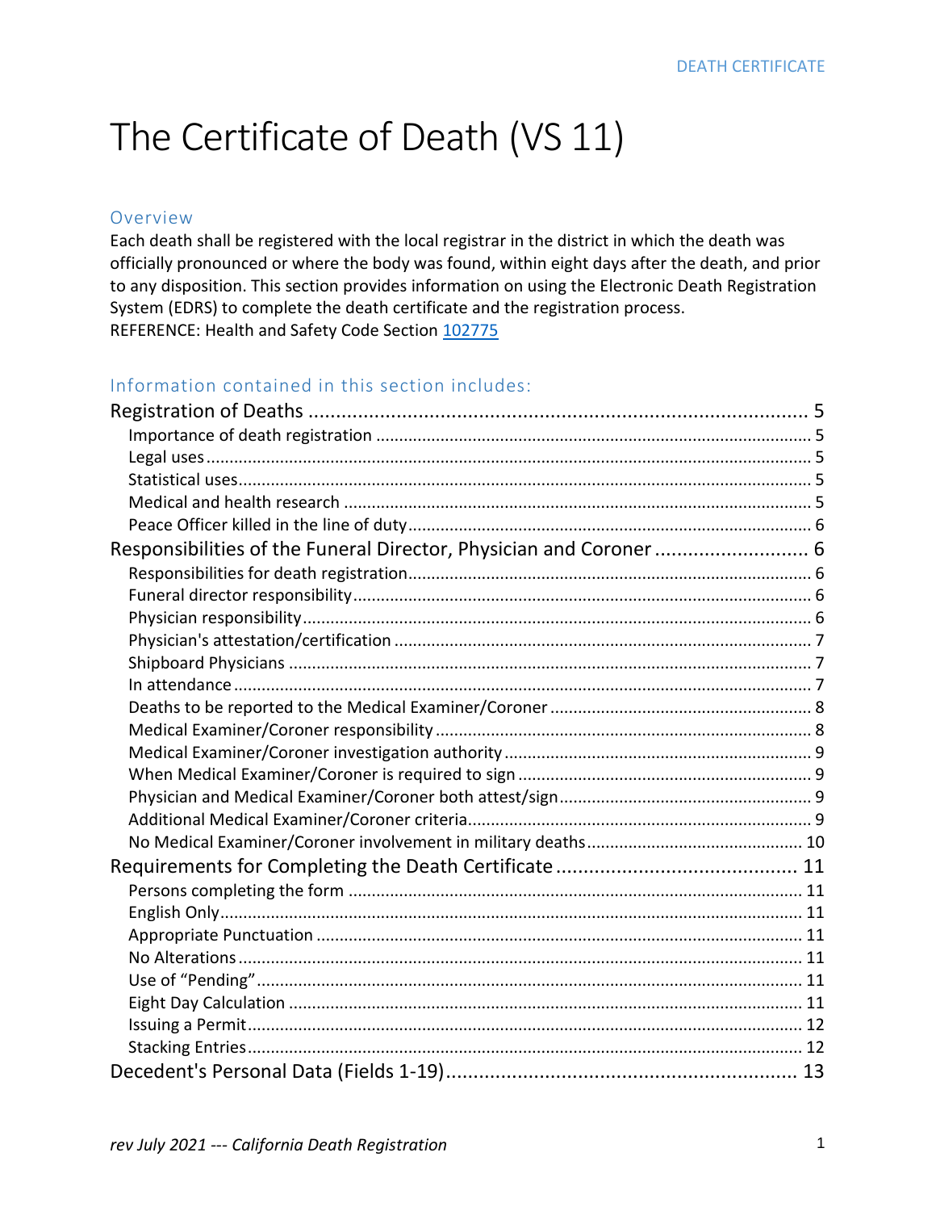# The Certificate of Death (VS 11)

## Overview

Each death shall be registered with the local registrar in the district in which the death was officially pronounced or where the body was found, within eight days after the death, and prior to any disposition. This section provides information on using the Electronic Death Registration System (EDRS) to complete the death certificate and the registration process.
REFERENCE: Health and Safety Code Section 102775

## Information contained in this section includes:

Registration of Deaths ........................................................................................ 5
- Importance of death registration ........................................................................ 5
- Legal uses ........................................................................................................ 5
- Statistical uses ................................................................................................ 5
- Medical and health research ............................................................................. 5
- Peace Officer killed in the line of duty ............................................................... 6

Responsibilities of the Funeral Director, Physician and Coroner ............................ 6
- Responsibilities for death registration ................................................................ 6
- Funeral director responsibility ........................................................................... 6
- Physician responsibility ..................................................................................... 6
- Physician's attestation/certification ................................................................... 7
- Shipboard Physicians ......................................................................................... 7
- In attendance .................................................................................................... 7
- Deaths to be reported to the Medical Examiner/Coroner ..................................... 8
- Medical Examiner/Coroner responsibility ............................................................ 8
- Medical Examiner/Coroner investigation authority .............................................. 9
- When Medical Examiner/Coroner is required to sign ............................................ 9
- Physician and Medical Examiner/Coroner both attest/sign ................................... 9
- Additional Medical Examiner/Coroner criteria ...................................................... 9
- No Medical Examiner/Coroner involvement in military deaths ............................. 10

Requirements for Completing the Death Certificate ............................................ 11
- Persons completing the form ............................................................................ 11
- English Only ..................................................................................................... 11
- Appropriate Punctuation ................................................................................... 11
- No Alterations .................................................................................................. 11
- Use of “Pending” ............................................................................................... 11
- Eight Day Calculation ........................................................................................ 11
- Issuing a Permit ................................................................................................ 12
- Stacking Entries ................................................................................................ 12

Decedent's Personal Data (Fields 1-19) ............................................................... 13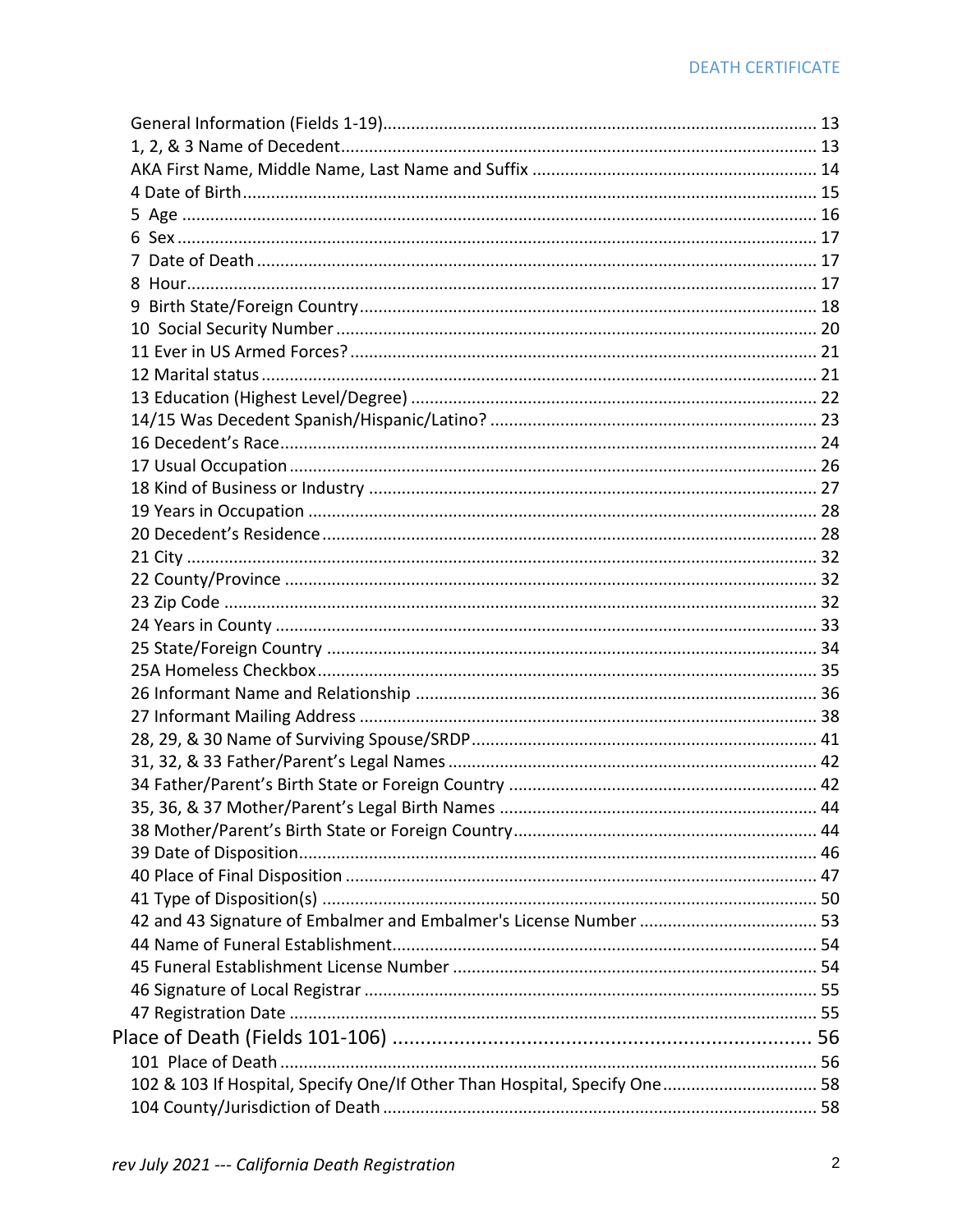General Information (Fields 1-19) ........ 13
1, 2, & 3 Name of Decedent ........ 13
AKA First Name, Middle Name, Last Name and Suffix ........ 14
4 Date of Birth ........ 15
5 Age ........ 16
6 Sex ........ 17
7 Date of Death ........ 17
8 Hour ........ 17
9 Birth State/Foreign Country ........ 18
10 Social Security Number ........ 20
11 Ever in US Armed Forces? ........ 21
12 Marital status ........ 21
13 Education (Highest Level/Degree) ........ 22
14/15 Was Decedent Spanish/Hispanic/Latino? ........ 23
16 Decedent's Race ........ 24
17 Usual Occupation ........ 26
18 Kind of Business or Industry ........ 27
19 Years in Occupation ........ 28
20 Decedent's Residence ........ 28
21 City ........ 32
22 County/Province ........ 32
23 Zip Code ........ 32
24 Years in County ........ 33
25 State/Foreign Country ........ 34
25A Homeless Checkbox ........ 35
26 Informant Name and Relationship ........ 36
27 Informant Mailing Address ........ 38
28, 29, & 30 Name of Surviving Spouse/SRDP ........ 41
31, 32, & 33 Father/Parent's Legal Names ........ 42
34 Father/Parent's Birth State or Foreign Country ........ 42
35, 36, & 37 Mother/Parent's Legal Birth Names ........ 44
38 Mother/Parent's Birth State or Foreign Country ........ 44
39 Date of Disposition ........ 46
40 Place of Final Disposition ........ 47
41 Type of Disposition(s) ........ 50
42 and 43 Signature of Embalmer and Embalmer's License Number ........ 53
44 Name of Funeral Establishment ........ 54
45 Funeral Establishment License Number ........ 54
46 Signature of Local Registrar ........ 55
47 Registration Date ........ 55

Place of Death (Fields 101-106) ........ 56

101 Place of Death ........ 56
102 & 103 If Hospital, Specify One/If Other Than Hospital, Specify One ........ 58
104 County/Jurisdiction of Death ........ 58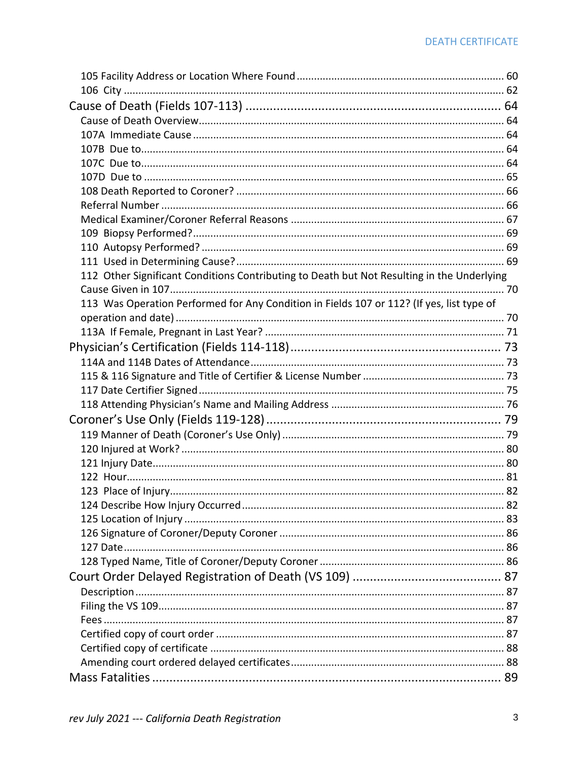105 Facility Address or Location Where Found ........................................................................ 60
106 City ................................................................................................................................. 62
Cause of Death (Fields 107-113) ........................................................................... 64
Cause of Death Overview........................................................................................................ 64
107A Immediate Cause ........................................................................................................... 64
107B Due to............................................................................................................................ 64
107C Due to............................................................................................................................ 64
107D Due to ........................................................................................................................... 65
108 Death Reported to Coroner? ............................................................................................. 66
Referral Number ..................................................................................................................... 66
Medical Examiner/Coroner Referral Reasons ......................................................................... 67
109 Biopsy Performed?........................................................................................................... 69
110 Autopsy Performed? ........................................................................................................ 69
111 Used in Determining Cause?............................................................................................ 69
112 Other Significant Conditions Contributing to Death but Not Resulting in the Underlying Cause Given in 107.................................................................................................................. 70
113 Was Operation Performed for Any Condition in Fields 107 or 112? (If yes, list type of operation and date) ................................................................................................................ 70
113A If Female, Pregnant in Last Year? .................................................................................. 71
Physician's Certification (Fields 114-118).............................................................. 73
114A and 114B Dates of Attendance....................................................................................... 73
115 & 116 Signature and Title of Certifier & License Number ................................................. 73
117 Date Certifier Signed........................................................................................................ 75
118 Attending Physician's Name and Mailing Address ............................................................ 76
Coroner's Use Only (Fields 119-128) .................................................................... 79
119 Manner of Death (Coroner's Use Only) ............................................................................ 79
120 Injured at Work? .............................................................................................................. 80
121 Injury Date........................................................................................................................ 80
122 Hour................................................................................................................................. 81
123 Place of Injury................................................................................................................... 82
124 Describe How Injury Occurred .......................................................................................... 82
125 Location of Injury ............................................................................................................. 83
126 Signature of Coroner/Deputy Coroner ............................................................................. 86
127 Date.................................................................................................................................. 86
128 Typed Name, Title of Coroner/Deputy Coroner ................................................................ 86
Court Order Delayed Registration of Death (VS 109) ............................................ 87
Description.............................................................................................................................. 87
Filing the VS 109...................................................................................................................... 87
Fees ......................................................................................................................................... 87
Certified copy of court order ................................................................................................... 87
Certified copy of certificate ..................................................................................................... 88
Amending court ordered delayed certificates.......................................................................... 88
Mass Fatalities ...................................................................................................... 89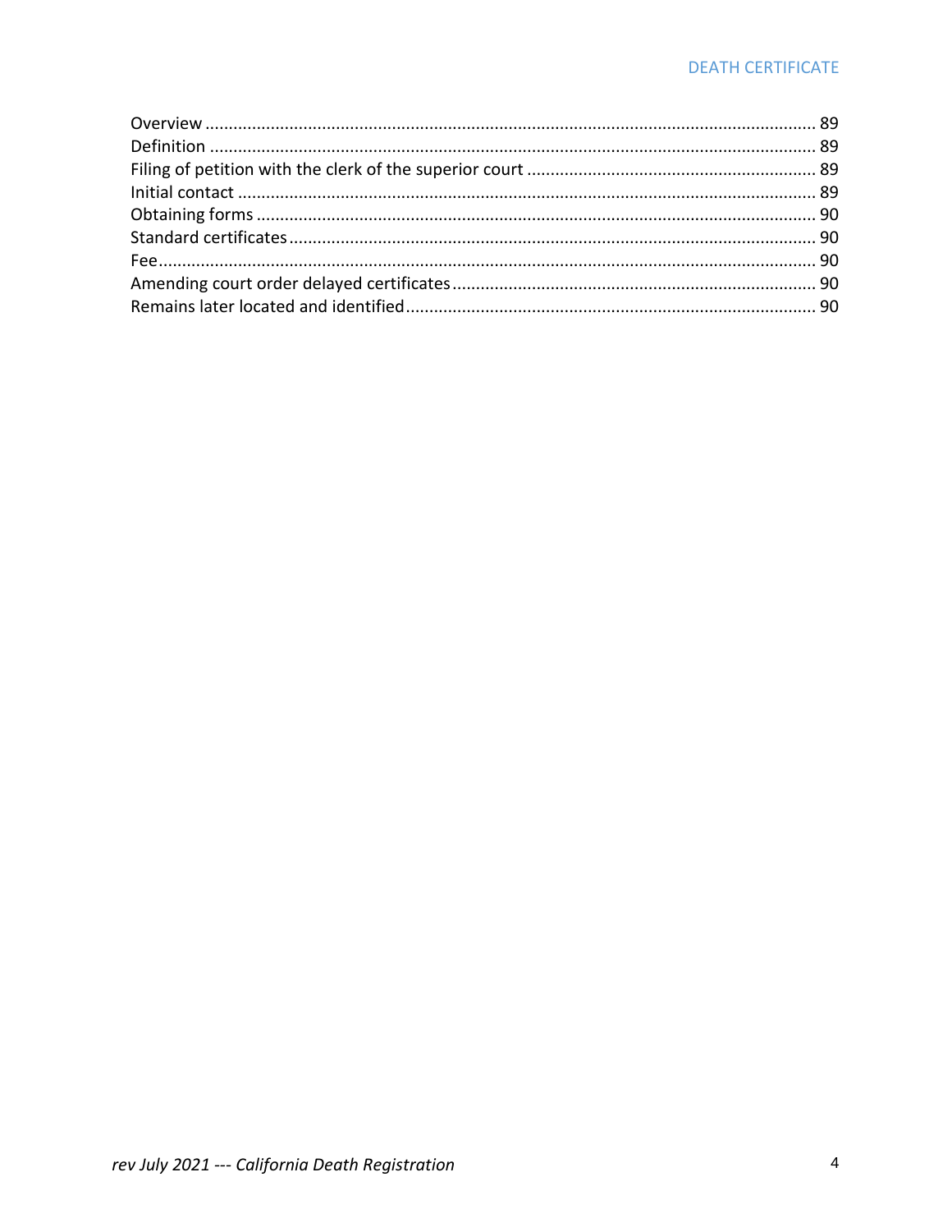Overview ................................................................................................................................ 89
Definition ............................................................................................................................... 89
Filing of petition with the clerk of the superior court ............................................................. 89
Initial contact ......................................................................................................................... 89
Obtaining forms ..................................................................................................................... 90
Standard certificates .............................................................................................................. 90
Fee ......................................................................................................................................... 90
Amending court order delayed certificates ............................................................................. 90
Remains later located and identified ...................................................................................... 90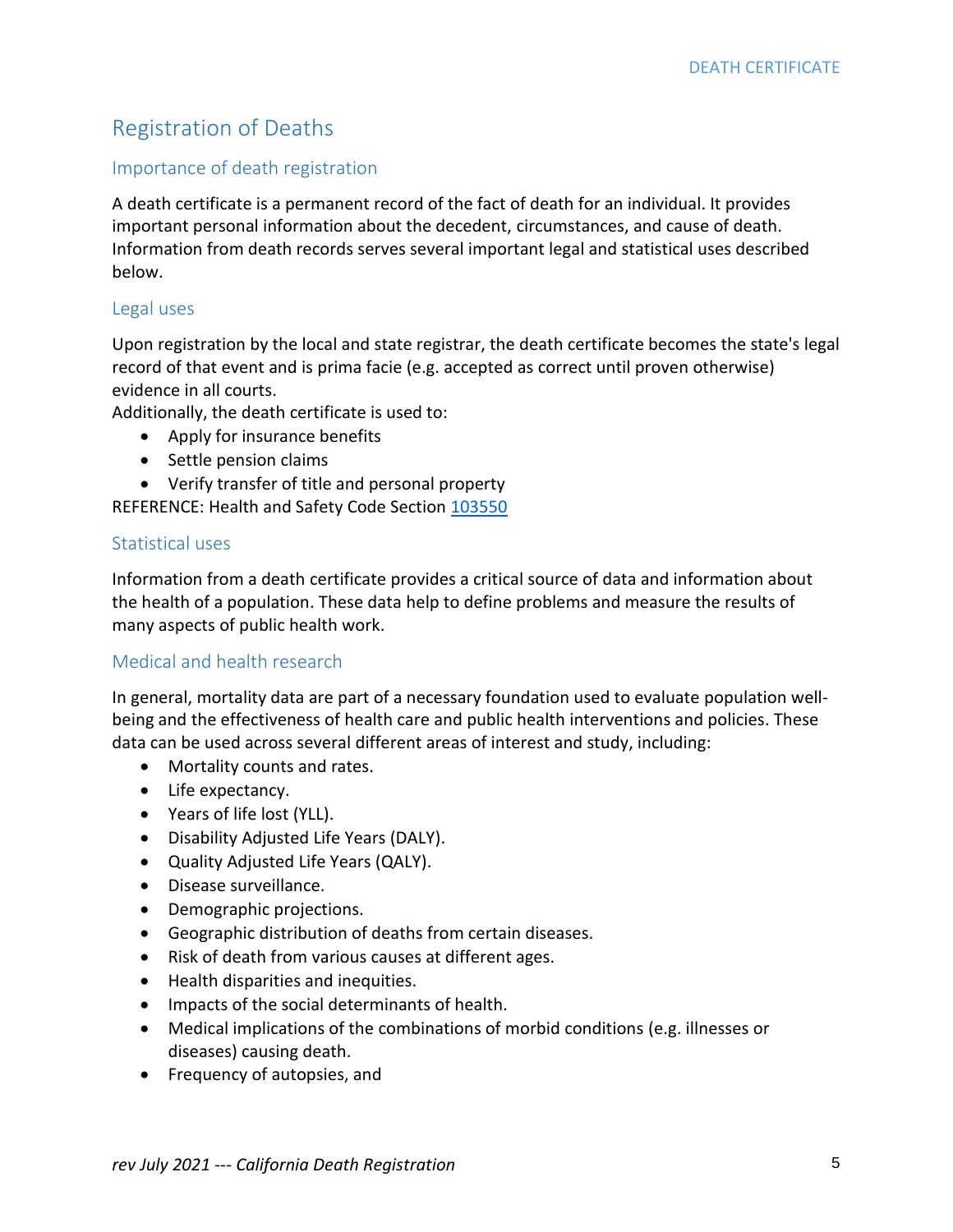## Registration of Deaths

### Importance of death registration

A death certificate is a permanent record of the fact of death for an individual. It provides important personal information about the decedent, circumstances, and cause of death. Information from death records serves several important legal and statistical uses described below.

### Legal uses

Upon registration by the local and state registrar, the death certificate becomes the state's legal record of that event and is prima facie (e.g. accepted as correct until proven otherwise) evidence in all courts.

Additionally, the death certificate is used to:

- Apply for insurance benefits
- Settle pension claims
- Verify transfer of title and personal property

REFERENCE: Health and Safety Code Section [103550](103550)

### Statistical uses

Information from a death certificate provides a critical source of data and information about the health of a population. These data help to define problems and measure the results of many aspects of public health work.

### Medical and health research

In general, mortality data are part of a necessary foundation used to evaluate population well-being and the effectiveness of health care and public health interventions and policies. These data can be used across several different areas of interest and study, including:

- Mortality counts and rates.
- Life expectancy.
- Years of life lost (YLL).
- Disability Adjusted Life Years (DALY).
- Quality Adjusted Life Years (QALY).
- Disease surveillance.
- Demographic projections.
- Geographic distribution of deaths from certain diseases.
- Risk of death from various causes at different ages.
- Health disparities and inequities.
- Impacts of the social determinants of health.
- Medical implications of the combinations of morbid conditions (e.g. illnesses or diseases) causing death.
- Frequency of autopsies, and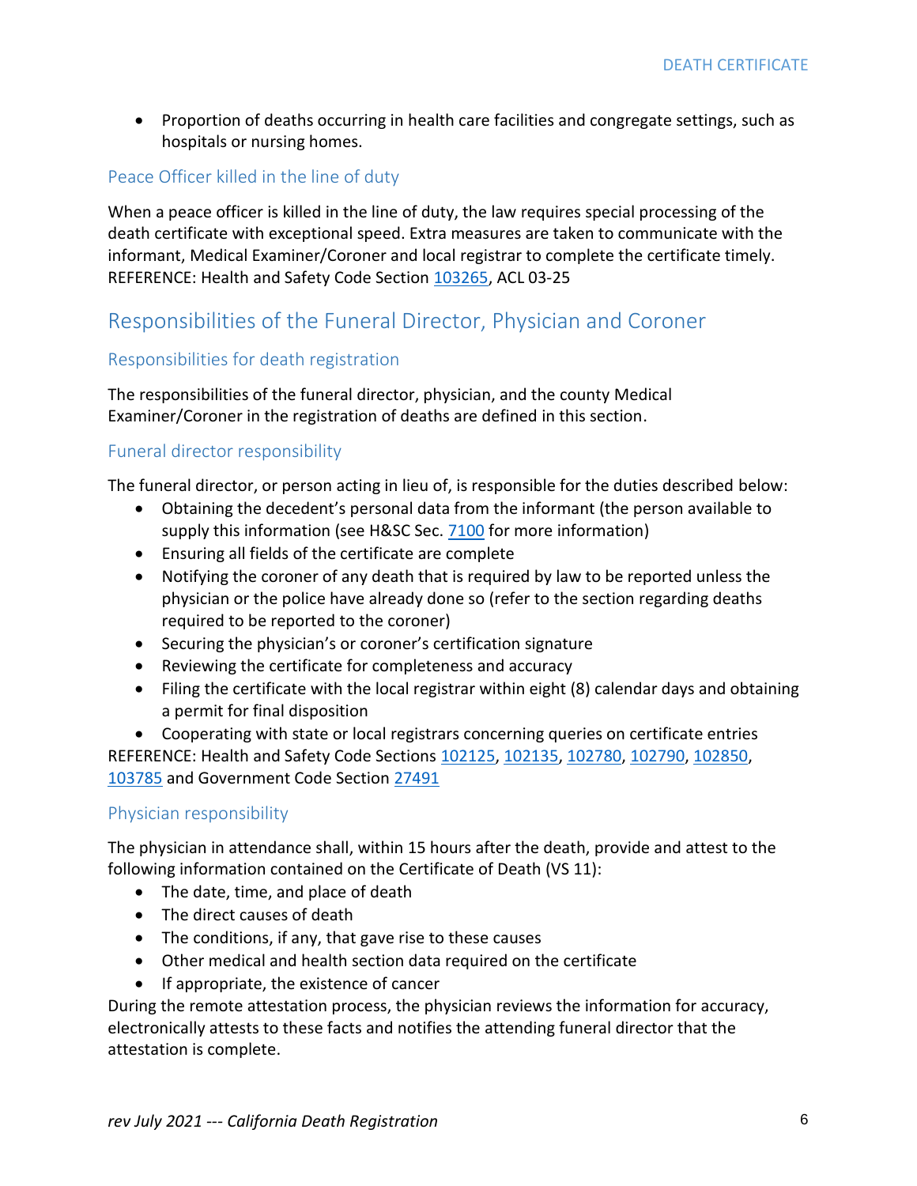- Proportion of deaths occurring in health care facilities and congregate settings, such as hospitals or nursing homes.

### Peace Officer killed in the line of duty

When a peace officer is killed in the line of duty, the law requires special processing of the death certificate with exceptional speed. Extra measures are taken to communicate with the informant, Medical Examiner/Coroner and local registrar to complete the certificate timely. REFERENCE: Health and Safety Code Section 103265, ACL 03-25

## Responsibilities of the Funeral Director, Physician and Coroner

### Responsibilities for death registration

The responsibilities of the funeral director, physician, and the county Medical Examiner/Coroner in the registration of deaths are defined in this section.

### Funeral director responsibility

The funeral director, or person acting in lieu of, is responsible for the duties described below:

- Obtaining the decedent's personal data from the informant (the person available to supply this information (see H&SC Sec. 7100 for more information)
- Ensuring all fields of the certificate are complete
- Notifying the coroner of any death that is required by law to be reported unless the physician or the police have already done so (refer to the section regarding deaths required to be reported to the coroner)
- Securing the physician's or coroner's certification signature
- Reviewing the certificate for completeness and accuracy
- Filing the certificate with the local registrar within eight (8) calendar days and obtaining a permit for final disposition
- Cooperating with state or local registrars concerning queries on certificate entries

REFERENCE: Health and Safety Code Sections 102125, 102135, 102780, 102790, 102850, 103785 and Government Code Section 27491

### Physician responsibility

The physician in attendance shall, within 15 hours after the death, provide and attest to the following information contained on the Certificate of Death (VS 11):

- The date, time, and place of death
- The direct causes of death
- The conditions, if any, that gave rise to these causes
- Other medical and health section data required on the certificate
- If appropriate, the existence of cancer

During the remote attestation process, the physician reviews the information for accuracy, electronically attests to these facts and notifies the attending funeral director that the attestation is complete.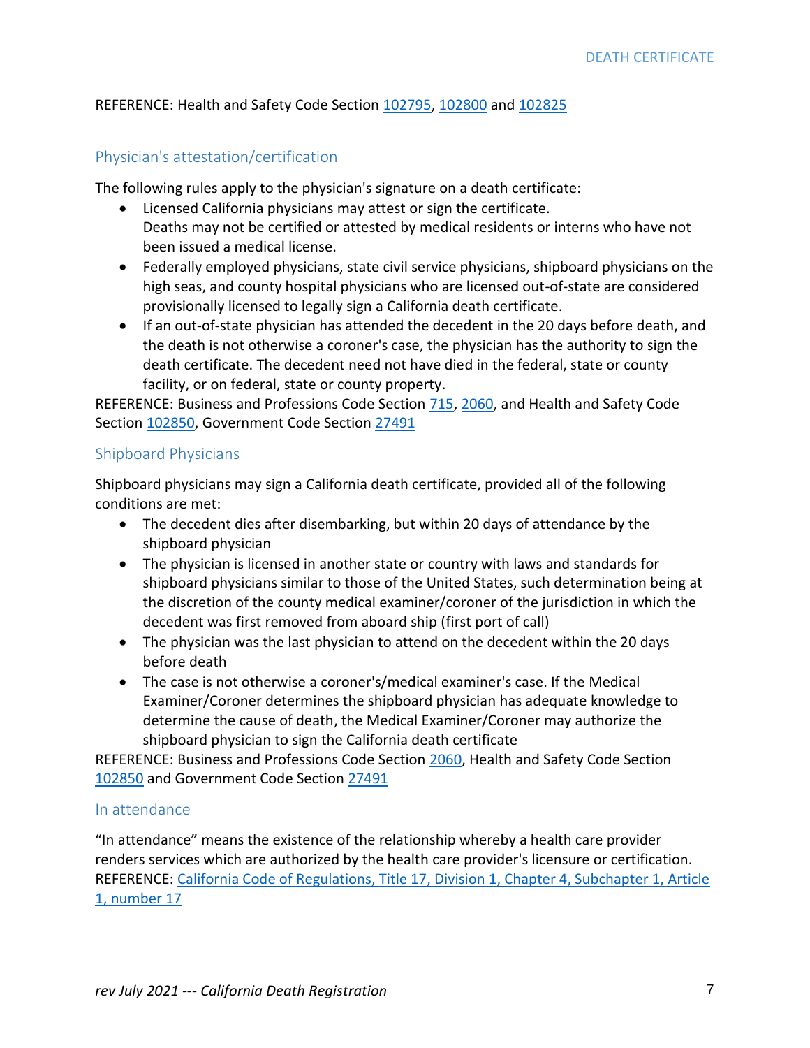REFERENCE: Health and Safety Code Section 102795, 102800 and 102825

## Physician's attestation/certification

The following rules apply to the physician's signature on a death certificate:

- Licensed California physicians may attest or sign the certificate.
  Deaths may not be certified or attested by medical residents or interns who have not been issued a medical license.
- Federally employed physicians, state civil service physicians, shipboard physicians on the high seas, and county hospital physicians who are licensed out-of-state are considered provisionally licensed to legally sign a California death certificate.
- If an out-of-state physician has attended the decedent in the 20 days before death, and the death is not otherwise a coroner's case, the physician has the authority to sign the death certificate. The decedent need not have died in the federal, state or county facility, or on federal, state or county property.

REFERENCE: Business and Professions Code Section 715, 2060, and Health and Safety Code Section 102850, Government Code Section 27491

## Shipboard Physicians

Shipboard physicians may sign a California death certificate, provided all of the following conditions are met:

- The decedent dies after disembarking, but within 20 days of attendance by the shipboard physician
- The physician is licensed in another state or country with laws and standards for shipboard physicians similar to those of the United States, such determination being at the discretion of the county medical examiner/coroner of the jurisdiction in which the decedent was first removed from aboard ship (first port of call)
- The physician was the last physician to attend on the decedent within the 20 days before death
- The case is not otherwise a coroner's/medical examiner's case. If the Medical Examiner/Coroner determines the shipboard physician has adequate knowledge to determine the cause of death, the Medical Examiner/Coroner may authorize the shipboard physician to sign the California death certificate

REFERENCE: Business and Professions Code Section 2060, Health and Safety Code Section 102850 and Government Code Section 27491

## In attendance

"In attendance" means the existence of the relationship whereby a health care provider renders services which are authorized by the health care provider's licensure or certification.
REFERENCE: California Code of Regulations, Title 17, Division 1, Chapter 4, Subchapter 1, Article 1, number 17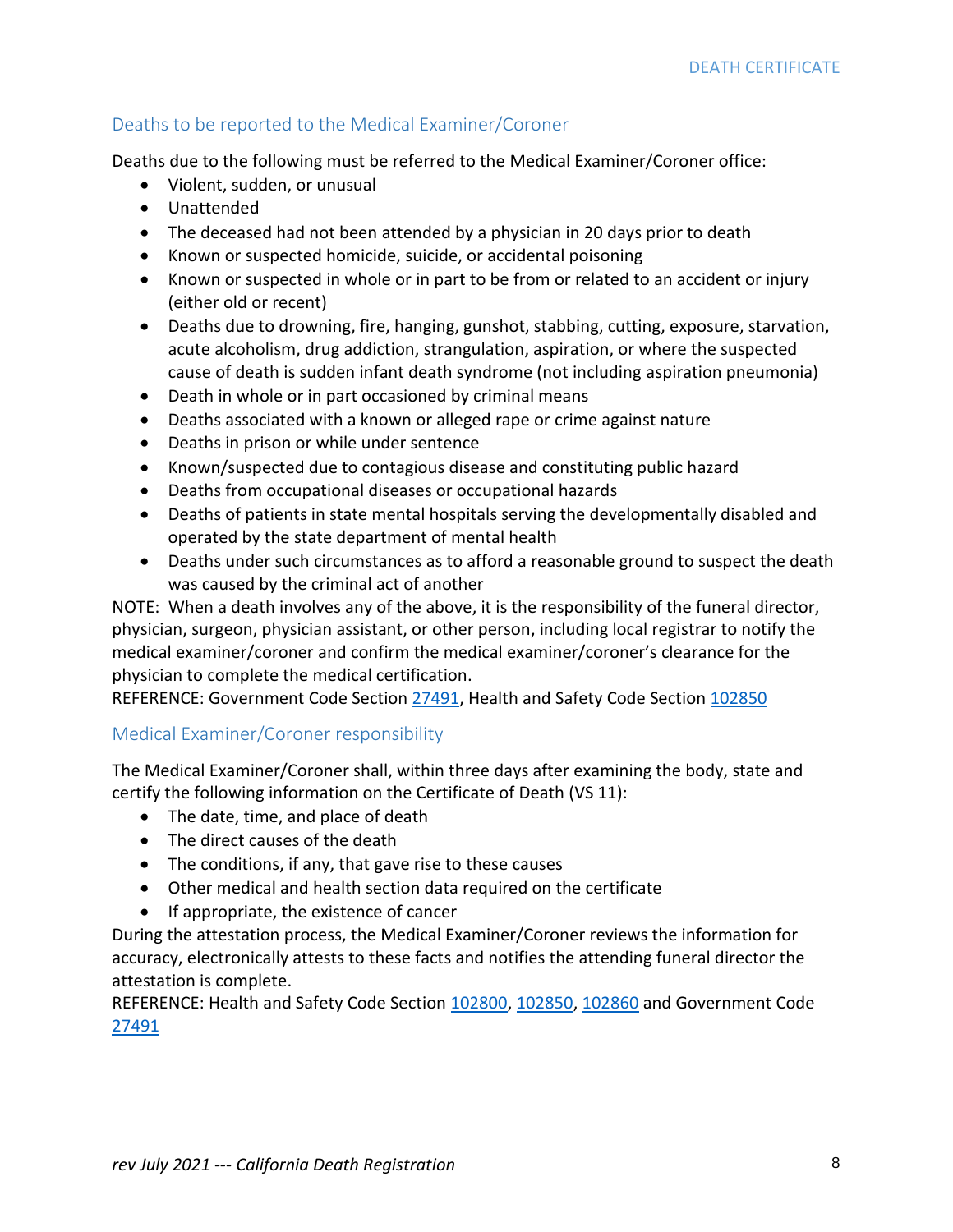## Deaths to be reported to the Medical Examiner/Coroner

Deaths due to the following must be referred to the Medical Examiner/Coroner office:

- Violent, sudden, or unusual
- Unattended
- The deceased had not been attended by a physician in 20 days prior to death
- Known or suspected homicide, suicide, or accidental poisoning
- Known or suspected in whole or in part to be from or related to an accident or injury (either old or recent)
- Deaths due to drowning, fire, hanging, gunshot, stabbing, cutting, exposure, starvation, acute alcoholism, drug addiction, strangulation, aspiration, or where the suspected cause of death is sudden infant death syndrome (not including aspiration pneumonia)
- Death in whole or in part occasioned by criminal means
- Deaths associated with a known or alleged rape or crime against nature
- Deaths in prison or while under sentence
- Known/suspected due to contagious disease and constituting public hazard
- Deaths from occupational diseases or occupational hazards
- Deaths of patients in state mental hospitals serving the developmentally disabled and operated by the state department of mental health
- Deaths under such circumstances as to afford a reasonable ground to suspect the death was caused by the criminal act of another

NOTE: When a death involves any of the above, it is the responsibility of the funeral director, physician, surgeon, physician assistant, or other person, including local registrar to notify the medical examiner/coroner and confirm the medical examiner/coroner's clearance for the physician to complete the medical certification.
REFERENCE: Government Code Section 27491, Health and Safety Code Section 102850

## Medical Examiner/Coroner responsibility

The Medical Examiner/Coroner shall, within three days after examining the body, state and certify the following information on the Certificate of Death (VS 11):

- The date, time, and place of death
- The direct causes of the death
- The conditions, if any, that gave rise to these causes
- Other medical and health section data required on the certificate
- If appropriate, the existence of cancer

During the attestation process, the Medical Examiner/Coroner reviews the information for accuracy, electronically attests to these facts and notifies the attending funeral director the attestation is complete.
REFERENCE: Health and Safety Code Section 102800, 102850, 102860 and Government Code 27491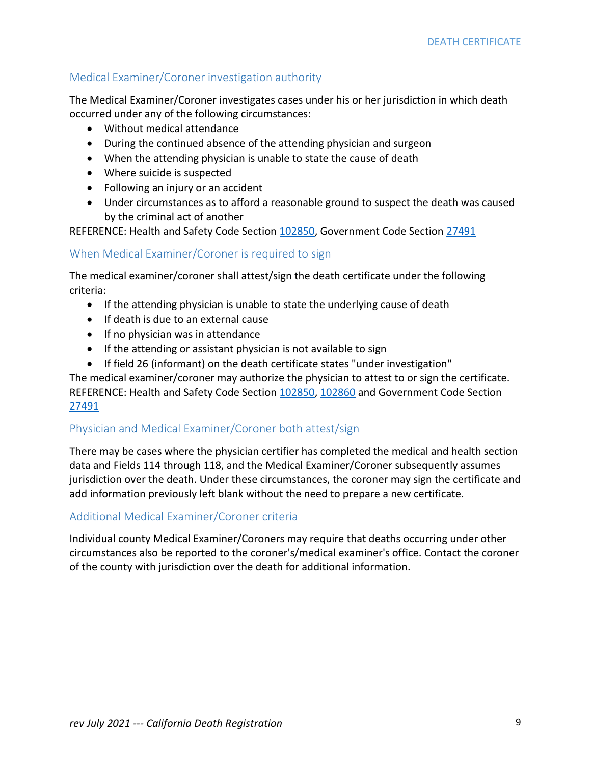## Medical Examiner/Coroner investigation authority

The Medical Examiner/Coroner investigates cases under his or her jurisdiction in which death occurred under any of the following circumstances:

- Without medical attendance
- During the continued absence of the attending physician and surgeon
- When the attending physician is unable to state the cause of death
- Where suicide is suspected
- Following an injury or an accident
- Under circumstances as to afford a reasonable ground to suspect the death was caused by the criminal act of another

REFERENCE: Health and Safety Code Section 102850, Government Code Section 27491

## When Medical Examiner/Coroner is required to sign

The medical examiner/coroner shall attest/sign the death certificate under the following criteria:

- If the attending physician is unable to state the underlying cause of death
- If death is due to an external cause
- If no physician was in attendance
- If the attending or assistant physician is not available to sign
- If field 26 (informant) on the death certificate states "under investigation"

The medical examiner/coroner may authorize the physician to attest to or sign the certificate.
REFERENCE: Health and Safety Code Section 102850, 102860 and Government Code Section 27491

## Physician and Medical Examiner/Coroner both attest/sign

There may be cases where the physician certifier has completed the medical and health section data and Fields 114 through 118, and the Medical Examiner/Coroner subsequently assumes jurisdiction over the death. Under these circumstances, the coroner may sign the certificate and add information previously left blank without the need to prepare a new certificate.

## Additional Medical Examiner/Coroner criteria

Individual county Medical Examiner/Coroners may require that deaths occurring under other circumstances also be reported to the coroner's/medical examiner's office. Contact the coroner of the county with jurisdiction over the death for additional information.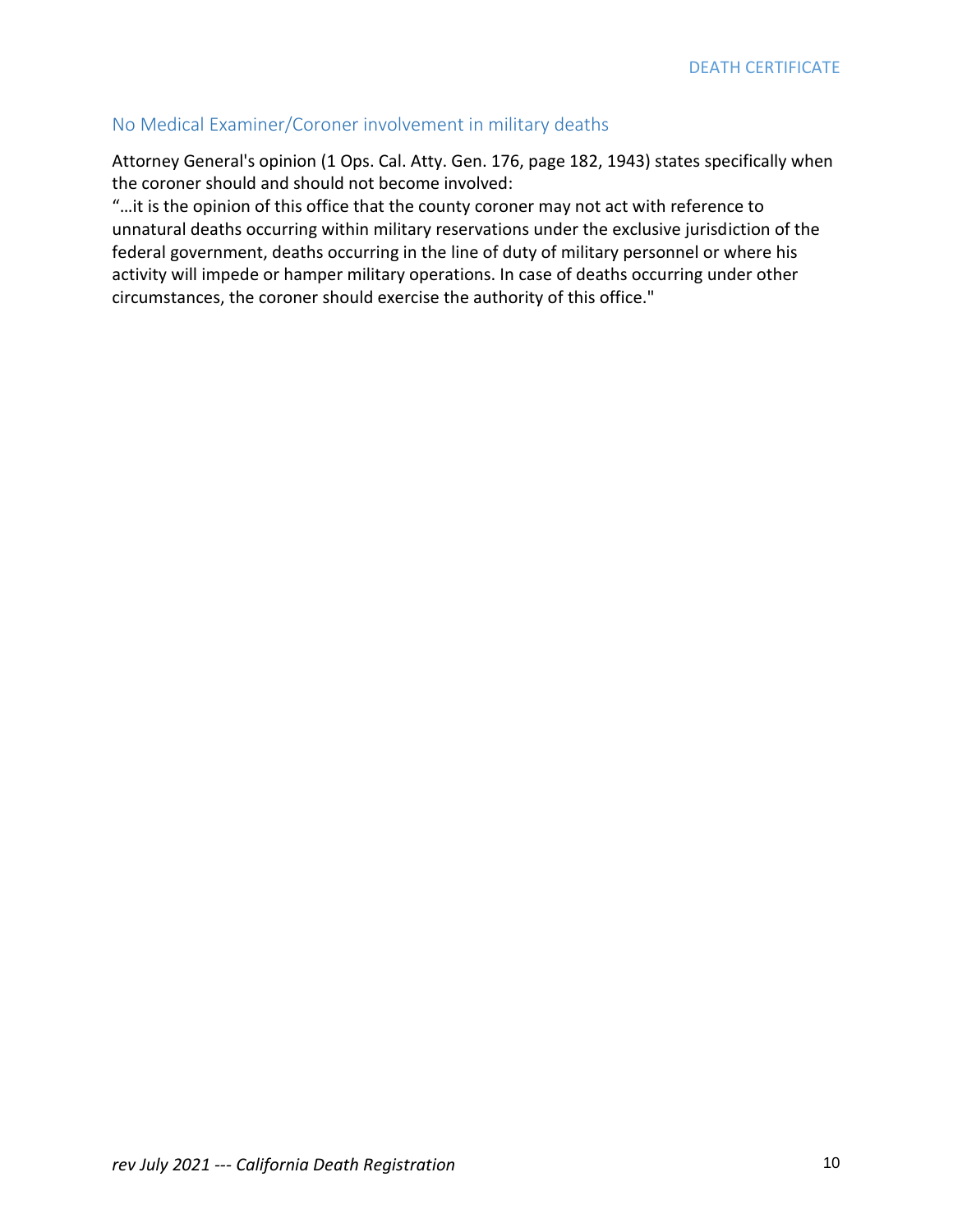## No Medical Examiner/Coroner involvement in military deaths

Attorney General's opinion (1 Ops. Cal. Atty. Gen. 176, page 182, 1943) states specifically when the coroner should and should not become involved:

"…it is the opinion of this office that the county coroner may not act with reference to unnatural deaths occurring within military reservations under the exclusive jurisdiction of the federal government, deaths occurring in the line of duty of military personnel or where his activity will impede or hamper military operations. In case of deaths occurring under other circumstances, the coroner should exercise the authority of this office."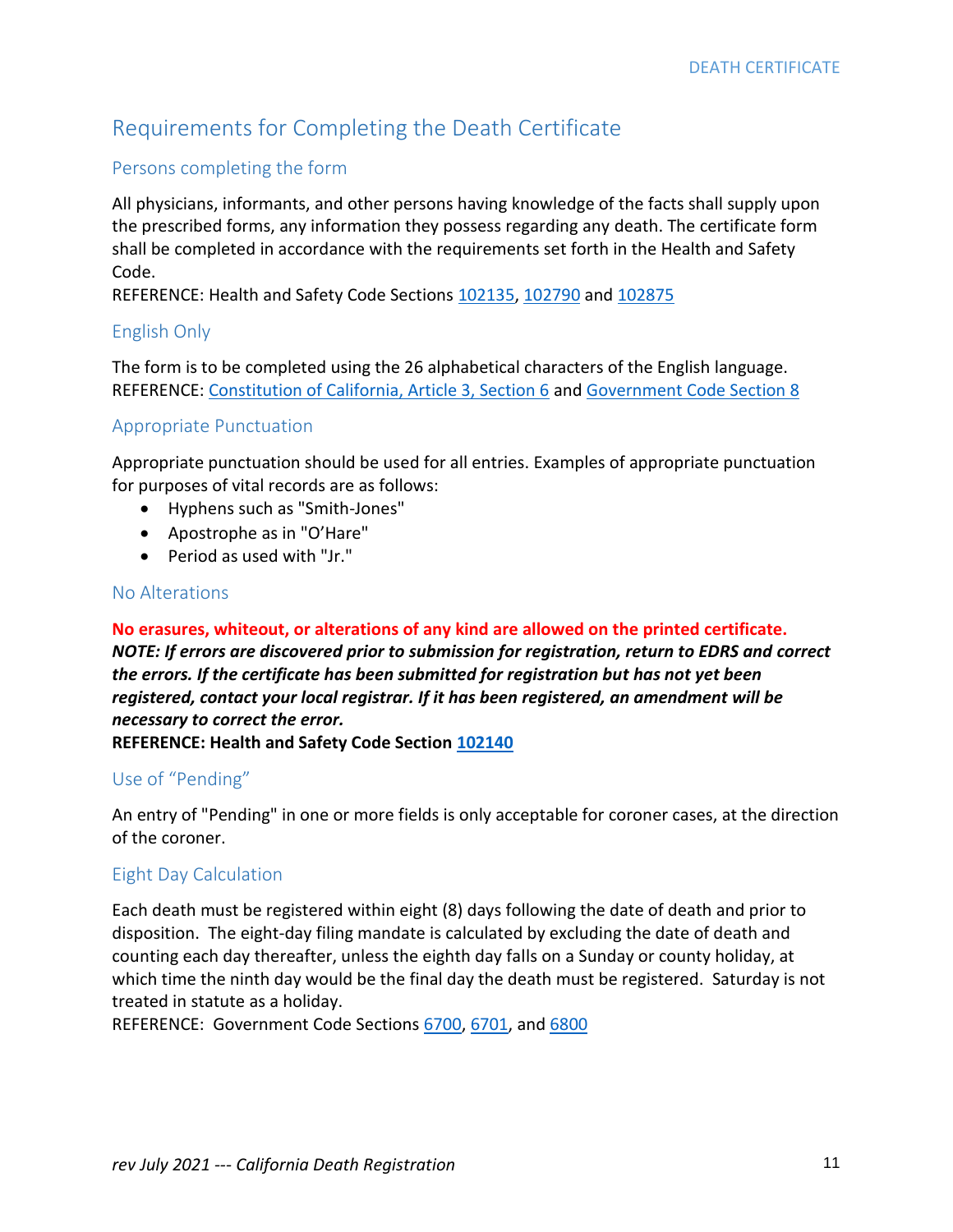# Requirements for Completing the Death Certificate

## Persons completing the form

All physicians, informants, and other persons having knowledge of the facts shall supply upon the prescribed forms, any information they possess regarding any death. The certificate form shall be completed in accordance with the requirements set forth in the Health and Safety Code.
REFERENCE: Health and Safety Code Sections 102135, 102790 and 102875

## English Only

The form is to be completed using the 26 alphabetical characters of the English language.
REFERENCE: Constitution of California, Article 3, Section 6 and Government Code Section 8

## Appropriate Punctuation

Appropriate punctuation should be used for all entries. Examples of appropriate punctuation for purposes of vital records are as follows:

- Hyphens such as "Smith-Jones"
- Apostrophe as in "O'Hare"
- Period as used with "Jr."

## No Alterations

**No erasures, whiteout, or alterations of any kind are allowed on the printed certificate.**
***NOTE: If errors are discovered prior to submission for registration, return to EDRS and correct the errors. If the certificate has been submitted for registration but has not yet been registered, contact your local registrar. If it has been registered, an amendment will be necessary to correct the error.***
**REFERENCE: Health and Safety Code Section 102140**

## Use of "Pending"

An entry of "Pending" in one or more fields is only acceptable for coroner cases, at the direction of the coroner.

## Eight Day Calculation

Each death must be registered within eight (8) days following the date of death and prior to disposition. The eight-day filing mandate is calculated by excluding the date of death and counting each day thereafter, unless the eighth day falls on a Sunday or county holiday, at which time the ninth day would be the final day the death must be registered. Saturday is not treated in statute as a holiday.
REFERENCE: Government Code Sections 6700, 6701, and 6800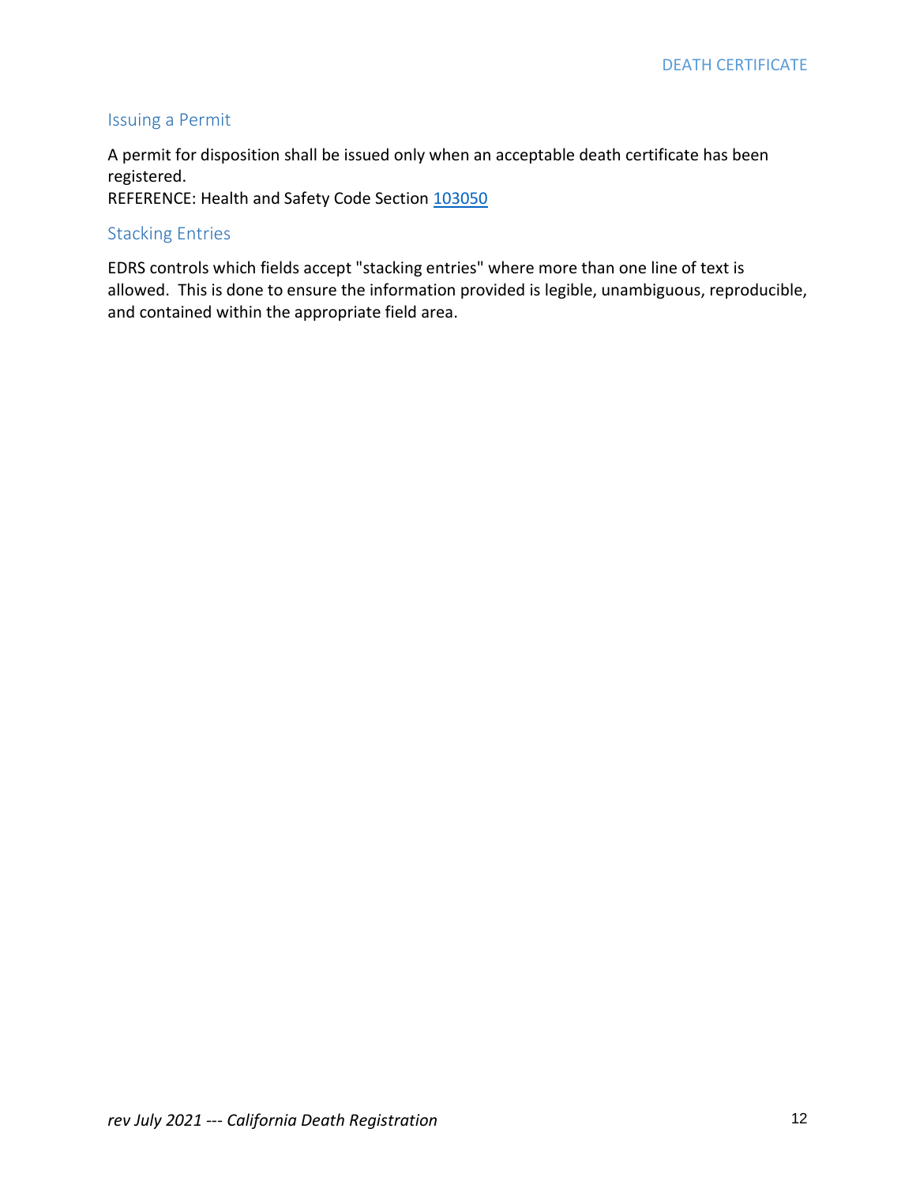## Issuing a Permit

A permit for disposition shall be issued only when an acceptable death certificate has been registered.
REFERENCE: Health and Safety Code Section [103050]

## Stacking Entries

EDRS controls which fields accept "stacking entries" where more than one line of text is allowed. This is done to ensure the information provided is legible, unambiguous, reproducible, and contained within the appropriate field area.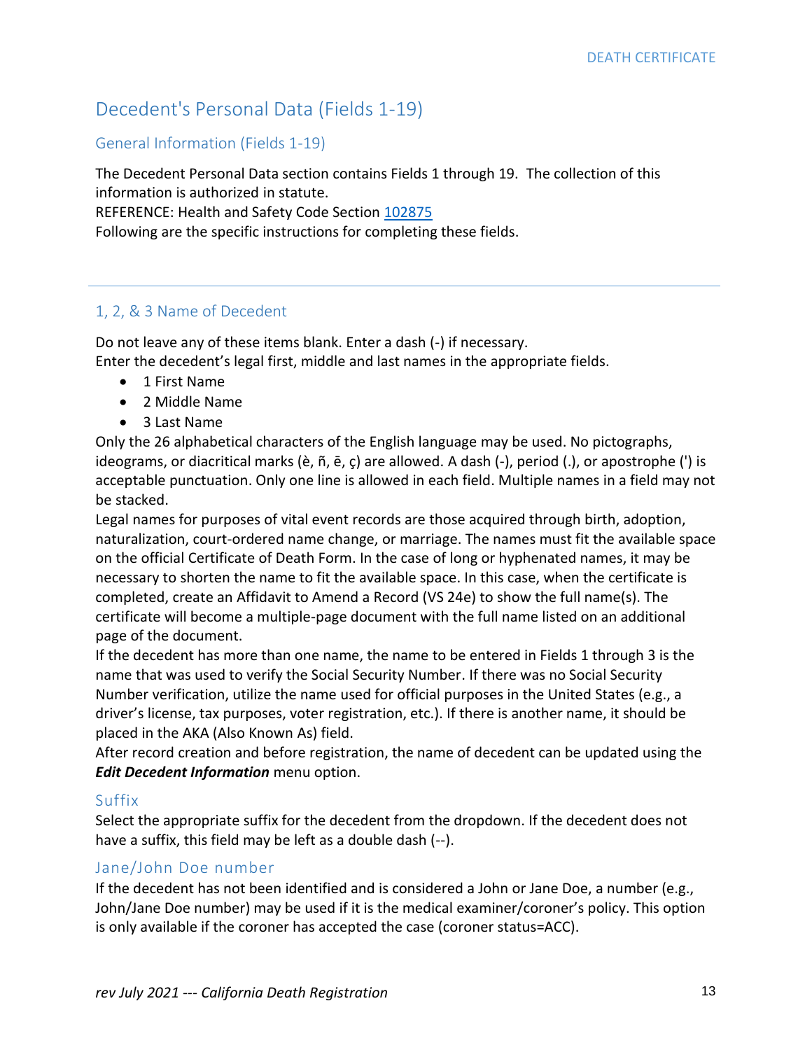# Decedent's Personal Data (Fields 1-19)

## General Information (Fields 1-19)

The Decedent Personal Data section contains Fields 1 through 19. The collection of this information is authorized in statute.
REFERENCE: Health and Safety Code Section [102875](#)
Following are the specific instructions for completing these fields.

---

## 1, 2, & 3 Name of Decedent

Do not leave any of these items blank. Enter a dash (-) if necessary.
Enter the decedent's legal first, middle and last names in the appropriate fields.

- 1 First Name
- 2 Middle Name
- 3 Last Name

Only the 26 alphabetical characters of the English language may be used. No pictographs, ideograms, or diacritical marks (è, ñ, ē, ç) are allowed. A dash (-), period (.), or apostrophe (') is acceptable punctuation. Only one line is allowed in each field. Multiple names in a field may not be stacked.
Legal names for purposes of vital event records are those acquired through birth, adoption, naturalization, court-ordered name change, or marriage. The names must fit the available space on the official Certificate of Death Form. In the case of long or hyphenated names, it may be necessary to shorten the name to fit the available space. In this case, when the certificate is completed, create an Affidavit to Amend a Record (VS 24e) to show the full name(s). The certificate will become a multiple-page document with the full name listed on an additional page of the document.
If the decedent has more than one name, the name to be entered in Fields 1 through 3 is the name that was used to verify the Social Security Number. If there was no Social Security Number verification, utilize the name used for official purposes in the United States (e.g., a driver's license, tax purposes, voter registration, etc.). If there is another name, it should be placed in the AKA (Also Known As) field.
After record creation and before registration, the name of decedent can be updated using the ***Edit Decedent Information*** menu option.

### Suffix

Select the appropriate suffix for the decedent from the dropdown. If the decedent does not have a suffix, this field may be left as a double dash (--).

### Jane/John Doe number

If the decedent has not been identified and is considered a John or Jane Doe, a number (e.g., John/Jane Doe number) may be used if it is the medical examiner/coroner's policy. This option is only available if the coroner has accepted the case (coroner status=ACC).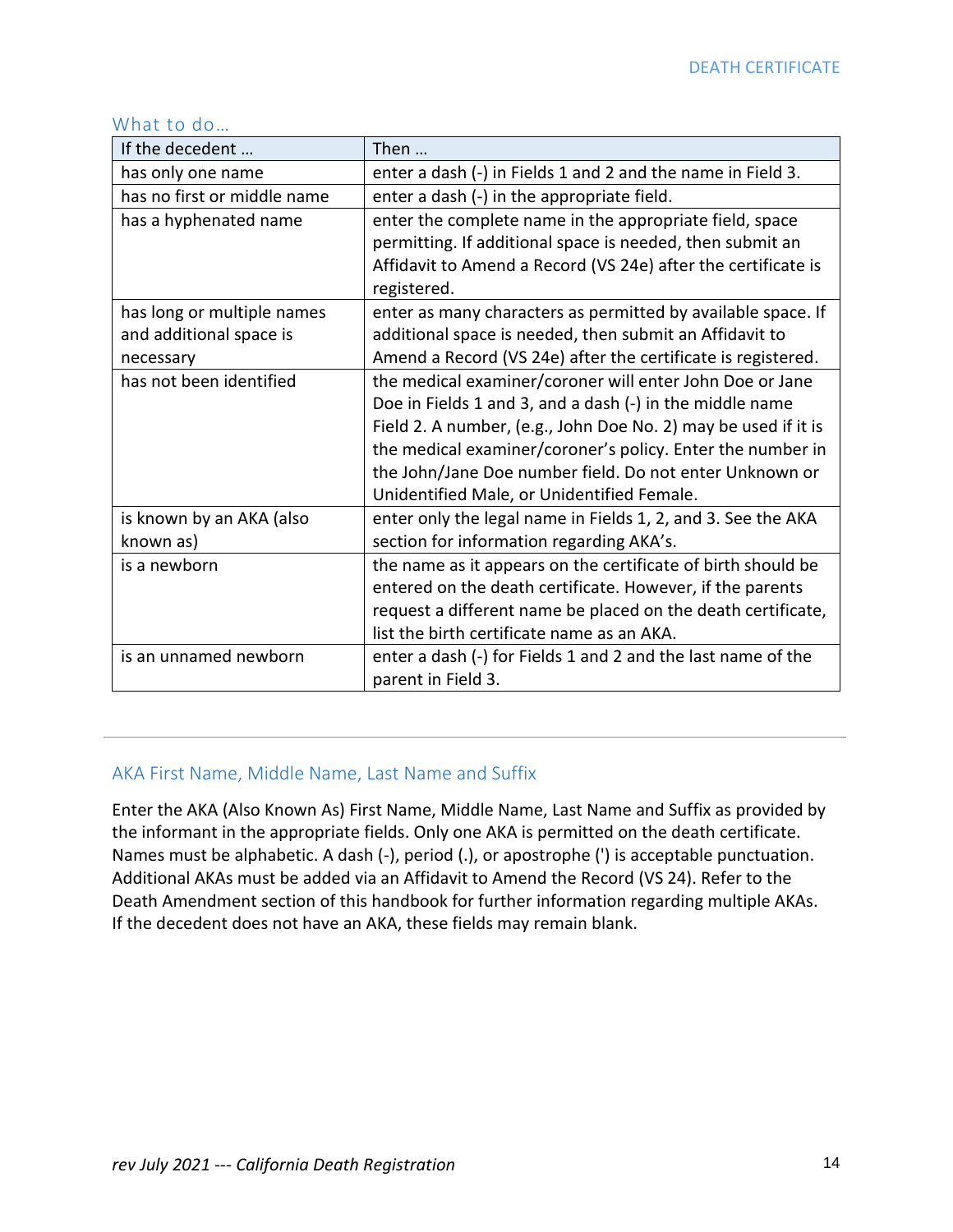### What to do…

| If the decedent … | Then … |
|---|---|
| has only one name | enter a dash (-) in Fields 1 and 2 and the name in Field 3. |
| has no first or middle name | enter a dash (-) in the appropriate field. |
| has a hyphenated name | enter the complete name in the appropriate field, space permitting. If additional space is needed, then submit an Affidavit to Amend a Record (VS 24e) after the certificate is registered. |
| has long or multiple names and additional space is necessary | enter as many characters as permitted by available space. If additional space is needed, then submit an Affidavit to Amend a Record (VS 24e) after the certificate is registered. |
| has not been identified | the medical examiner/coroner will enter John Doe or Jane Doe in Fields 1 and 3, and a dash (-) in the middle name Field 2. A number, (e.g., John Doe No. 2) may be used if it is the medical examiner/coroner's policy. Enter the number in the John/Jane Doe number field. Do not enter Unknown or Unidentified Male, or Unidentified Female. |
| is known by an AKA (also known as) | enter only the legal name in Fields 1, 2, and 3. See the AKA section for information regarding AKA's. |
| is a newborn | the name as it appears on the certificate of birth should be entered on the death certificate. However, if the parents request a different name be placed on the death certificate, list the birth certificate name as an AKA. |
| is an unnamed newborn | enter a dash (-) for Fields 1 and 2 and the last name of the parent in Field 3. |

---

## AKA First Name, Middle Name, Last Name and Suffix

Enter the AKA (Also Known As) First Name, Middle Name, Last Name and Suffix as provided by the informant in the appropriate fields. Only one AKA is permitted on the death certificate. Names must be alphabetic. A dash (-), period (.), or apostrophe (') is acceptable punctuation. Additional AKAs must be added via an Affidavit to Amend the Record (VS 24). Refer to the Death Amendment section of this handbook for further information regarding multiple AKAs. If the decedent does not have an AKA, these fields may remain blank.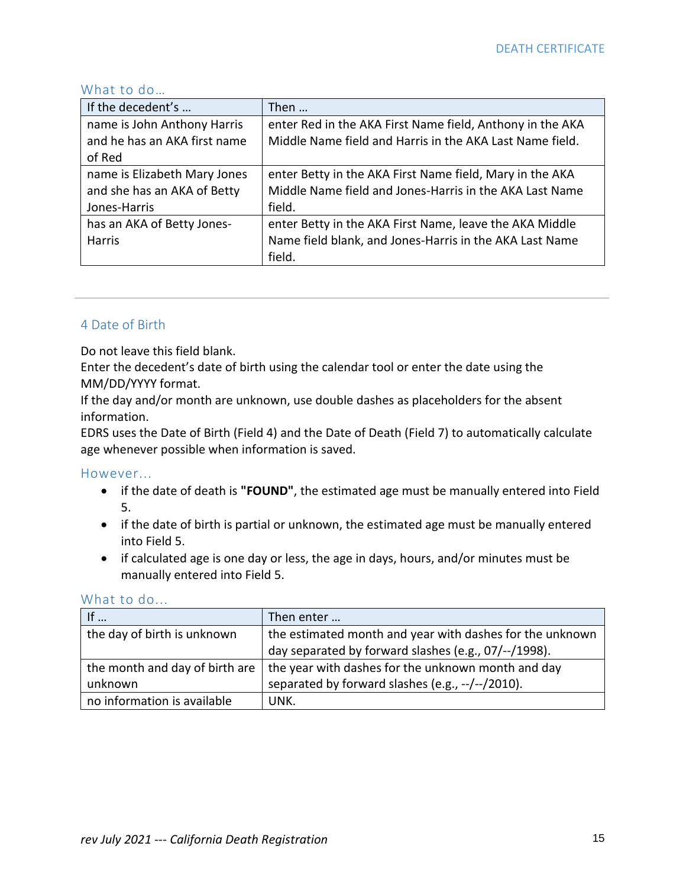### What to do…

| If the decedent's … | Then … |
|---|---|
| name is John Anthony Harris and he has an AKA first name of Red | enter Red in the AKA First Name field, Anthony in the AKA Middle Name field and Harris in the AKA Last Name field. |
| name is Elizabeth Mary Jones and she has an AKA of Betty Jones-Harris | enter Betty in the AKA First Name field, Mary in the AKA Middle Name field and Jones-Harris in the AKA Last Name field. |
| has an AKA of Betty Jones-Harris | enter Betty in the AKA First Name, leave the AKA Middle Name field blank, and Jones-Harris in the AKA Last Name field. |

---

## 4 Date of Birth

Do not leave this field blank.
Enter the decedent's date of birth using the calendar tool or enter the date using the MM/DD/YYYY format.
If the day and/or month are unknown, use double dashes as placeholders for the absent information.
EDRS uses the Date of Birth (Field 4) and the Date of Death (Field 7) to automatically calculate age whenever possible when information is saved.

### However…

- if the date of death is **"FOUND"**, the estimated age must be manually entered into Field 5.
- if the date of birth is partial or unknown, the estimated age must be manually entered into Field 5.
- if calculated age is one day or less, the age in days, hours, and/or minutes must be manually entered into Field 5.

### What to do…

| If … | Then enter … |
|---|---|
| the day of birth is unknown | the estimated month and year with dashes for the unknown day separated by forward slashes (e.g., 07/--/1998). |
| the month and day of birth are unknown | the year with dashes for the unknown month and day separated by forward slashes (e.g., --/--/2010). |
| no information is available | UNK. |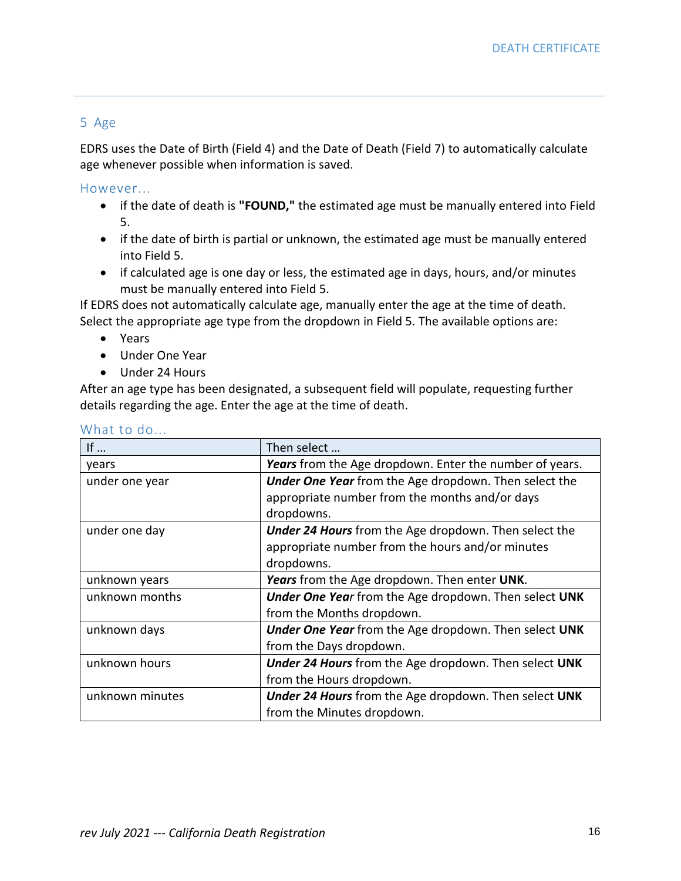## 5 Age

EDRS uses the Date of Birth (Field 4) and the Date of Death (Field 7) to automatically calculate age whenever possible when information is saved.

### However…

- if the date of death is **"FOUND,"** the estimated age must be manually entered into Field 5.
- if the date of birth is partial or unknown, the estimated age must be manually entered into Field 5.
- if calculated age is one day or less, the estimated age in days, hours, and/or minutes must be manually entered into Field 5.

If EDRS does not automatically calculate age, manually enter the age at the time of death. Select the appropriate age type from the dropdown in Field 5. The available options are:

- Years
- Under One Year
- Under 24 Hours

After an age type has been designated, a subsequent field will populate, requesting further details regarding the age. Enter the age at the time of death.

### What to do…

| If … | Then select … |
| --- | --- |
| years | ***Years*** from the Age dropdown. Enter the number of years. |
| under one year | ***Under One Year*** from the Age dropdown. Then select the appropriate number from the months and/or days dropdowns. |
| under one day | ***Under 24 Hours*** from the Age dropdown. Then select the appropriate number from the hours and/or minutes dropdowns. |
| unknown years | ***Years*** from the Age dropdown. Then enter **UNK**. |
| unknown months | ***Under One Yea****r* from the Age dropdown. Then select **UNK** from the Months dropdown. |
| unknown days | ***Under One Year*** from the Age dropdown. Then select **UNK** from the Days dropdown. |
| unknown hours | ***Under 24 Hours*** from the Age dropdown. Then select **UNK** from the Hours dropdown. |
| unknown minutes | ***Under 24 Hours*** from the Age dropdown. Then select **UNK** from the Minutes dropdown. |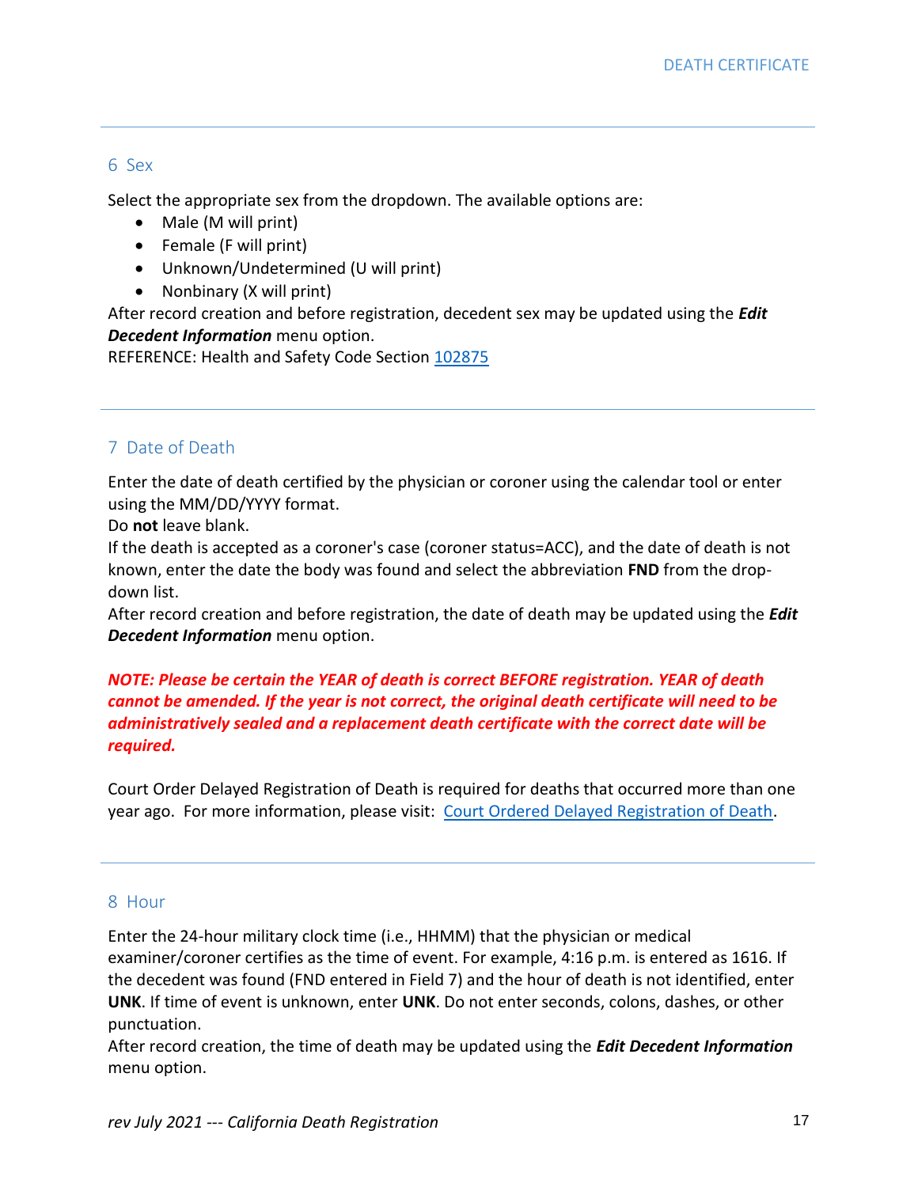## 6 Sex

Select the appropriate sex from the dropdown. The available options are:

- Male (M will print)
- Female (F will print)
- Unknown/Undetermined (U will print)
- Nonbinary (X will print)

After record creation and before registration, decedent sex may be updated using the ***Edit Decedent Information*** menu option.

REFERENCE: Health and Safety Code Section [102875](102875)

## 7 Date of Death

Enter the date of death certified by the physician or coroner using the calendar tool or enter using the MM/DD/YYYY format.

Do **not** leave blank.

If the death is accepted as a coroner's case (coroner status=ACC), and the date of death is not known, enter the date the body was found and select the abbreviation **FND** from the drop-down list.

After record creation and before registration, the date of death may be updated using the ***Edit Decedent Information*** menu option.

***NOTE: Please be certain the YEAR of death is correct BEFORE registration. YEAR of death cannot be amended. If the year is not correct, the original death certificate will need to be administratively sealed and a replacement death certificate with the correct date will be required.***

Court Order Delayed Registration of Death is required for deaths that occurred more than one year ago. For more information, please visit: [Court Ordered Delayed Registration of Death](Court Ordered Delayed Registration of Death).

## 8 Hour

Enter the 24-hour military clock time (i.e., HHMM) that the physician or medical examiner/coroner certifies as the time of event. For example, 4:16 p.m. is entered as 1616. If the decedent was found (FND entered in Field 7) and the hour of death is not identified, enter **UNK**. If time of event is unknown, enter **UNK**. Do not enter seconds, colons, dashes, or other punctuation.

After record creation, the time of death may be updated using the ***Edit Decedent Information*** menu option.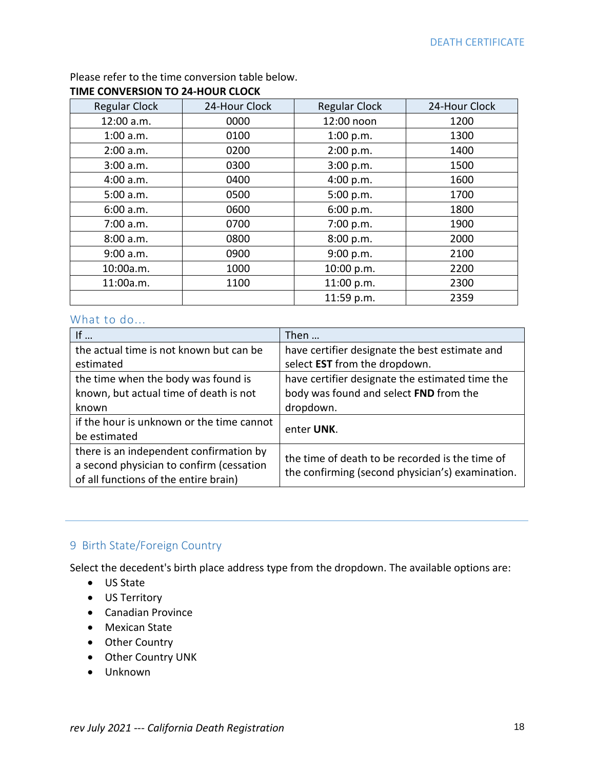Please refer to the time conversion table below.

**TIME CONVERSION TO 24-HOUR CLOCK**

| Regular Clock | 24-Hour Clock | Regular Clock | 24-Hour Clock |
|---|---|---|---|
| 12:00 a.m. | 0000 | 12:00 noon | 1200 |
| 1:00 a.m. | 0100 | 1:00 p.m. | 1300 |
| 2:00 a.m. | 0200 | 2:00 p.m. | 1400 |
| 3:00 a.m. | 0300 | 3:00 p.m. | 1500 |
| 4:00 a.m. | 0400 | 4:00 p.m. | 1600 |
| 5:00 a.m. | 0500 | 5:00 p.m. | 1700 |
| 6:00 a.m. | 0600 | 6:00 p.m. | 1800 |
| 7:00 a.m. | 0700 | 7:00 p.m. | 1900 |
| 8:00 a.m. | 0800 | 8:00 p.m. | 2000 |
| 9:00 a.m. | 0900 | 9:00 p.m. | 2100 |
| 10:00a.m. | 1000 | 10:00 p.m. | 2200 |
| 11:00a.m. | 1100 | 11:00 p.m. | 2300 |
| | | 11:59 p.m. | 2359 |

### What to do…

| If … | Then … |
|---|---|
| the actual time is not known but can be estimated | have certifier designate the best estimate and select **EST** from the dropdown. |
| the time when the body was found is known, but actual time of death is not known | have certifier designate the estimated time the body was found and select **FND** from the dropdown. |
| if the hour is unknown or the time cannot be estimated | enter **UNK**. |
| there is an independent confirmation by a second physician to confirm (cessation of all functions of the entire brain) | the time of death to be recorded is the time of the confirming (second physician's) examination. |

## 9 Birth State/Foreign Country

Select the decedent's birth place address type from the dropdown. The available options are:

- US State
- US Territory
- Canadian Province
- Mexican State
- Other Country
- Other Country UNK
- Unknown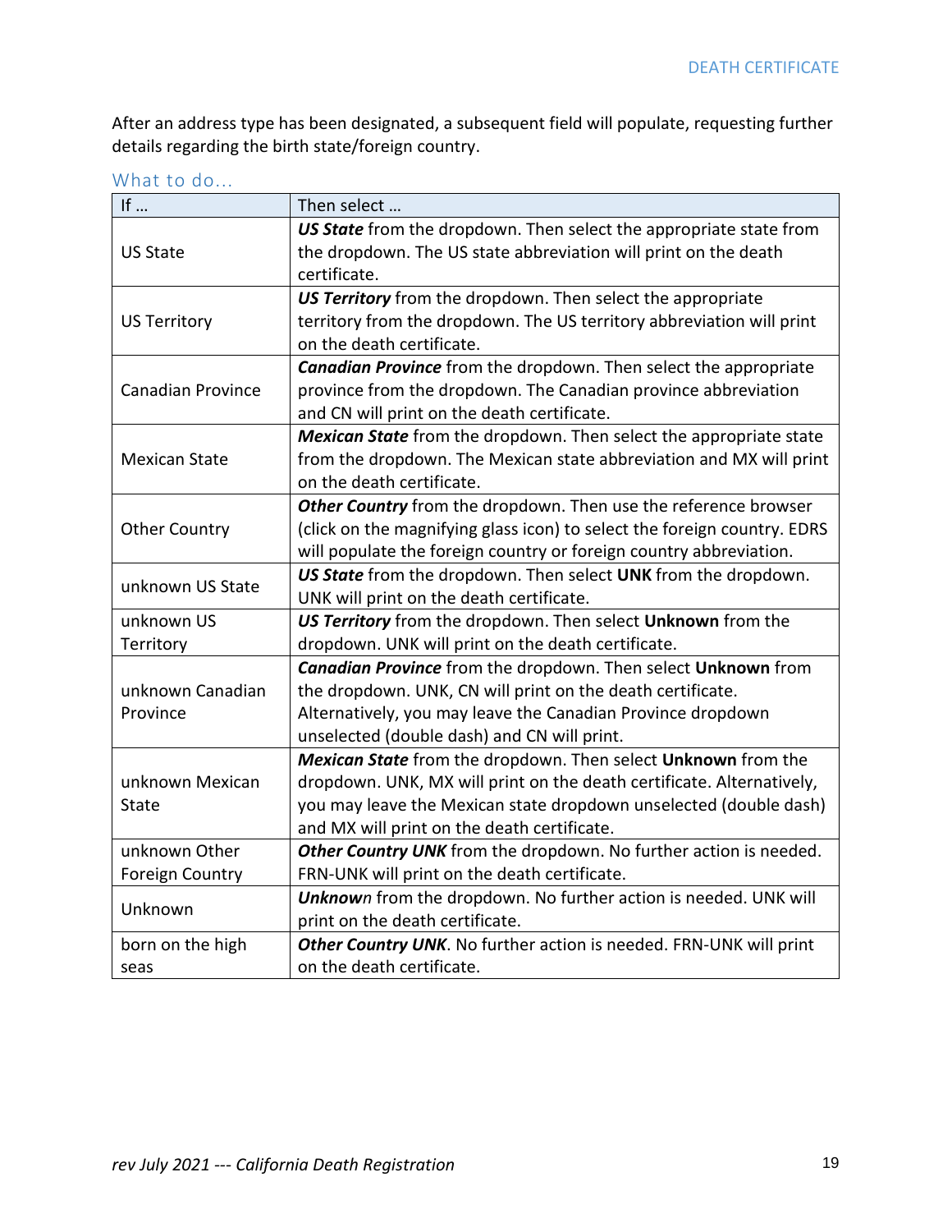After an address type has been designated, a subsequent field will populate, requesting further details regarding the birth state/foreign country.

### What to do…

| If … | Then select … |
|---|---|
| US State | ***US State*** from the dropdown. Then select the appropriate state from the dropdown. The US state abbreviation will print on the death certificate. |
| US Territory | ***US Territory*** from the dropdown. Then select the appropriate territory from the dropdown. The US territory abbreviation will print on the death certificate. |
| Canadian Province | ***Canadian Province*** from the dropdown. Then select the appropriate province from the dropdown. The Canadian province abbreviation and CN will print on the death certificate. |
| Mexican State | ***Mexican State*** from the dropdown. Then select the appropriate state from the dropdown. The Mexican state abbreviation and MX will print on the death certificate. |
| Other Country | ***Other Country*** from the dropdown. Then use the reference browser (click on the magnifying glass icon) to select the foreign country. EDRS will populate the foreign country or foreign country abbreviation. |
| unknown US State | ***US State*** from the dropdown. Then select **UNK** from the dropdown. UNK will print on the death certificate. |
| unknown US Territory | ***US Territory*** from the dropdown. Then select **Unknown** from the dropdown. UNK will print on the death certificate. |
| unknown Canadian Province | ***Canadian Province*** from the dropdown. Then select **Unknown** from the dropdown. UNK, CN will print on the death certificate. Alternatively, you may leave the Canadian Province dropdown unselected (double dash) and CN will print. |
| unknown Mexican State | ***Mexican State*** from the dropdown. Then select **Unknown** from the dropdown. UNK, MX will print on the death certificate. Alternatively, you may leave the Mexican state dropdown unselected (double dash) and MX will print on the death certificate. |
| unknown Other Foreign Country | ***Other Country UNK*** from the dropdown. No further action is needed. FRN-UNK will print on the death certificate. |
| Unknown | ***Unknown*** from the dropdown. No further action is needed. UNK will print on the death certificate. |
| born on the high seas | ***Other Country UNK***. No further action is needed. FRN-UNK will print on the death certificate. |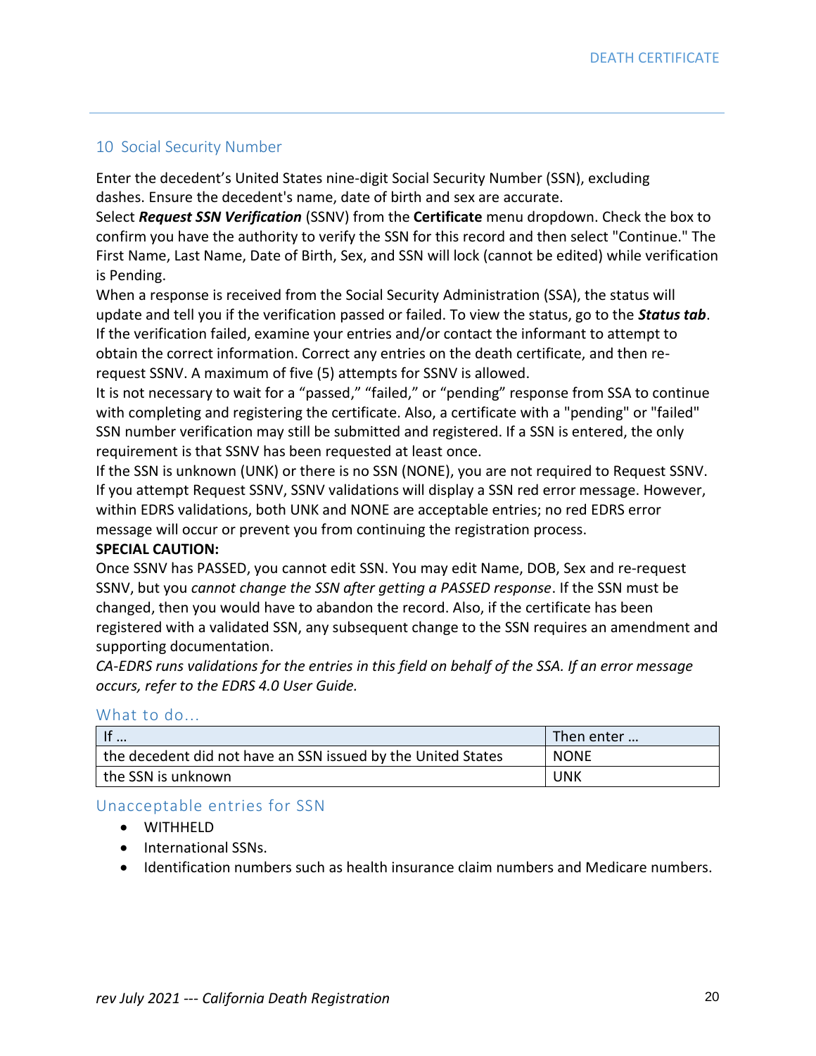## 10 Social Security Number

Enter the decedent's United States nine-digit Social Security Number (SSN), excluding dashes. Ensure the decedent's name, date of birth and sex are accurate.

Select ***Request SSN Verification*** (SSNV) from the **Certificate** menu dropdown. Check the box to confirm you have the authority to verify the SSN for this record and then select "Continue." The First Name, Last Name, Date of Birth, Sex, and SSN will lock (cannot be edited) while verification is Pending.

When a response is received from the Social Security Administration (SSA), the status will update and tell you if the verification passed or failed. To view the status, go to the ***Status tab***. If the verification failed, examine your entries and/or contact the informant to attempt to obtain the correct information. Correct any entries on the death certificate, and then re-request SSNV. A maximum of five (5) attempts for SSNV is allowed.

It is not necessary to wait for a "passed," "failed," or "pending" response from SSA to continue with completing and registering the certificate. Also, a certificate with a "pending" or "failed" SSN number verification may still be submitted and registered. If a SSN is entered, the only requirement is that SSNV has been requested at least once.

If the SSN is unknown (UNK) or there is no SSN (NONE), you are not required to Request SSNV. If you attempt Request SSNV, SSNV validations will display a SSN red error message. However, within EDRS validations, both UNK and NONE are acceptable entries; no red EDRS error message will occur or prevent you from continuing the registration process.

**SPECIAL CAUTION:**

Once SSNV has PASSED, you cannot edit SSN. You may edit Name, DOB, Sex and re-request SSNV, but you *cannot change the SSN after getting a PASSED response*. If the SSN must be changed, then you would have to abandon the record. Also, if the certificate has been registered with a validated SSN, any subsequent change to the SSN requires an amendment and supporting documentation.

*CA-EDRS runs validations for the entries in this field on behalf of the SSA. If an error message occurs, refer to the EDRS 4.0 User Guide.*

### What to do…

| If … | Then enter … |
|---|---|
| the decedent did not have an SSN issued by the United States | NONE |
| the SSN is unknown | UNK |

### Unacceptable entries for SSN

- WITHHELD
- International SSNs.
- Identification numbers such as health insurance claim numbers and Medicare numbers.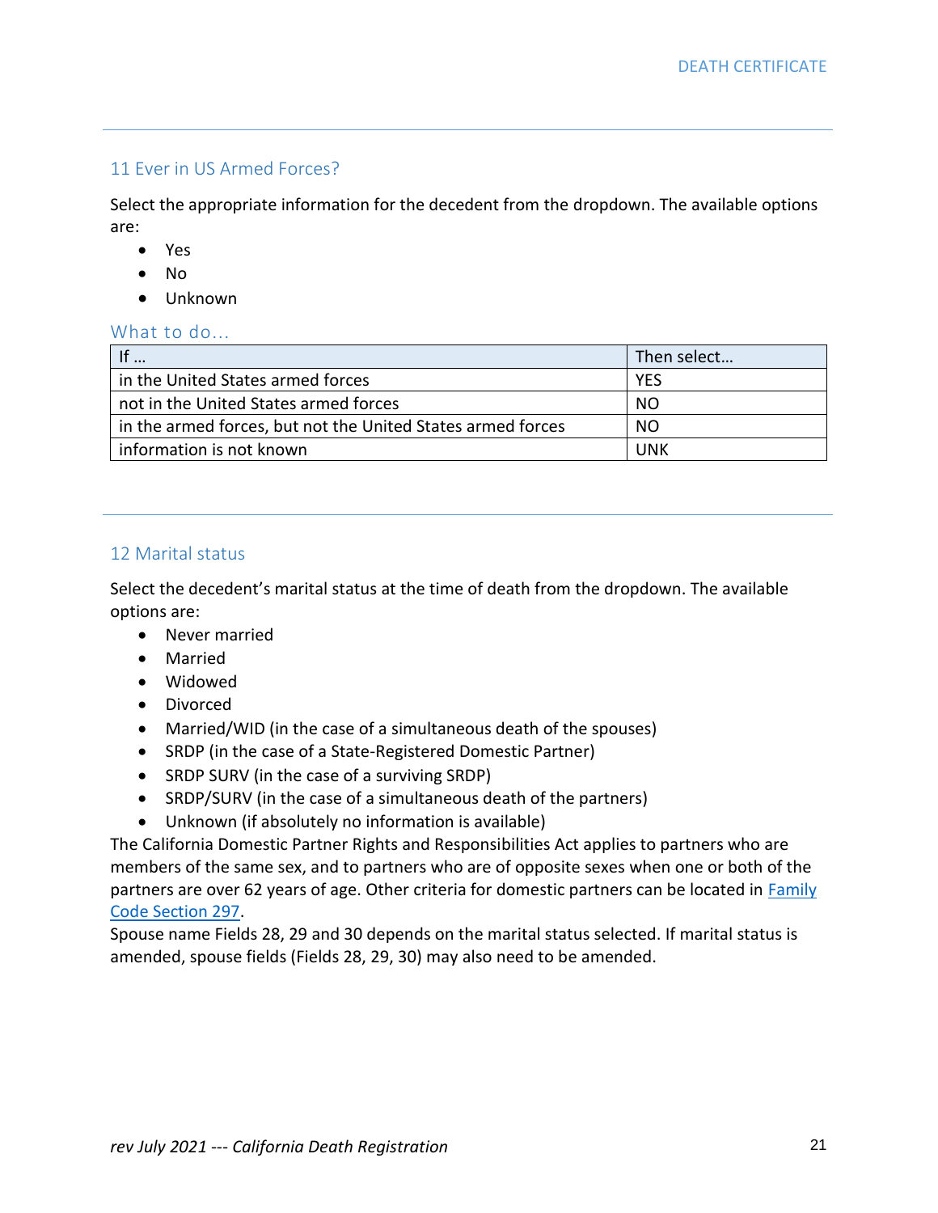## 11 Ever in US Armed Forces?

Select the appropriate information for the decedent from the dropdown. The available options are:

- Yes
- No
- Unknown

### What to do…

| If … | Then select… |
|---|---|
| in the United States armed forces | YES |
| not in the United States armed forces | NO |
| in the armed forces, but not the United States armed forces | NO |
| information is not known | UNK |

## 12 Marital status

Select the decedent's marital status at the time of death from the dropdown. The available options are:

- Never married
- Married
- Widowed
- Divorced
- Married/WID (in the case of a simultaneous death of the spouses)
- SRDP (in the case of a State-Registered Domestic Partner)
- SRDP SURV (in the case of a surviving SRDP)
- SRDP/SURV (in the case of a simultaneous death of the partners)
- Unknown (if absolutely no information is available)

The California Domestic Partner Rights and Responsibilities Act applies to partners who are members of the same sex, and to partners who are of opposite sexes when one or both of the partners are over 62 years of age. Other criteria for domestic partners can be located in Family Code Section 297.

Spouse name Fields 28, 29 and 30 depends on the marital status selected. If marital status is amended, spouse fields (Fields 28, 29, 30) may also need to be amended.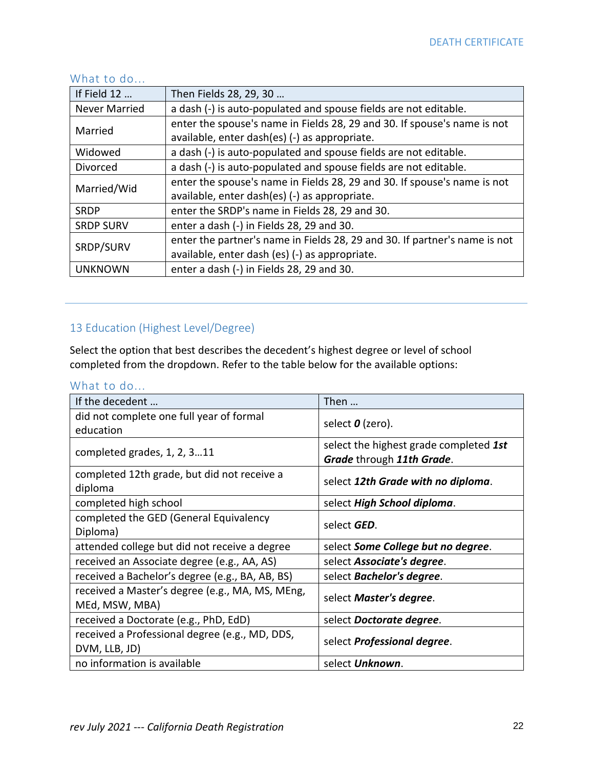### What to do…

| If Field 12 … | Then Fields 28, 29, 30 … |
|---|---|
| Never Married | a dash (-) is auto-populated and spouse fields are not editable. |
| Married | enter the spouse's name in Fields 28, 29 and 30. If spouse's name is not available, enter dash(es) (-) as appropriate. |
| Widowed | a dash (-) is auto-populated and spouse fields are not editable. |
| Divorced | a dash (-) is auto-populated and spouse fields are not editable. |
| Married/Wid | enter the spouse's name in Fields 28, 29 and 30. If spouse's name is not available, enter dash(es) (-) as appropriate. |
| SRDP | enter the SRDP's name in Fields 28, 29 and 30. |
| SRDP SURV | enter a dash (-) in Fields 28, 29 and 30. |
| SRDP/SURV | enter the partner's name in Fields 28, 29 and 30. If partner's name is not available, enter dash (es) (-) as appropriate. |
| UNKNOWN | enter a dash (-) in Fields 28, 29 and 30. |

---

## 13 Education (Highest Level/Degree)

Select the option that best describes the decedent's highest degree or level of school completed from the dropdown. Refer to the table below for the available options:

### What to do…

| If the decedent … | Then … |
|---|---|
| did not complete one full year of formal education | select ***0*** (zero). |
| completed grades, 1, 2, 3…11 | select the highest grade completed ***1st Grade*** through ***11th Grade***. |
| completed 12th grade, but did not receive a diploma | select ***12th Grade with no diploma***. |
| completed high school | select ***High School diploma***. |
| completed the GED (General Equivalency Diploma) | select ***GED***. |
| attended college but did not receive a degree | select ***Some College but no degree***. |
| received an Associate degree (e.g., AA, AS) | select ***Associate's degree***. |
| received a Bachelor's degree (e.g., BA, AB, BS) | select ***Bachelor's degree***. |
| received a Master's degree (e.g., MA, MS, MEng, MEd, MSW, MBA) | select ***Master's degree***. |
| received a Doctorate (e.g., PhD, EdD) | select ***Doctorate degree***. |
| received a Professional degree (e.g., MD, DDS, DVM, LLB, JD) | select ***Professional degree***. |
| no information is available | select ***Unknown***. |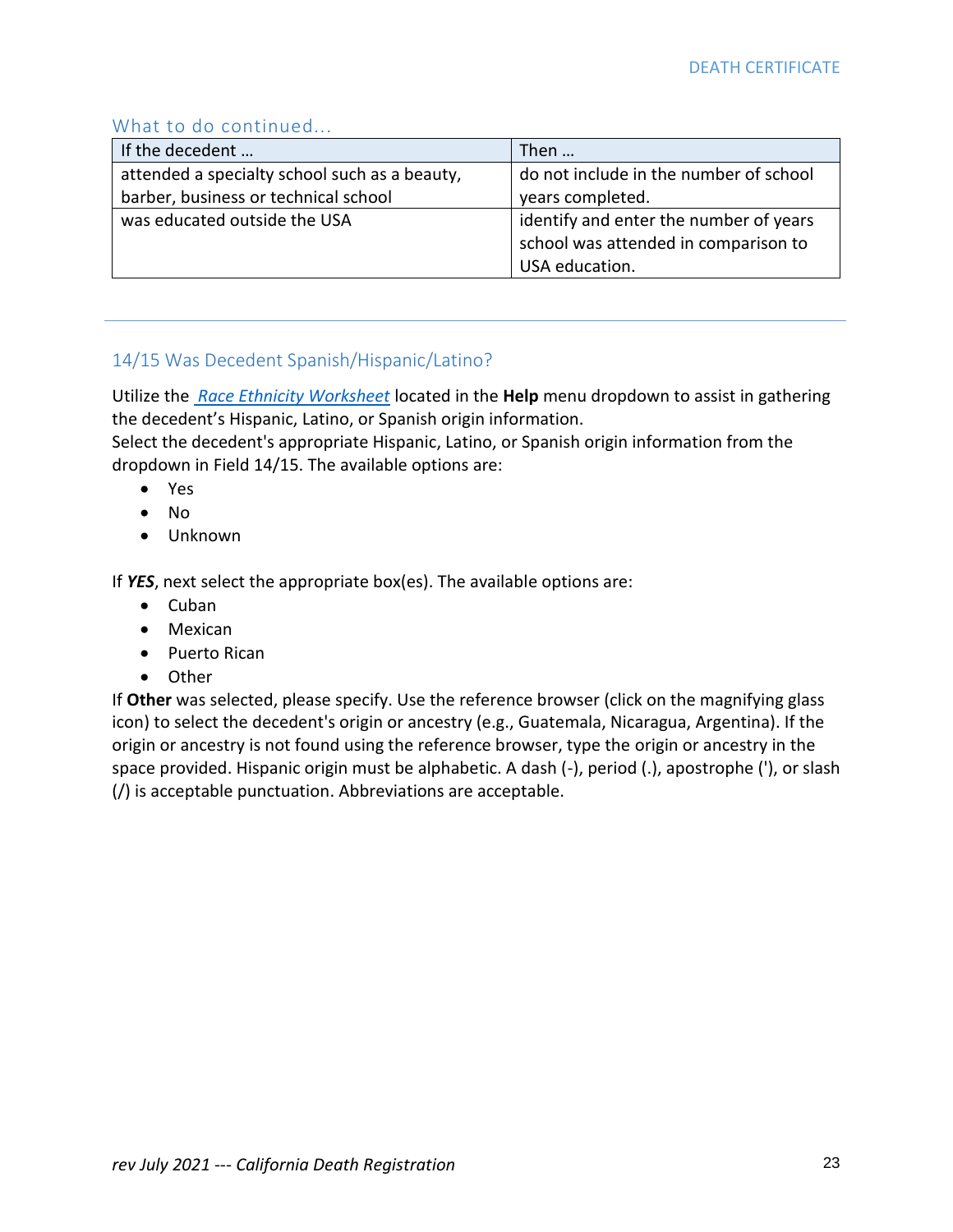### What to do continued...

| If the decedent … | Then … |
|---|---|
| attended a specialty school such as a beauty, barber, business or technical school | do not include in the number of school years completed. |
| was educated outside the USA | identify and enter the number of years school was attended in comparison to USA education. |

---

### 14/15 Was Decedent Spanish/Hispanic/Latino?

Utilize the *Race Ethnicity Worksheet* located in the **Help** menu dropdown to assist in gathering the decedent's Hispanic, Latino, or Spanish origin information.
Select the decedent's appropriate Hispanic, Latino, or Spanish origin information from the dropdown in Field 14/15. The available options are:

- Yes
- No
- Unknown

If ***YES***, next select the appropriate box(es). The available options are:

- Cuban
- Mexican
- Puerto Rican
- Other

If **Other** was selected, please specify. Use the reference browser (click on the magnifying glass icon) to select the decedent's origin or ancestry (e.g., Guatemala, Nicaragua, Argentina). If the origin or ancestry is not found using the reference browser, type the origin or ancestry in the space provided. Hispanic origin must be alphabetic. A dash (-), period (.), apostrophe ('), or slash (/) is acceptable punctuation. Abbreviations are acceptable.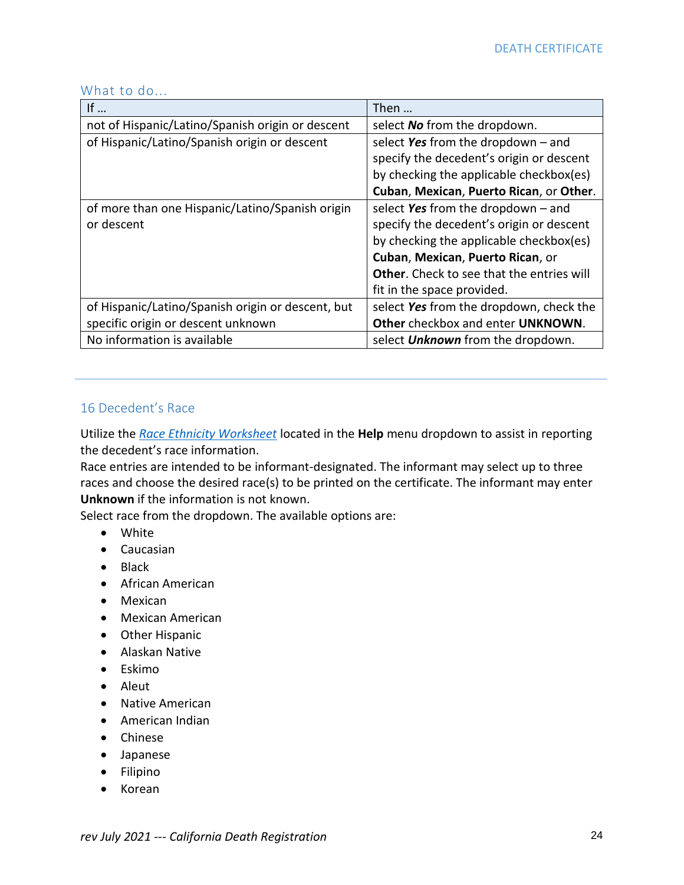### What to do...

| If … | Then … |
|---|---|
| not of Hispanic/Latino/Spanish origin or descent | select ***No*** from the dropdown. |
| of Hispanic/Latino/Spanish origin or descent | select ***Yes*** from the dropdown – and specify the decedent's origin or descent by checking the applicable checkbox(es) **Cuban**, **Mexican**, **Puerto Rican**, or **Other**. |
| of more than one Hispanic/Latino/Spanish origin or descent | select ***Yes*** from the dropdown – and specify the decedent's origin or descent by checking the applicable checkbox(es) **Cuban**, **Mexican**, **Puerto Rican**, or **Other**. Check to see that the entries will fit in the space provided. |
| of Hispanic/Latino/Spanish origin or descent, but specific origin or descent unknown | select ***Yes*** from the dropdown, check the **Other** checkbox and enter **UNKNOWN**. |
| No information is available | select ***Unknown*** from the dropdown. |

## 16 Decedent's Race

Utilize the *Race Ethnicity Worksheet* located in the **Help** menu dropdown to assist in reporting the decedent's race information.
Race entries are intended to be informant-designated. The informant may select up to three races and choose the desired race(s) to be printed on the certificate. The informant may enter **Unknown** if the information is not known.
Select race from the dropdown. The available options are:

- White
- Caucasian
- Black
- African American
- Mexican
- Mexican American
- Other Hispanic
- Alaskan Native
- Eskimo
- Aleut
- Native American
- American Indian
- Chinese
- Japanese
- Filipino
- Korean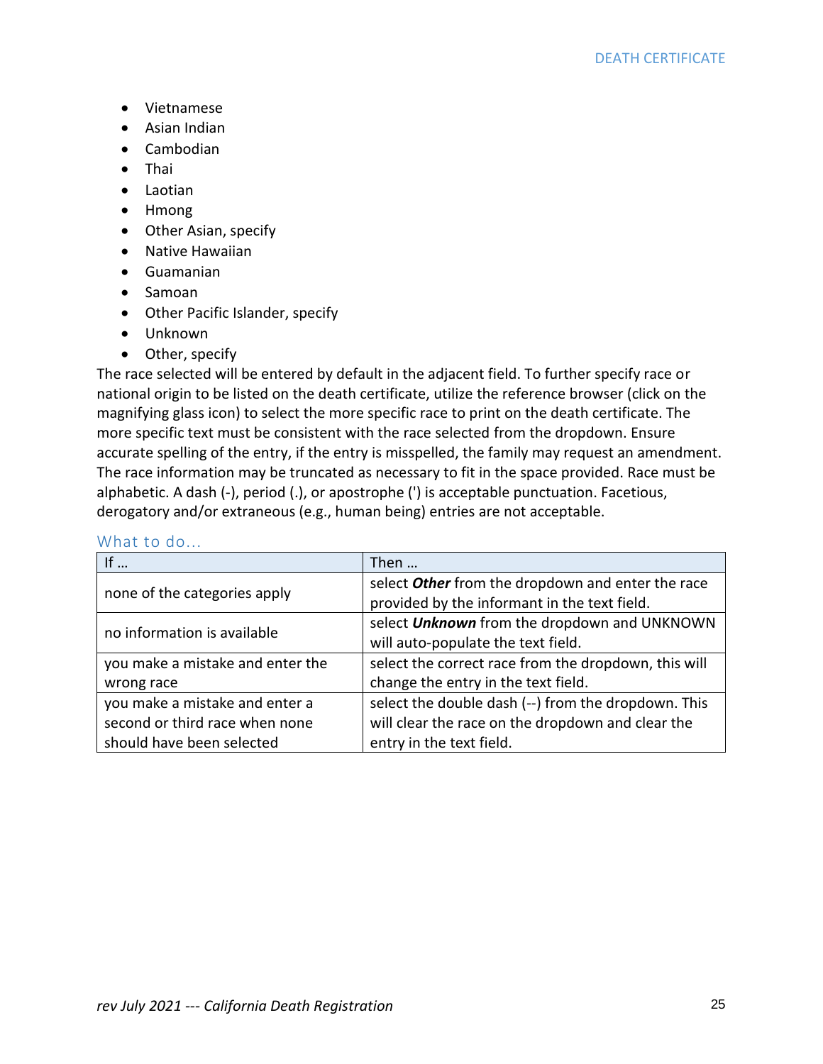- Vietnamese
- Asian Indian
- Cambodian
- Thai
- Laotian
- Hmong
- Other Asian, specify
- Native Hawaiian
- Guamanian
- Samoan
- Other Pacific Islander, specify
- Unknown
- Other, specify

The race selected will be entered by default in the adjacent field. To further specify race or national origin to be listed on the death certificate, utilize the reference browser (click on the magnifying glass icon) to select the more specific race to print on the death certificate. The more specific text must be consistent with the race selected from the dropdown. Ensure accurate spelling of the entry, if the entry is misspelled, the family may request an amendment. The race information may be truncated as necessary to fit in the space provided. Race must be alphabetic. A dash (-), period (.), or apostrophe (') is acceptable punctuation. Facetious, derogatory and/or extraneous (e.g., human being) entries are not acceptable.

### What to do…

| If … | Then … |
|---|---|
| none of the categories apply | select ***Other*** from the dropdown and enter the race provided by the informant in the text field. |
| no information is available | select ***Unknown*** from the dropdown and UNKNOWN will auto-populate the text field. |
| you make a mistake and enter the wrong race | select the correct race from the dropdown, this will change the entry in the text field. |
| you make a mistake and enter a second or third race when none should have been selected | select the double dash (--) from the dropdown. This will clear the race on the dropdown and clear the entry in the text field. |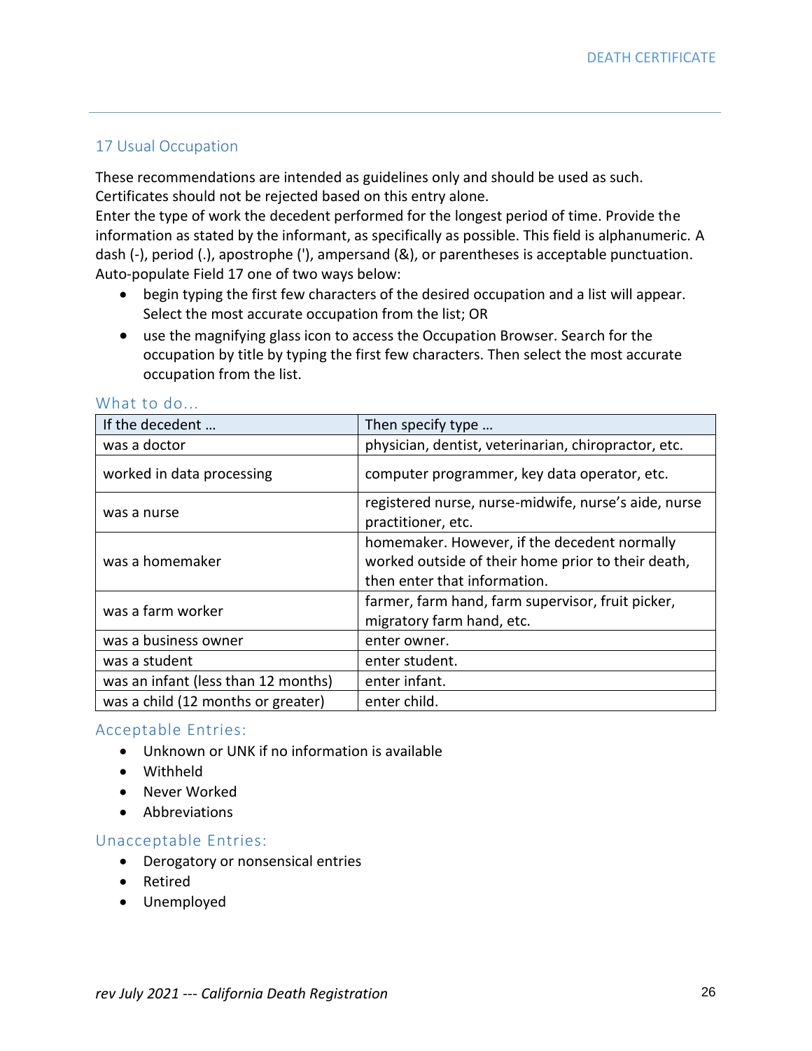## 17 Usual Occupation

These recommendations are intended as guidelines only and should be used as such. Certificates should not be rejected based on this entry alone.

Enter the type of work the decedent performed for the longest period of time. Provide the information as stated by the informant, as specifically as possible. This field is alphanumeric. A dash (-), period (.), apostrophe ('), ampersand (&), or parentheses is acceptable punctuation.

Auto-populate Field 17 one of two ways below:

- begin typing the first few characters of the desired occupation and a list will appear. Select the most accurate occupation from the list; OR
- use the magnifying glass icon to access the Occupation Browser. Search for the occupation by title by typing the first few characters. Then select the most accurate occupation from the list.

### What to do…

| If the decedent … | Then specify type … |
|---|---|
| was a doctor | physician, dentist, veterinarian, chiropractor, etc. |
| worked in data processing | computer programmer, key data operator, etc. |
| was a nurse | registered nurse, nurse-midwife, nurse's aide, nurse practitioner, etc. |
| was a homemaker | homemaker. However, if the decedent normally worked outside of their home prior to their death, then enter that information. |
| was a farm worker | farmer, farm hand, farm supervisor, fruit picker, migratory farm hand, etc. |
| was a business owner | enter owner. |
| was a student | enter student. |
| was an infant (less than 12 months) | enter infant. |
| was a child (12 months or greater) | enter child. |

### Acceptable Entries:

- Unknown or UNK if no information is available
- Withheld
- Never Worked
- Abbreviations

### Unacceptable Entries:

- Derogatory or nonsensical entries
- Retired
- Unemployed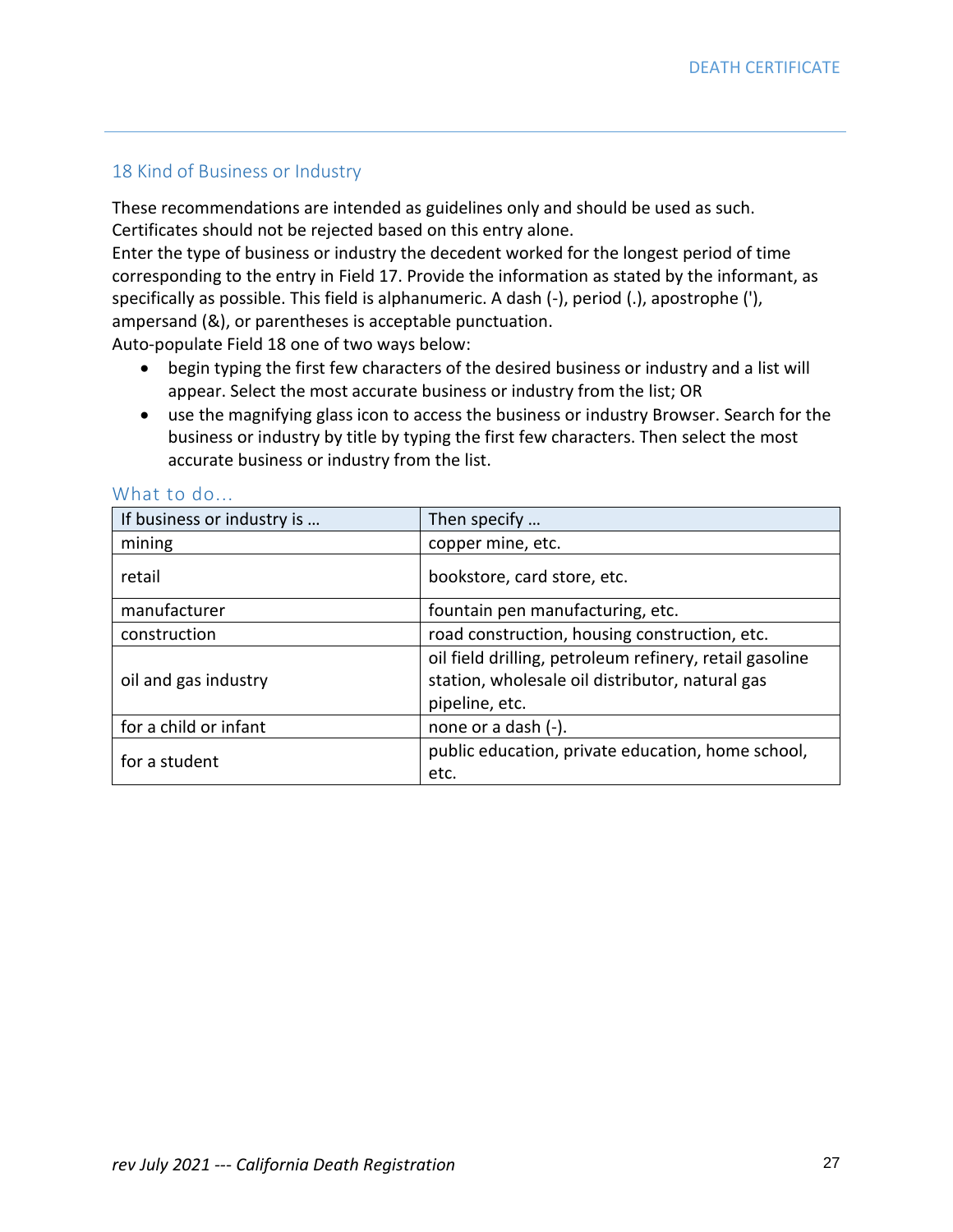## 18 Kind of Business or Industry

These recommendations are intended as guidelines only and should be used as such. Certificates should not be rejected based on this entry alone.

Enter the type of business or industry the decedent worked for the longest period of time corresponding to the entry in Field 17. Provide the information as stated by the informant, as specifically as possible. This field is alphanumeric. A dash (-), period (.), apostrophe ('), ampersand (&), or parentheses is acceptable punctuation.

Auto-populate Field 18 one of two ways below:

- begin typing the first few characters of the desired business or industry and a list will appear. Select the most accurate business or industry from the list; OR
- use the magnifying glass icon to access the business or industry Browser. Search for the business or industry by title by typing the first few characters. Then select the most accurate business or industry from the list.

### What to do…

| If business or industry is … | Then specify … |
|---|---|
| mining | copper mine, etc. |
| retail | bookstore, card store, etc. |
| manufacturer | fountain pen manufacturing, etc. |
| construction | road construction, housing construction, etc. |
| oil and gas industry | oil field drilling, petroleum refinery, retail gasoline station, wholesale oil distributor, natural gas pipeline, etc. |
| for a child or infant | none or a dash (-). |
| for a student | public education, private education, home school, etc. |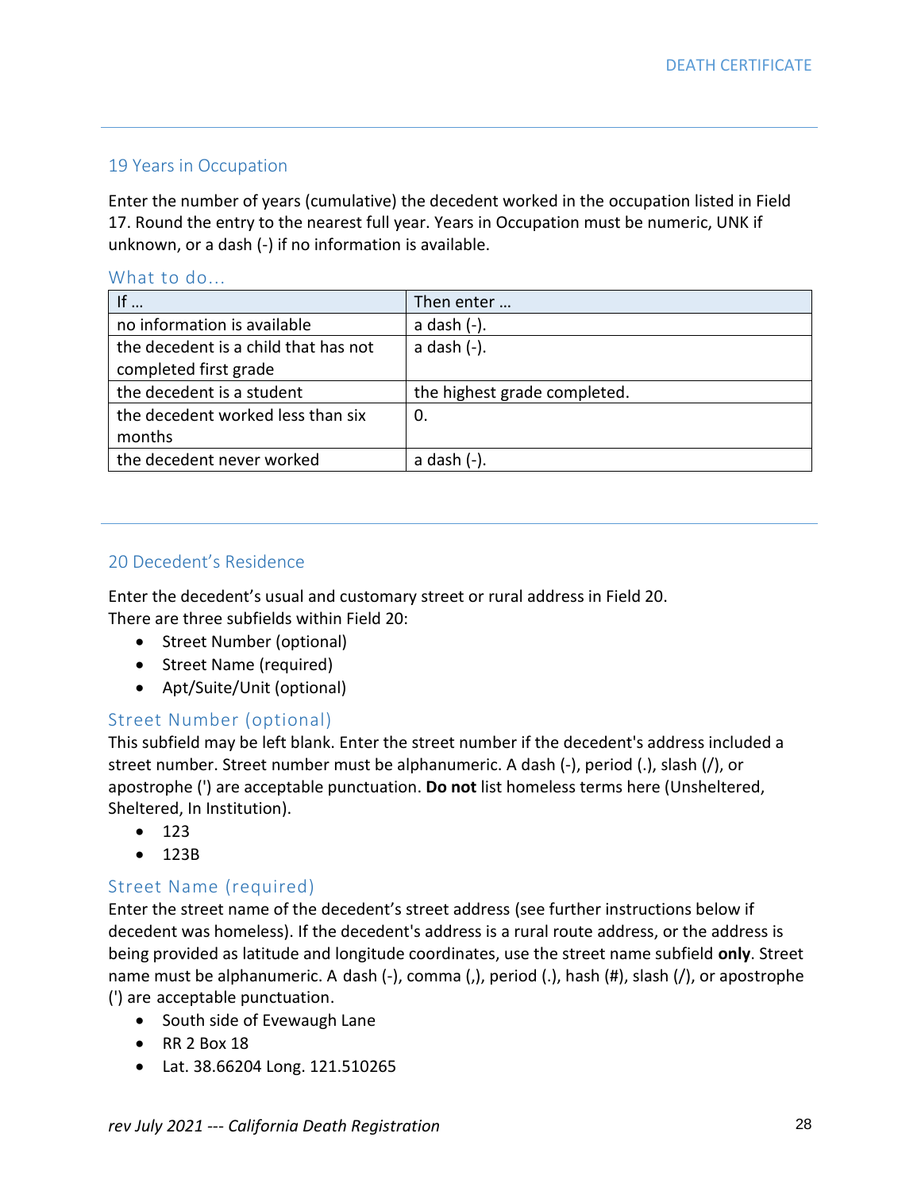## 19 Years in Occupation

Enter the number of years (cumulative) the decedent worked in the occupation listed in Field 17. Round the entry to the nearest full year. Years in Occupation must be numeric, UNK if unknown, or a dash (-) if no information is available.

### What to do…

| If … | Then enter … |
|---|---|
| no information is available | a dash (-). |
| the decedent is a child that has not completed first grade | a dash (-). |
| the decedent is a student | the highest grade completed. |
| the decedent worked less than six months | 0. |
| the decedent never worked | a dash (-). |

## 20 Decedent's Residence

Enter the decedent's usual and customary street or rural address in Field 20.
There are three subfields within Field 20:

- Street Number (optional)
- Street Name (required)
- Apt/Suite/Unit (optional)

### Street Number (optional)

This subfield may be left blank. Enter the street number if the decedent's address included a street number. Street number must be alphanumeric. A dash (-), period (.), slash (/), or apostrophe (') are acceptable punctuation. **Do not** list homeless terms here (Unsheltered, Sheltered, In Institution).

- 123
- 123B

### Street Name (required)

Enter the street name of the decedent's street address (see further instructions below if decedent was homeless). If the decedent's address is a rural route address, or the address is being provided as latitude and longitude coordinates, use the street name subfield **only**. Street name must be alphanumeric. A dash (-), comma (,), period (.), hash (#), slash (/), or apostrophe (') are acceptable punctuation.

- South side of Evewaugh Lane
- RR 2 Box 18
- Lat. 38.66204 Long. 121.510265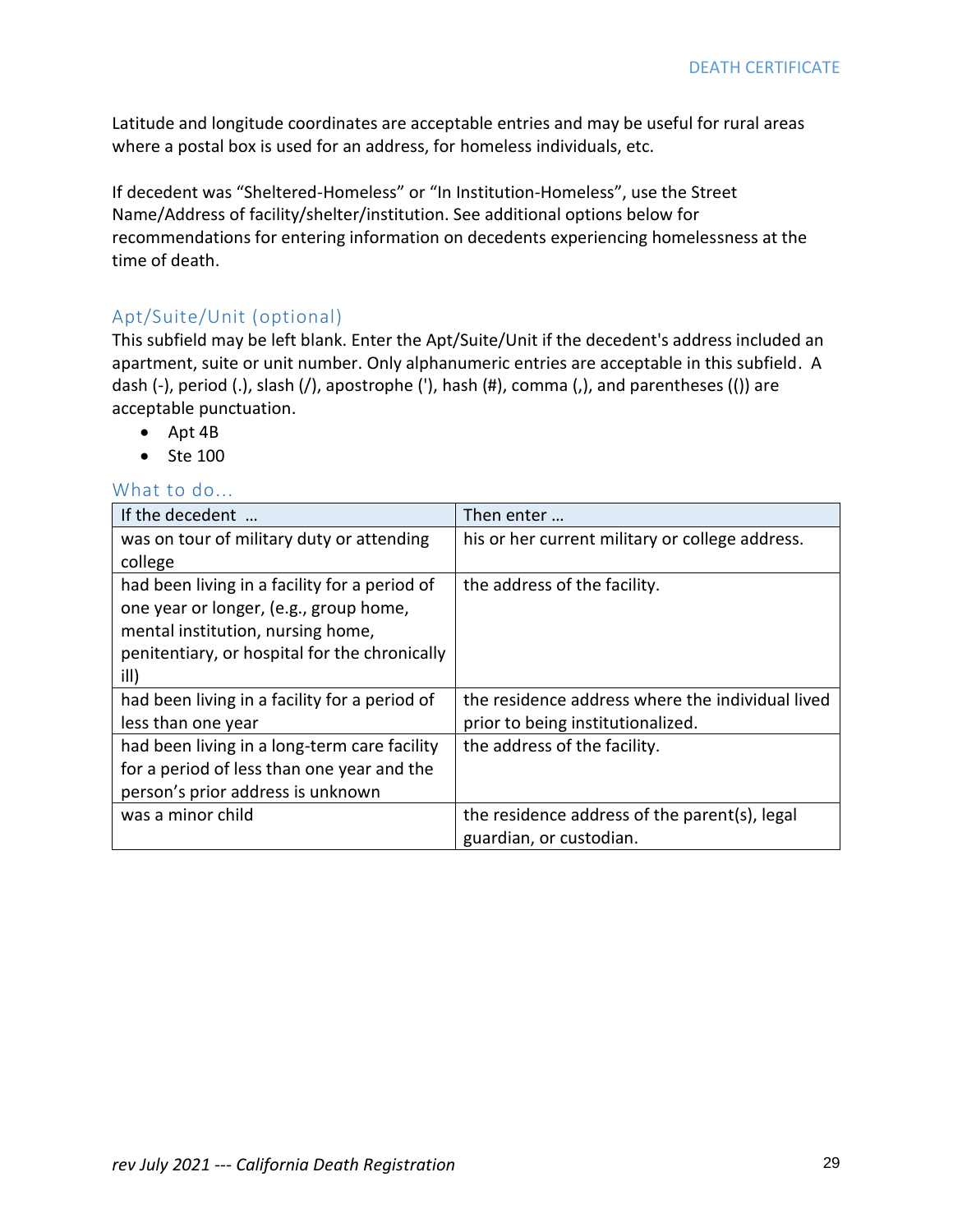Latitude and longitude coordinates are acceptable entries and may be useful for rural areas where a postal box is used for an address, for homeless individuals, etc.

If decedent was "Sheltered-Homeless" or "In Institution-Homeless", use the Street Name/Address of facility/shelter/institution. See additional options below for recommendations for entering information on decedents experiencing homelessness at the time of death.

### Apt/Suite/Unit (optional)

This subfield may be left blank. Enter the Apt/Suite/Unit if the decedent's address included an apartment, suite or unit number. Only alphanumeric entries are acceptable in this subfield. A dash (-), period (.), slash (/), apostrophe ('), hash (#), comma (,), and parentheses (()) are acceptable punctuation.

- Apt 4B
- Ste 100

### What to do...

| If the decedent … | Then enter … |
|---|---|
| was on tour of military duty or attending college | his or her current military or college address. |
| had been living in a facility for a period of one year or longer, (e.g., group home, mental institution, nursing home, penitentiary, or hospital for the chronically ill) | the address of the facility. |
| had been living in a facility for a period of less than one year | the residence address where the individual lived prior to being institutionalized. |
| had been living in a long-term care facility for a period of less than one year and the person's prior address is unknown | the address of the facility. |
| was a minor child | the residence address of the parent(s), legal guardian, or custodian. |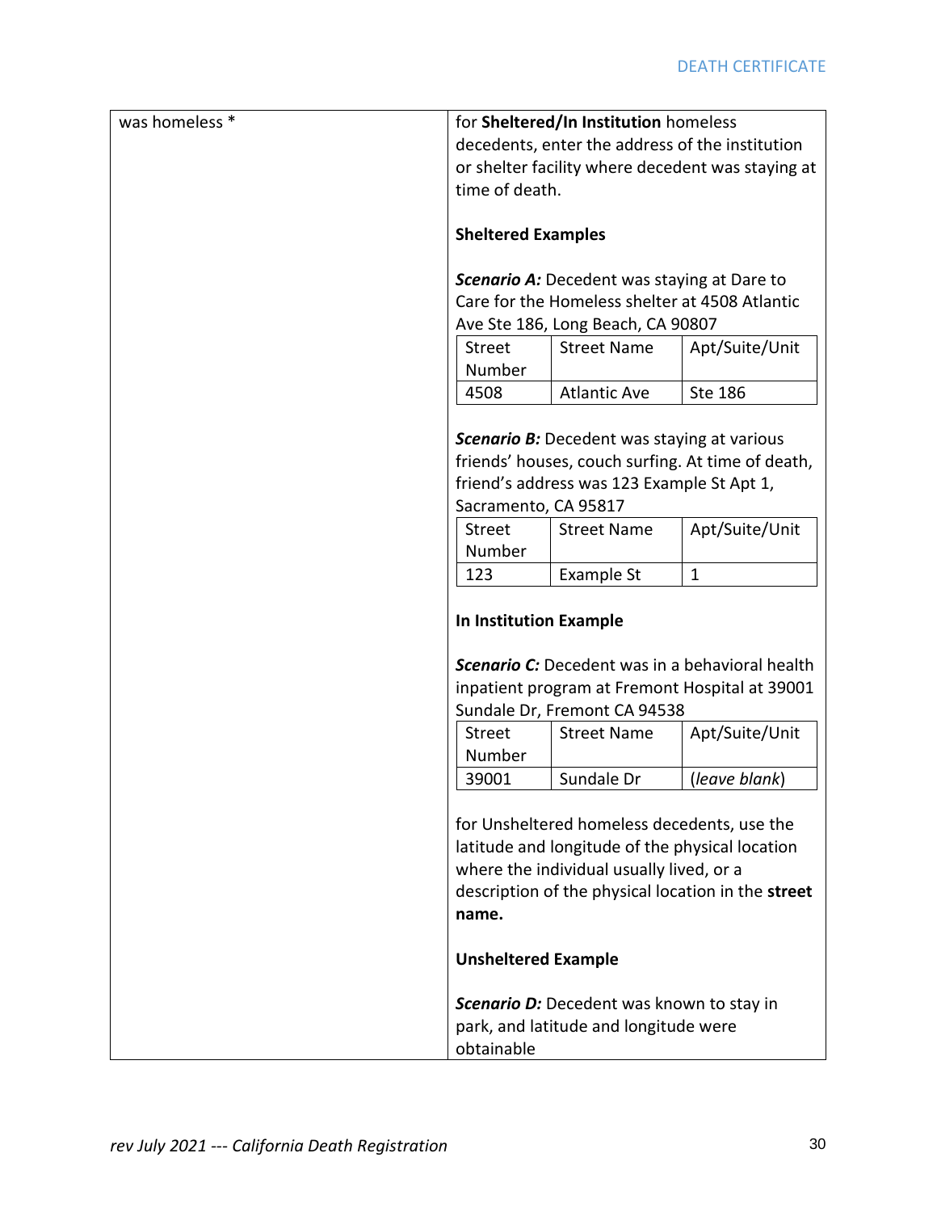| was homeless * | for **Sheltered/In Institution** homeless decedents, enter the address of the institution or shelter facility where decedent was staying at time of death.<br><br>**Sheltered Examples**<br><br>***Scenario A:*** Decedent was staying at Dare to Care for the Homeless shelter at 4508 Atlantic Ave Ste 186, Long Beach, CA 90807<br><br>Street Number: 4508 / Street Name: Atlantic Ave / Apt/Suite/Unit: Ste 186<br><br>***Scenario B:*** Decedent was staying at various friends' houses, couch surfing. At time of death, friend's address was 123 Example St Apt 1, Sacramento, CA 95817<br><br>Street Number: 123 / Street Name: Example St / Apt/Suite/Unit: 1<br><br>**In Institution Example**<br><br>***Scenario C:*** Decedent was in a behavioral health inpatient program at Fremont Hospital at 39001 Sundale Dr, Fremont CA 94538<br><br>Street Number: 39001 / Street Name: Sundale Dr / Apt/Suite/Unit: (*leave blank*)<br><br>for Unsheltered homeless decedents, use the latitude and longitude of the physical location where the individual usually lived, or a description of the physical location in the **street name.**<br><br>**Unsheltered Example**<br><br>***Scenario D:*** Decedent was known to stay in park, and latitude and longitude were obtainable |
|---|---|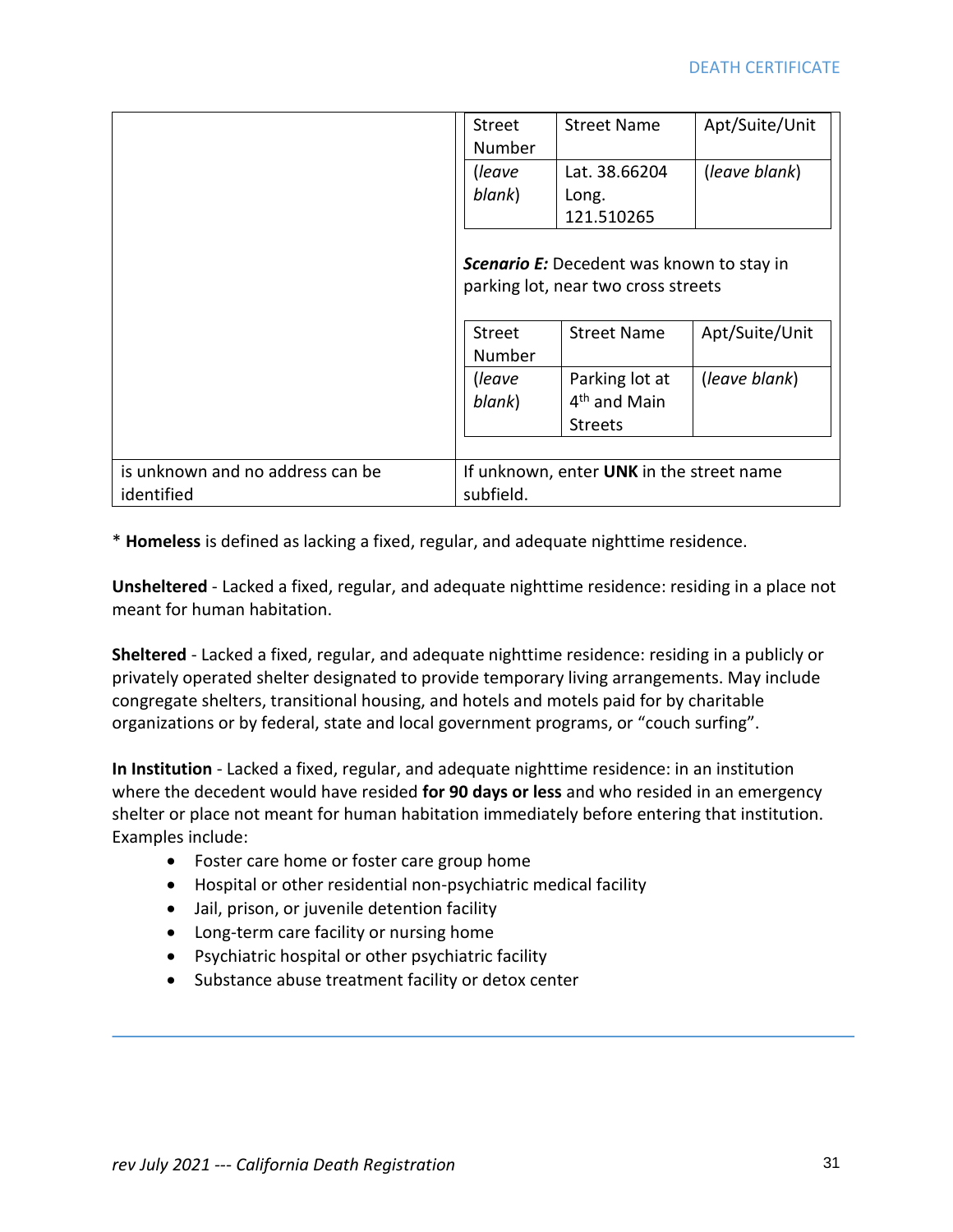| | |
|---|---|
| | <table><tr><td>Street Number</td><td>Street Name</td><td>Apt/Suite/Unit</td></tr><tr><td>(*leave blank*)</td><td>Lat. 38.66204 Long. 121.510265</td><td>(*leave blank*)</td></tr></table> ***Scenario E:*** Decedent was known to stay in parking lot, near two cross streets <table><tr><td>Street Number</td><td>Street Name</td><td>Apt/Suite/Unit</td></tr><tr><td>(*leave blank*)</td><td>Parking lot at 4th and Main Streets</td><td>(*leave blank*)</td></tr></table> |
| is unknown and no address can be identified | If unknown, enter **UNK** in the street name subfield. |

\* **Homeless** is defined as lacking a fixed, regular, and adequate nighttime residence.

**Unsheltered** - Lacked a fixed, regular, and adequate nighttime residence: residing in a place not meant for human habitation.

**Sheltered** - Lacked a fixed, regular, and adequate nighttime residence: residing in a publicly or privately operated shelter designated to provide temporary living arrangements. May include congregate shelters, transitional housing, and hotels and motels paid for by charitable organizations or by federal, state and local government programs, or "couch surfing".

**In Institution** - Lacked a fixed, regular, and adequate nighttime residence: in an institution where the decedent would have resided **for 90 days or less** and who resided in an emergency shelter or place not meant for human habitation immediately before entering that institution. Examples include:

- Foster care home or foster care group home
- Hospital or other residential non-psychiatric medical facility
- Jail, prison, or juvenile detention facility
- Long-term care facility or nursing home
- Psychiatric hospital or other psychiatric facility
- Substance abuse treatment facility or detox center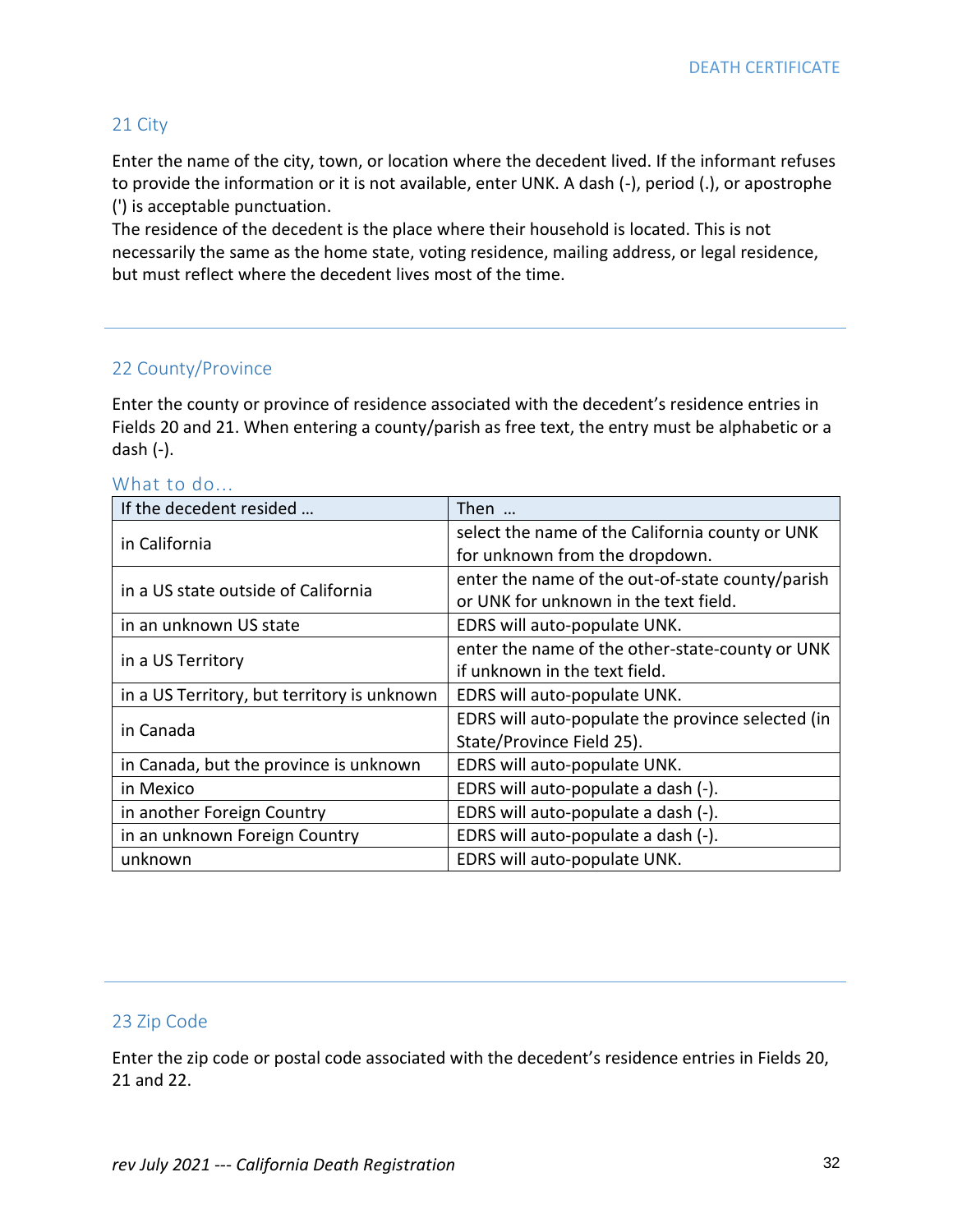## 21 City

Enter the name of the city, town, or location where the decedent lived. If the informant refuses to provide the information or it is not available, enter UNK. A dash (-), period (.), or apostrophe (') is acceptable punctuation.
The residence of the decedent is the place where their household is located. This is not necessarily the same as the home state, voting residence, mailing address, or legal residence, but must reflect where the decedent lives most of the time.

## 22 County/Province

Enter the county or province of residence associated with the decedent's residence entries in Fields 20 and 21. When entering a county/parish as free text, the entry must be alphabetic or a dash (-).

### What to do…

| If the decedent resided … | Then … |
|---|---|
| in California | select the name of the California county or UNK for unknown from the dropdown. |
| in a US state outside of California | enter the name of the out-of-state county/parish or UNK for unknown in the text field. |
| in an unknown US state | EDRS will auto-populate UNK. |
| in a US Territory | enter the name of the other-state-county or UNK if unknown in the text field. |
| in a US Territory, but territory is unknown | EDRS will auto-populate UNK. |
| in Canada | EDRS will auto-populate the province selected (in State/Province Field 25). |
| in Canada, but the province is unknown | EDRS will auto-populate UNK. |
| in Mexico | EDRS will auto-populate a dash (-). |
| in another Foreign Country | EDRS will auto-populate a dash (-). |
| in an unknown Foreign Country | EDRS will auto-populate a dash (-). |
| unknown | EDRS will auto-populate UNK. |

## 23 Zip Code

Enter the zip code or postal code associated with the decedent's residence entries in Fields 20, 21 and 22.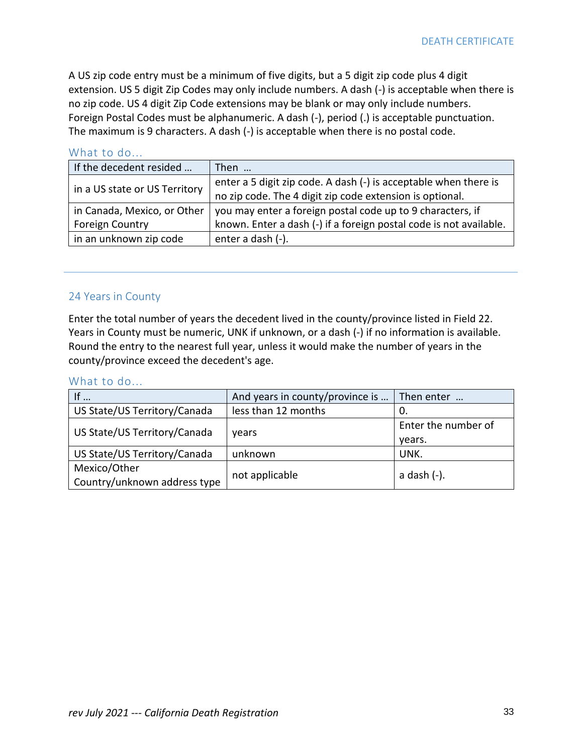A US zip code entry must be a minimum of five digits, but a 5 digit zip code plus 4 digit extension. US 5 digit Zip Codes may only include numbers. A dash (-) is acceptable when there is no zip code. US 4 digit Zip Code extensions may be blank or may only include numbers. Foreign Postal Codes must be alphanumeric. A dash (-), period (.) is acceptable punctuation. The maximum is 9 characters. A dash (-) is acceptable when there is no postal code.

### What to do...

| If the decedent resided … | Then … |
|---|---|
| in a US state or US Territory | enter a 5 digit zip code. A dash (-) is acceptable when there is no zip code. The 4 digit zip code extension is optional. |
| in Canada, Mexico, or Other Foreign Country | you may enter a foreign postal code up to 9 characters, if known. Enter a dash (-) if a foreign postal code is not available. |
| in an unknown zip code | enter a dash (-). |

---

## 24 Years in County

Enter the total number of years the decedent lived in the county/province listed in Field 22. Years in County must be numeric, UNK if unknown, or a dash (-) if no information is available. Round the entry to the nearest full year, unless it would make the number of years in the county/province exceed the decedent's age.

### What to do...

| If … | And years in county/province is … | Then enter … |
|---|---|---|
| US State/US Territory/Canada | less than 12 months | 0. |
| US State/US Territory/Canada | years | Enter the number of years. |
| US State/US Territory/Canada | unknown | UNK. |
| Mexico/Other Country/unknown address type | not applicable | a dash (-). |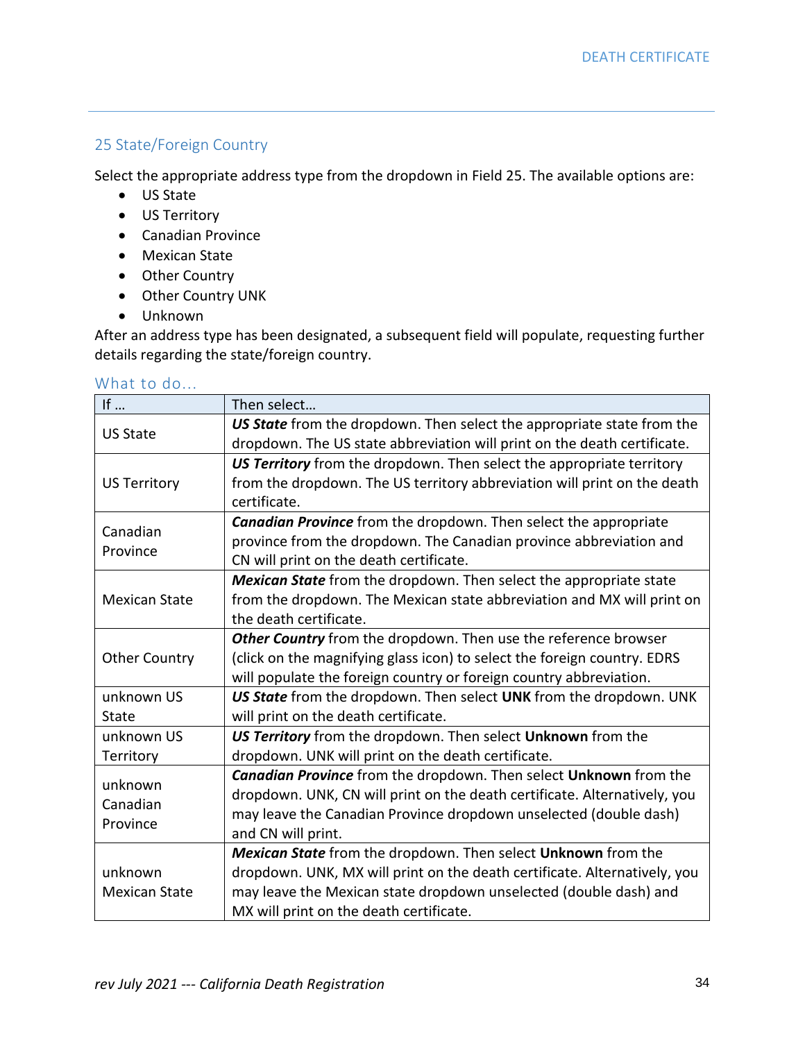## 25 State/Foreign Country

Select the appropriate address type from the dropdown in Field 25. The available options are:

- US State
- US Territory
- Canadian Province
- Mexican State
- Other Country
- Other Country UNK
- Unknown

After an address type has been designated, a subsequent field will populate, requesting further details regarding the state/foreign country.

### What to do…

| If … | Then select… |
|---|---|
| US State | ***US State*** from the dropdown. Then select the appropriate state from the dropdown. The US state abbreviation will print on the death certificate. |
| US Territory | ***US Territory*** from the dropdown. Then select the appropriate territory from the dropdown. The US territory abbreviation will print on the death certificate. |
| Canadian Province | ***Canadian Province*** from the dropdown. Then select the appropriate province from the dropdown. The Canadian province abbreviation and CN will print on the death certificate. |
| Mexican State | ***Mexican State*** from the dropdown. Then select the appropriate state from the dropdown. The Mexican state abbreviation and MX will print on the death certificate. |
| Other Country | ***Other Country*** from the dropdown. Then use the reference browser (click on the magnifying glass icon) to select the foreign country. EDRS will populate the foreign country or foreign country abbreviation. |
| unknown US State | ***US State*** from the dropdown. Then select **UNK** from the dropdown. UNK will print on the death certificate. |
| unknown US Territory | ***US Territory*** from the dropdown. Then select **Unknown** from the dropdown. UNK will print on the death certificate. |
| unknown Canadian Province | ***Canadian Province*** from the dropdown. Then select **Unknown** from the dropdown. UNK, CN will print on the death certificate. Alternatively, you may leave the Canadian Province dropdown unselected (double dash) and CN will print. |
| unknown Mexican State | ***Mexican State*** from the dropdown. Then select **Unknown** from the dropdown. UNK, MX will print on the death certificate. Alternatively, you may leave the Mexican state dropdown unselected (double dash) and MX will print on the death certificate. |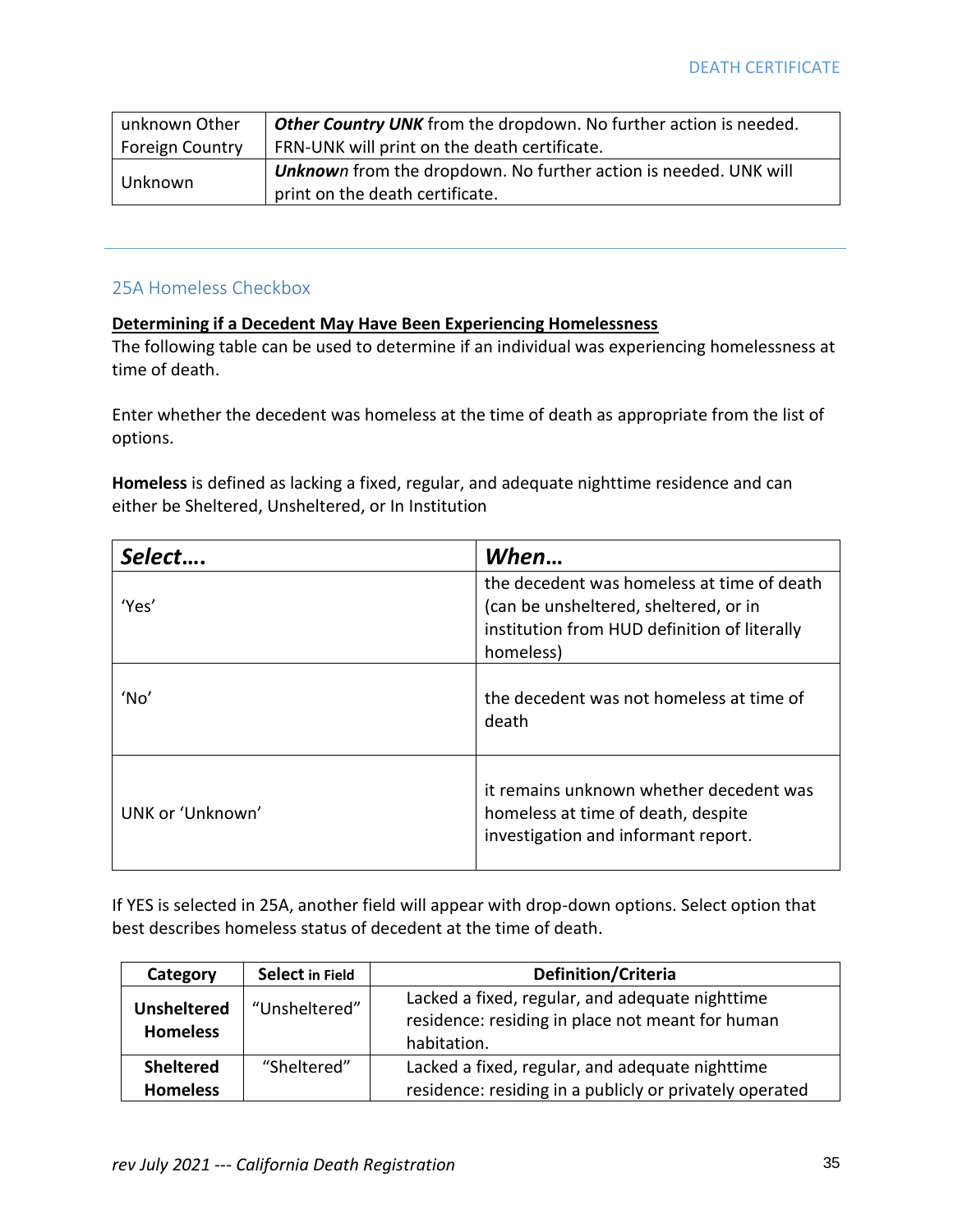| unknown Other Foreign Country | ***Other Country UNK*** from the dropdown. No further action is needed. FRN-UNK will print on the death certificate. |
|---|---|
| Unknown | ***Unknown*** from the dropdown. No further action is needed. UNK will print on the death certificate. |

## 25A Homeless Checkbox

**Determining if a Decedent May Have Been Experiencing Homelessness**

The following table can be used to determine if an individual was experiencing homelessness at time of death.

Enter whether the decedent was homeless at the time of death as appropriate from the list of options.

**Homeless** is defined as lacking a fixed, regular, and adequate nighttime residence and can either be Sheltered, Unsheltered, or In Institution

| ***Select….*** | ***When…*** |
|---|---|
| 'Yes' | the decedent was homeless at time of death (can be unsheltered, sheltered, or in institution from HUD definition of literally homeless) |
| 'No' | the decedent was not homeless at time of death |
| UNK or 'Unknown' | it remains unknown whether decedent was homeless at time of death, despite investigation and informant report. |

If YES is selected in 25A, another field will appear with drop-down options. Select option that best describes homeless status of decedent at the time of death.

| Category | Select in Field | Definition/Criteria |
|---|---|---|
| **Unsheltered Homeless** | "Unsheltered" | Lacked a fixed, regular, and adequate nighttime residence: residing in place not meant for human habitation. |
| **Sheltered Homeless** | "Sheltered" | Lacked a fixed, regular, and adequate nighttime residence: residing in a publicly or privately operated |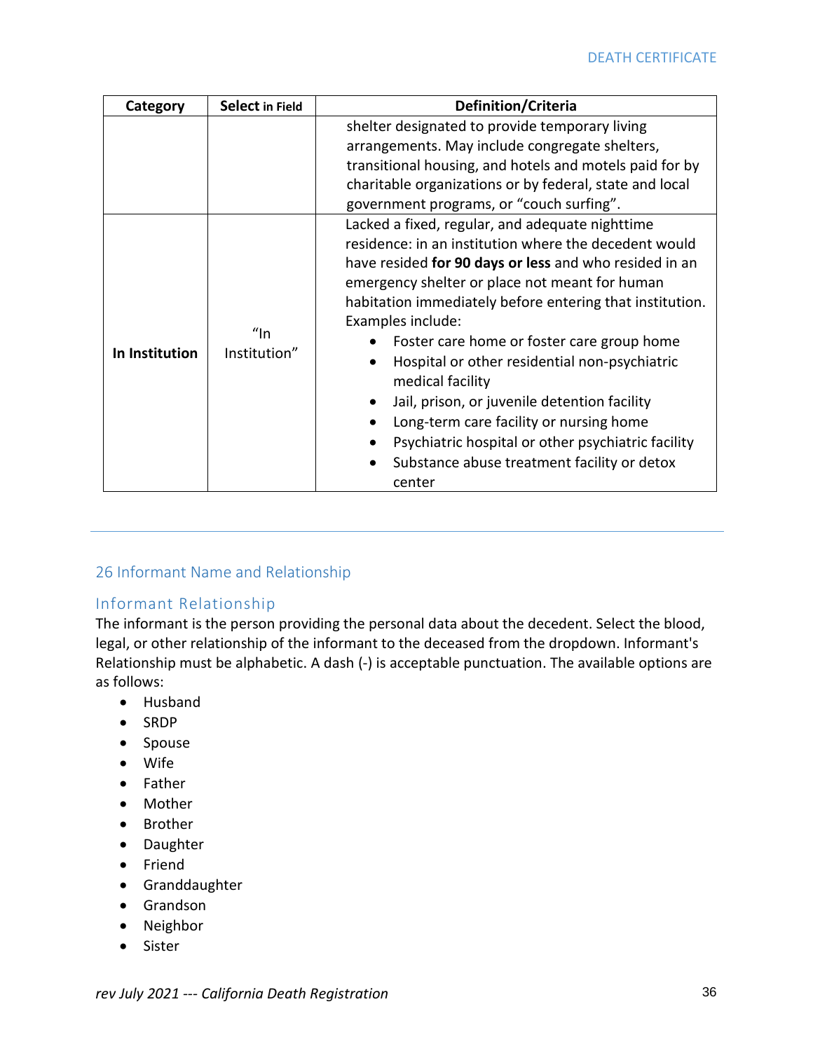| Category | Select in Field | Definition/Criteria |
|---|---|---|
| | | shelter designated to provide temporary living arrangements. May include congregate shelters, transitional housing, and hotels and motels paid for by charitable organizations or by federal, state and local government programs, or "couch surfing". |
| **In Institution** | "In Institution" | Lacked a fixed, regular, and adequate nighttime residence: in an institution where the decedent would have resided **for 90 days or less** and who resided in an emergency shelter or place not meant for human habitation immediately before entering that institution. Examples include: • Foster care home or foster care group home • Hospital or other residential non-psychiatric medical facility • Jail, prison, or juvenile detention facility • Long-term care facility or nursing home • Psychiatric hospital or other psychiatric facility • Substance abuse treatment facility or detox center |

## 26 Informant Name and Relationship

### Informant Relationship

The informant is the person providing the personal data about the decedent. Select the blood, legal, or other relationship of the informant to the deceased from the dropdown. Informant's Relationship must be alphabetic. A dash (-) is acceptable punctuation. The available options are as follows:

- Husband
- SRDP
- Spouse
- Wife
- Father
- Mother
- Brother
- Daughter
- Friend
- Granddaughter
- Grandson
- Neighbor
- Sister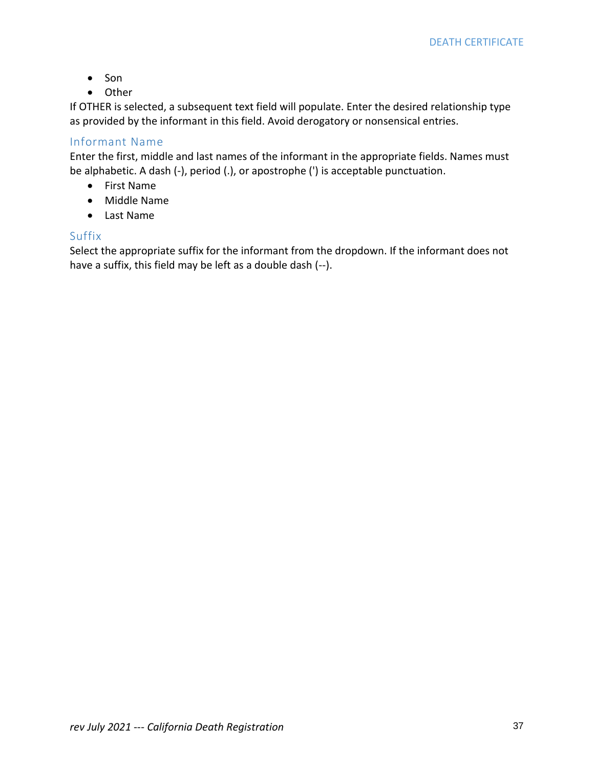- Son
- Other

If OTHER is selected, a subsequent text field will populate. Enter the desired relationship type as provided by the informant in this field. Avoid derogatory or nonsensical entries.

### Informant Name

Enter the first, middle and last names of the informant in the appropriate fields. Names must be alphabetic. A dash (-), period (.), or apostrophe (') is acceptable punctuation.

- First Name
- Middle Name
- Last Name

### Suffix

Select the appropriate suffix for the informant from the dropdown. If the informant does not have a suffix, this field may be left as a double dash (--).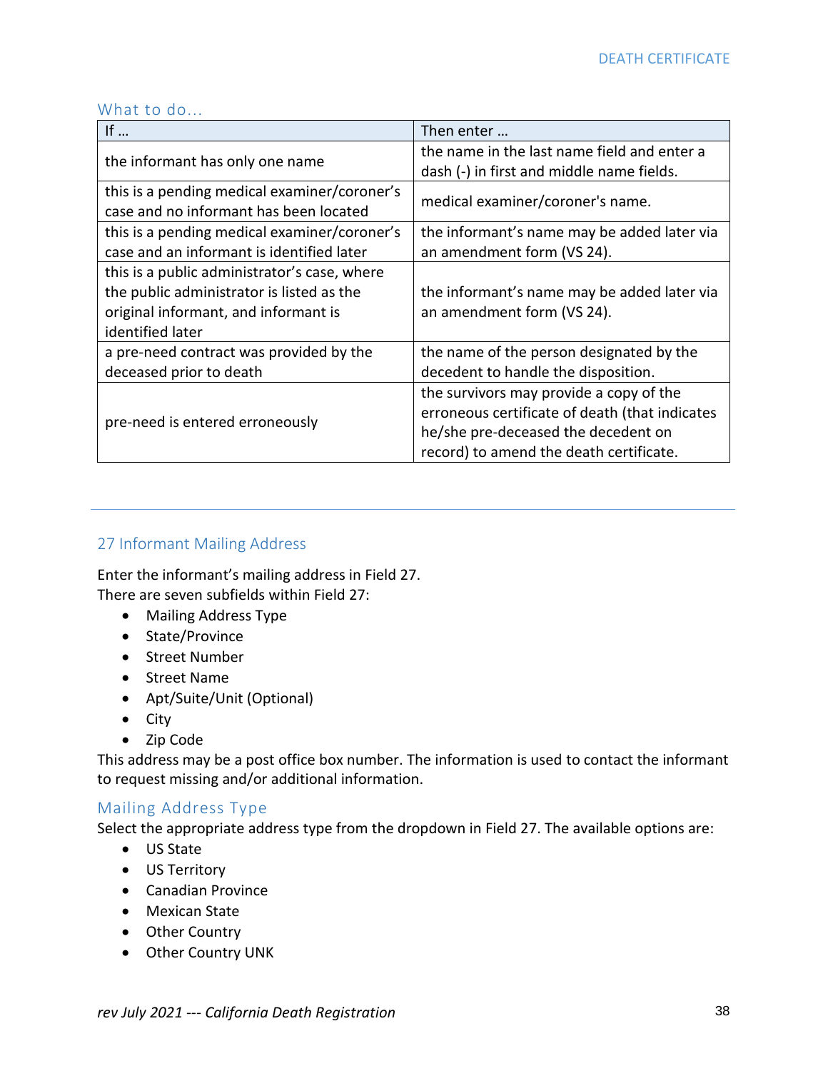### What to do...

| If … | Then enter … |
| --- | --- |
| the informant has only one name | the name in the last name field and enter a dash (-) in first and middle name fields. |
| this is a pending medical examiner/coroner's case and no informant has been located | medical examiner/coroner's name. |
| this is a pending medical examiner/coroner's case and an informant is identified later | the informant's name may be added later via an amendment form (VS 24). |
| this is a public administrator's case, where the public administrator is listed as the original informant, and informant is identified later | the informant's name may be added later via an amendment form (VS 24). |
| a pre-need contract was provided by the deceased prior to death | the name of the person designated by the decedent to handle the disposition. |
| pre-need is entered erroneously | the survivors may provide a copy of the erroneous certificate of death (that indicates he/she pre-deceased the decedent on record) to amend the death certificate. |

---

## 27 Informant Mailing Address

Enter the informant's mailing address in Field 27.
There are seven subfields within Field 27:

- Mailing Address Type
- State/Province
- Street Number
- Street Name
- Apt/Suite/Unit (Optional)
- City
- Zip Code

This address may be a post office box number. The information is used to contact the informant to request missing and/or additional information.

### Mailing Address Type

Select the appropriate address type from the dropdown in Field 27. The available options are:

- US State
- US Territory
- Canadian Province
- Mexican State
- Other Country
- Other Country UNK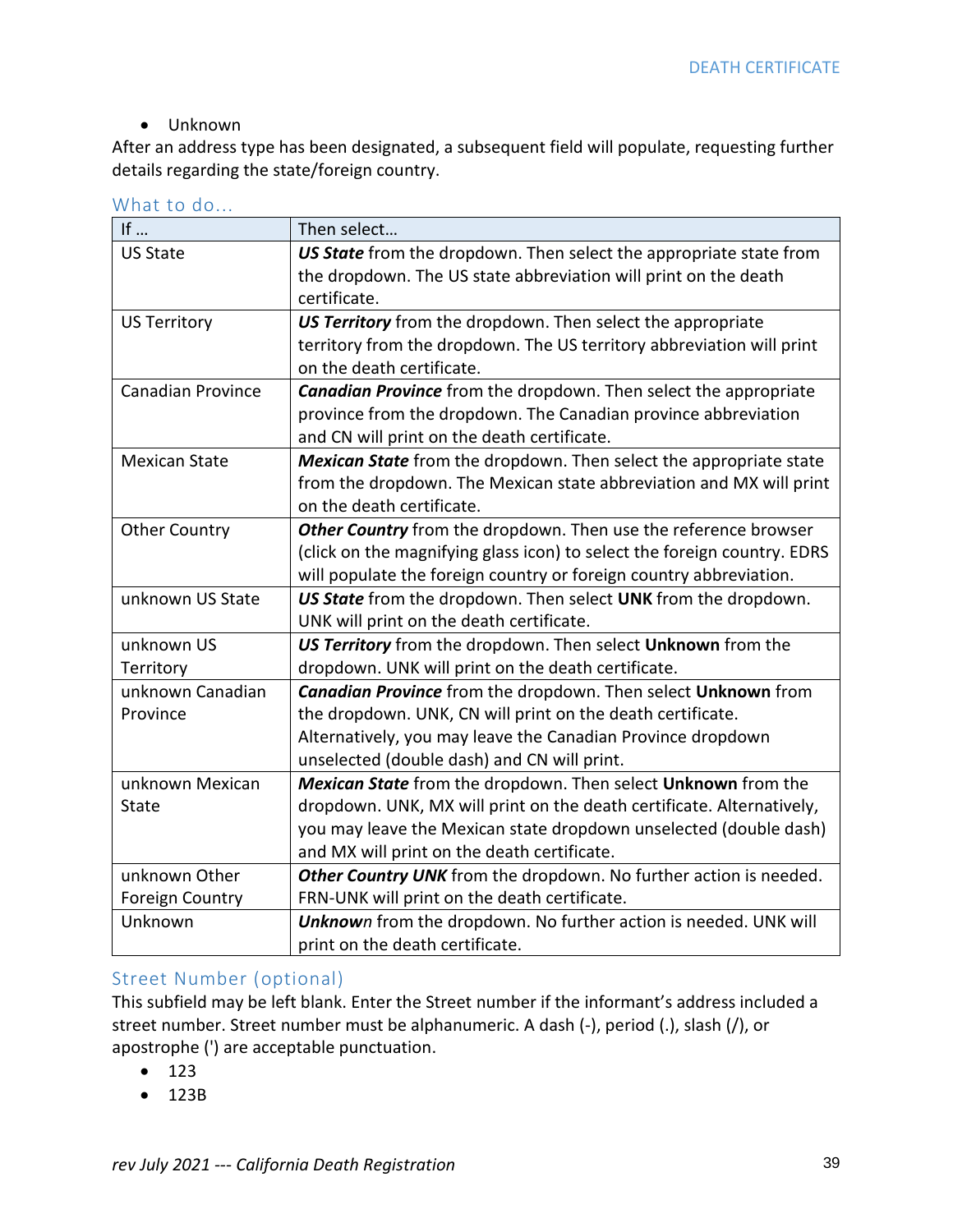- Unknown

After an address type has been designated, a subsequent field will populate, requesting further details regarding the state/foreign country.

### What to do...

| If … | Then select… |
|---|---|
| US State | ***US State*** from the dropdown. Then select the appropriate state from the dropdown. The US state abbreviation will print on the death certificate. |
| US Territory | ***US Territory*** from the dropdown. Then select the appropriate territory from the dropdown. The US territory abbreviation will print on the death certificate. |
| Canadian Province | ***Canadian Province*** from the dropdown. Then select the appropriate province from the dropdown. The Canadian province abbreviation and CN will print on the death certificate. |
| Mexican State | ***Mexican State*** from the dropdown. Then select the appropriate state from the dropdown. The Mexican state abbreviation and MX will print on the death certificate. |
| Other Country | ***Other Country*** from the dropdown. Then use the reference browser (click on the magnifying glass icon) to select the foreign country. EDRS will populate the foreign country or foreign country abbreviation. |
| unknown US State | ***US State*** from the dropdown. Then select **UNK** from the dropdown. UNK will print on the death certificate. |
| unknown US Territory | ***US Territory*** from the dropdown. Then select **Unknown** from the dropdown. UNK will print on the death certificate. |
| unknown Canadian Province | ***Canadian Province*** from the dropdown. Then select **Unknown** from the dropdown. UNK, CN will print on the death certificate. Alternatively, you may leave the Canadian Province dropdown unselected (double dash) and CN will print. |
| unknown Mexican State | ***Mexican State*** from the dropdown. Then select **Unknown** from the dropdown. UNK, MX will print on the death certificate. Alternatively, you may leave the Mexican state dropdown unselected (double dash) and MX will print on the death certificate. |
| unknown Other Foreign Country | ***Other Country UNK*** from the dropdown. No further action is needed. FRN-UNK will print on the death certificate. |
| Unknown | ***Unknown*** from the dropdown. No further action is needed. UNK will print on the death certificate. |

### Street Number (optional)

This subfield may be left blank. Enter the Street number if the informant's address included a street number. Street number must be alphanumeric. A dash (-), period (.), slash (/), or apostrophe (') are acceptable punctuation.

- 123
- 123B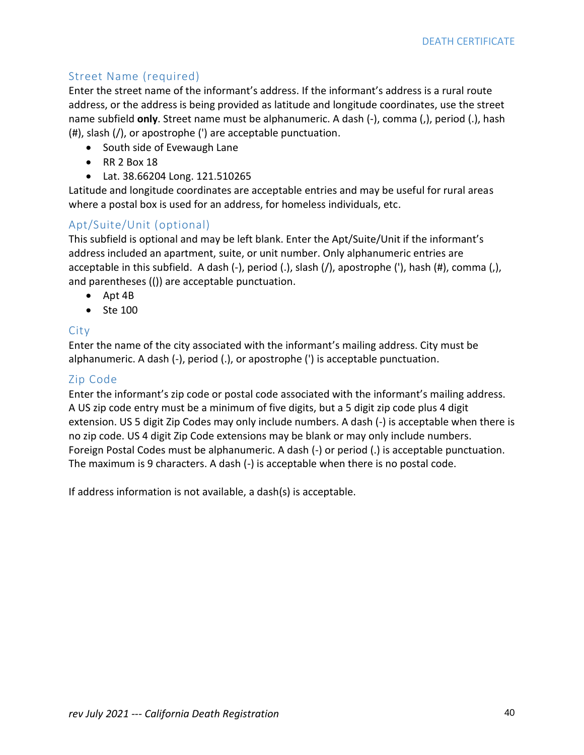## Street Name (required)

Enter the street name of the informant's address. If the informant's address is a rural route address, or the address is being provided as latitude and longitude coordinates, use the street name subfield **only**. Street name must be alphanumeric. A dash (-), comma (,), period (.), hash (#), slash (/), or apostrophe (') are acceptable punctuation.

- South side of Evewaugh Lane
- RR 2 Box 18
- Lat. 38.66204 Long. 121.510265

Latitude and longitude coordinates are acceptable entries and may be useful for rural areas where a postal box is used for an address, for homeless individuals, etc.

## Apt/Suite/Unit (optional)

This subfield is optional and may be left blank. Enter the Apt/Suite/Unit if the informant's address included an apartment, suite, or unit number. Only alphanumeric entries are acceptable in this subfield. A dash (-), period (.), slash (/), apostrophe ('), hash (#), comma (,), and parentheses (()) are acceptable punctuation.

- Apt 4B
- Ste 100

## City

Enter the name of the city associated with the informant's mailing address. City must be alphanumeric. A dash (-), period (.), or apostrophe (') is acceptable punctuation.

## Zip Code

Enter the informant's zip code or postal code associated with the informant's mailing address. A US zip code entry must be a minimum of five digits, but a 5 digit zip code plus 4 digit extension. US 5 digit Zip Codes may only include numbers. A dash (-) is acceptable when there is no zip code. US 4 digit Zip Code extensions may be blank or may only include numbers. Foreign Postal Codes must be alphanumeric. A dash (-) or period (.) is acceptable punctuation. The maximum is 9 characters. A dash (-) is acceptable when there is no postal code.

If address information is not available, a dash(s) is acceptable.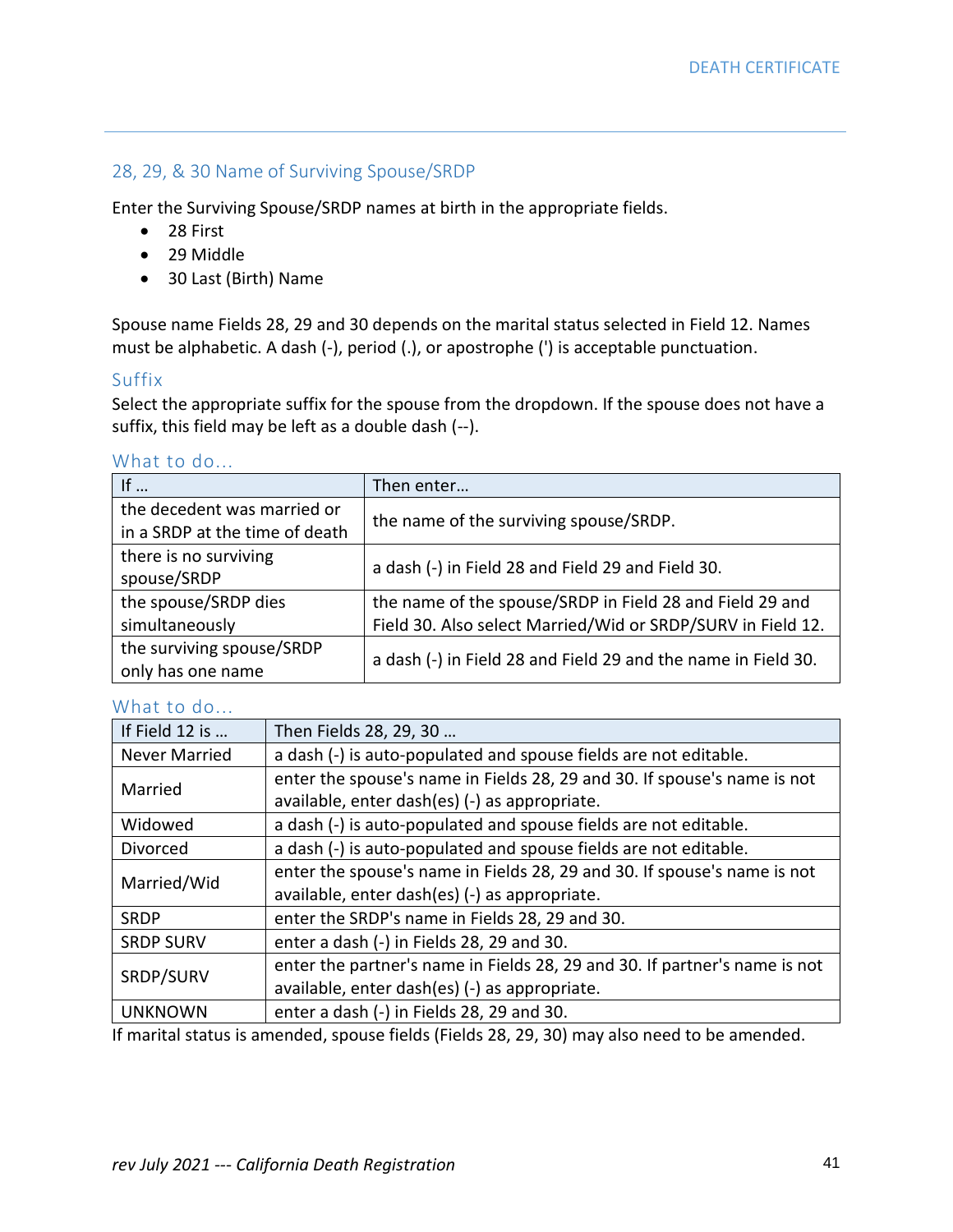## 28, 29, & 30 Name of Surviving Spouse/SRDP

Enter the Surviving Spouse/SRDP names at birth in the appropriate fields.

- 28 First
- 29 Middle
- 30 Last (Birth) Name

Spouse name Fields 28, 29 and 30 depends on the marital status selected in Field 12. Names must be alphabetic. A dash (-), period (.), or apostrophe (') is acceptable punctuation.

### Suffix

Select the appropriate suffix for the spouse from the dropdown. If the spouse does not have a suffix, this field may be left as a double dash (--).

### What to do…

| If … | Then enter… |
|---|---|
| the decedent was married or in a SRDP at the time of death | the name of the surviving spouse/SRDP. |
| there is no surviving spouse/SRDP | a dash (-) in Field 28 and Field 29 and Field 30. |
| the spouse/SRDP dies simultaneously | the name of the spouse/SRDP in Field 28 and Field 29 and Field 30. Also select Married/Wid or SRDP/SURV in Field 12. |
| the surviving spouse/SRDP only has one name | a dash (-) in Field 28 and Field 29 and the name in Field 30. |

### What to do…

| If Field 12 is … | Then Fields 28, 29, 30 … |
|---|---|
| Never Married | a dash (-) is auto-populated and spouse fields are not editable. |
| Married | enter the spouse's name in Fields 28, 29 and 30. If spouse's name is not available, enter dash(es) (-) as appropriate. |
| Widowed | a dash (-) is auto-populated and spouse fields are not editable. |
| Divorced | a dash (-) is auto-populated and spouse fields are not editable. |
| Married/Wid | enter the spouse's name in Fields 28, 29 and 30. If spouse's name is not available, enter dash(es) (-) as appropriate. |
| SRDP | enter the SRDP's name in Fields 28, 29 and 30. |
| SRDP SURV | enter a dash (-) in Fields 28, 29 and 30. |
| SRDP/SURV | enter the partner's name in Fields 28, 29 and 30. If partner's name is not available, enter dash(es) (-) as appropriate. |
| UNKNOWN | enter a dash (-) in Fields 28, 29 and 30. |

If marital status is amended, spouse fields (Fields 28, 29, 30) may also need to be amended.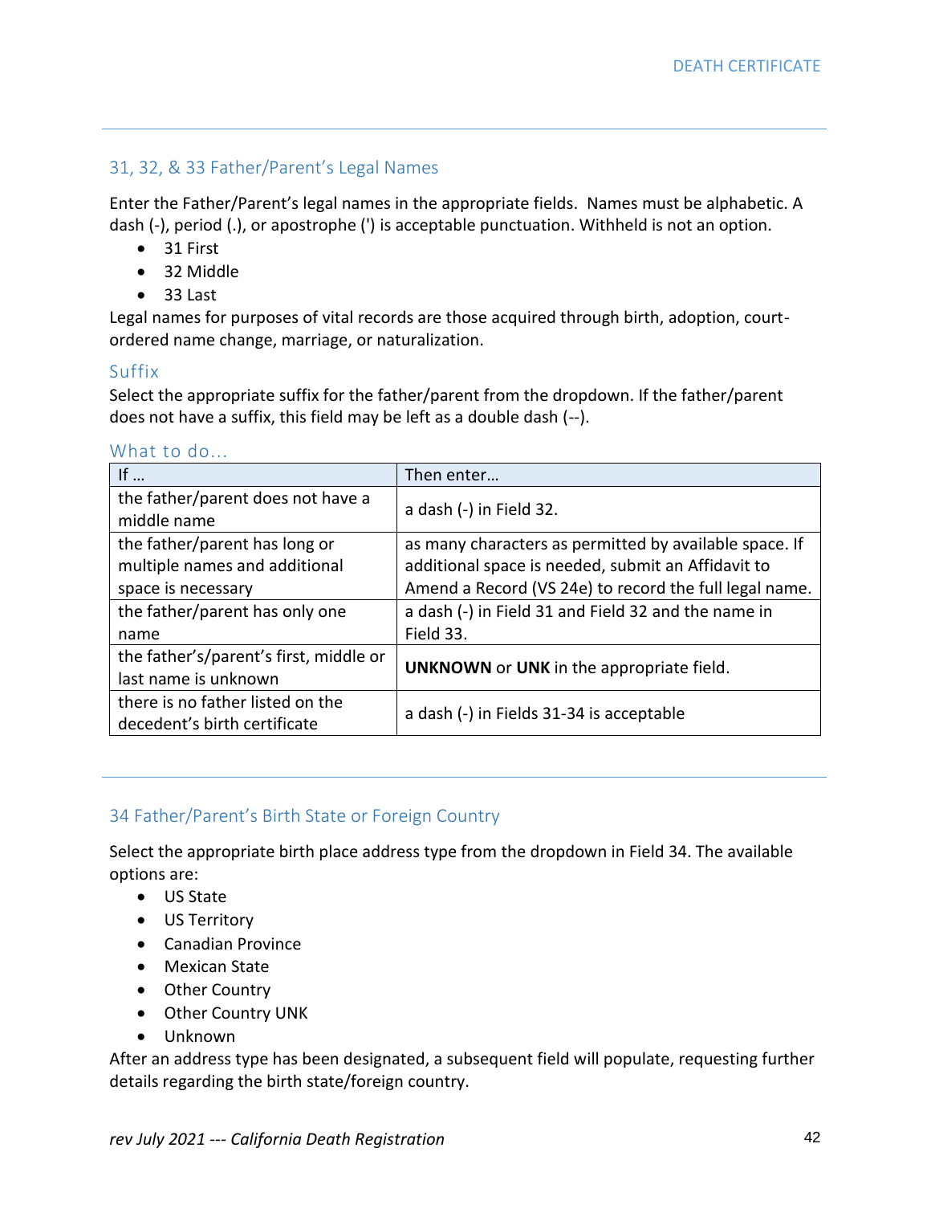## 31, 32, & 33 Father/Parent's Legal Names

Enter the Father/Parent's legal names in the appropriate fields. Names must be alphabetic. A dash (-), period (.), or apostrophe (') is acceptable punctuation. Withheld is not an option.

- 31 First
- 32 Middle
- 33 Last

Legal names for purposes of vital records are those acquired through birth, adoption, court-ordered name change, marriage, or naturalization.

### Suffix

Select the appropriate suffix for the father/parent from the dropdown. If the father/parent does not have a suffix, this field may be left as a double dash (--).

### What to do…

| If … | Then enter… |
|---|---|
| the father/parent does not have a middle name | a dash (-) in Field 32. |
| the father/parent has long or multiple names and additional space is necessary | as many characters as permitted by available space. If additional space is needed, submit an Affidavit to Amend a Record (VS 24e) to record the full legal name. |
| the father/parent has only one name | a dash (-) in Field 31 and Field 32 and the name in Field 33. |
| the father's/parent's first, middle or last name is unknown | **UNKNOWN** or **UNK** in the appropriate field. |
| there is no father listed on the decedent's birth certificate | a dash (-) in Fields 31-34 is acceptable |

## 34 Father/Parent's Birth State or Foreign Country

Select the appropriate birth place address type from the dropdown in Field 34. The available options are:

- US State
- US Territory
- Canadian Province
- Mexican State
- Other Country
- Other Country UNK
- Unknown

After an address type has been designated, a subsequent field will populate, requesting further details regarding the birth state/foreign country.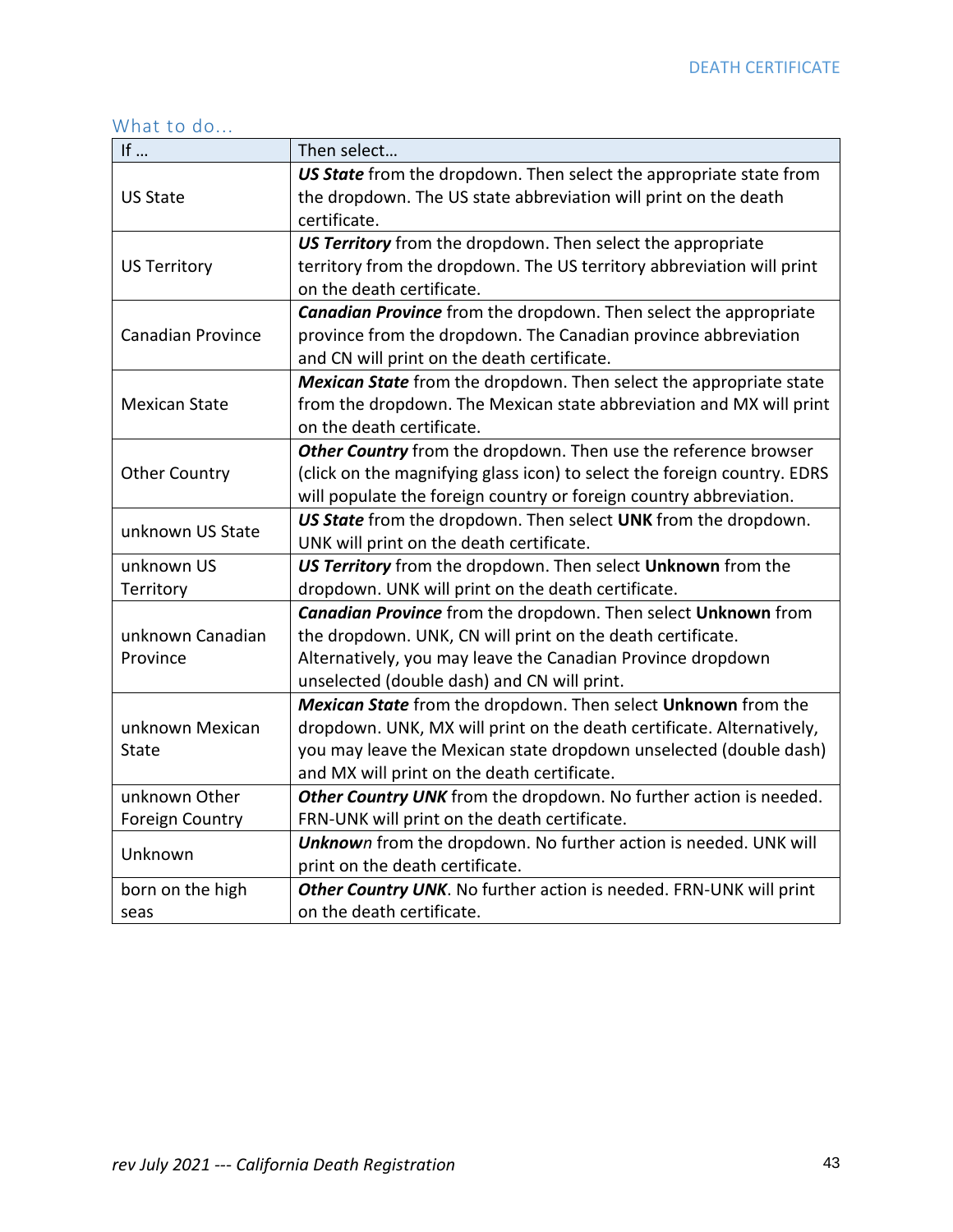### What to do...

| If … | Then select… |
|---|---|
| US State | ***US State*** from the dropdown. Then select the appropriate state from the dropdown. The US state abbreviation will print on the death certificate. |
| US Territory | ***US Territory*** from the dropdown. Then select the appropriate territory from the dropdown. The US territory abbreviation will print on the death certificate. |
| Canadian Province | ***Canadian Province*** from the dropdown. Then select the appropriate province from the dropdown. The Canadian province abbreviation and CN will print on the death certificate. |
| Mexican State | ***Mexican State*** from the dropdown. Then select the appropriate state from the dropdown. The Mexican state abbreviation and MX will print on the death certificate. |
| Other Country | ***Other Country*** from the dropdown. Then use the reference browser (click on the magnifying glass icon) to select the foreign country. EDRS will populate the foreign country or foreign country abbreviation. |
| unknown US State | ***US State*** from the dropdown. Then select **UNK** from the dropdown. UNK will print on the death certificate. |
| unknown US Territory | ***US Territory*** from the dropdown. Then select **Unknown** from the dropdown. UNK will print on the death certificate. |
| unknown Canadian Province | ***Canadian Province*** from the dropdown. Then select **Unknown** from the dropdown. UNK, CN will print on the death certificate. Alternatively, you may leave the Canadian Province dropdown unselected (double dash) and CN will print. |
| unknown Mexican State | ***Mexican State*** from the dropdown. Then select **Unknown** from the dropdown. UNK, MX will print on the death certificate. Alternatively, you may leave the Mexican state dropdown unselected (double dash) and MX will print on the death certificate. |
| unknown Other Foreign Country | ***Other Country UNK*** from the dropdown. No further action is needed. FRN-UNK will print on the death certificate. |
| Unknown | ***Unknown*** from the dropdown. No further action is needed. UNK will print on the death certificate. |
| born on the high seas | ***Other Country UNK***. No further action is needed. FRN-UNK will print on the death certificate. |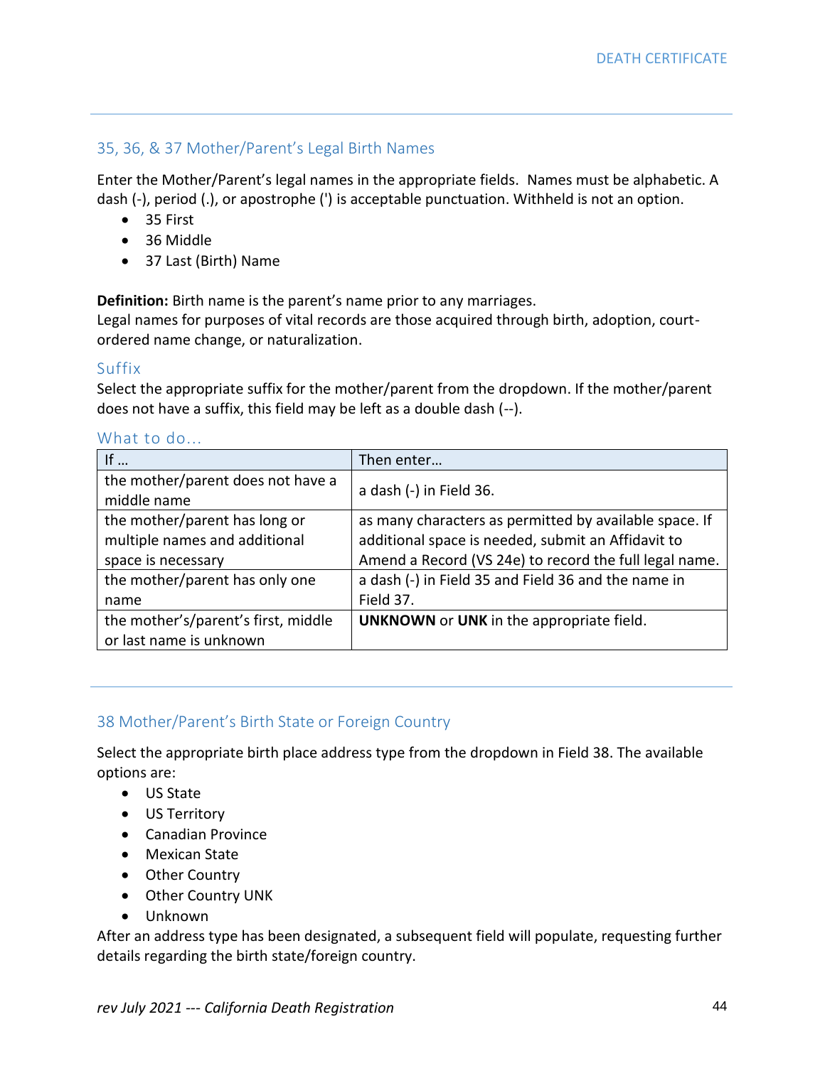## 35, 36, & 37 Mother/Parent's Legal Birth Names

Enter the Mother/Parent's legal names in the appropriate fields. Names must be alphabetic. A dash (-), period (.), or apostrophe (') is acceptable punctuation. Withheld is not an option.

- 35 First
- 36 Middle
- 37 Last (Birth) Name

**Definition:** Birth name is the parent's name prior to any marriages.
Legal names for purposes of vital records are those acquired through birth, adoption, court-ordered name change, or naturalization.

### Suffix

Select the appropriate suffix for the mother/parent from the dropdown. If the mother/parent does not have a suffix, this field may be left as a double dash (--).

### What to do…

| If … | Then enter… |
|---|---|
| the mother/parent does not have a middle name | a dash (-) in Field 36. |
| the mother/parent has long or multiple names and additional space is necessary | as many characters as permitted by available space. If additional space is needed, submit an Affidavit to Amend a Record (VS 24e) to record the full legal name. |
| the mother/parent has only one name | a dash (-) in Field 35 and Field 36 and the name in Field 37. |
| the mother's/parent's first, middle or last name is unknown | **UNKNOWN** or **UNK** in the appropriate field. |

## 38 Mother/Parent's Birth State or Foreign Country

Select the appropriate birth place address type from the dropdown in Field 38. The available options are:

- US State
- US Territory
- Canadian Province
- Mexican State
- Other Country
- Other Country UNK
- Unknown

After an address type has been designated, a subsequent field will populate, requesting further details regarding the birth state/foreign country.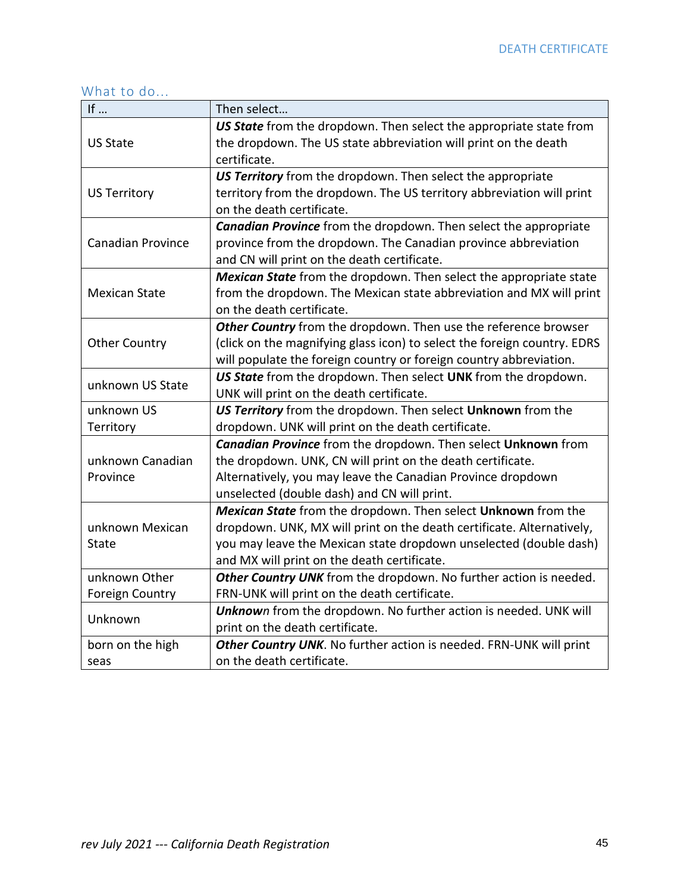## What to do...

| If … | Then select… |
|---|---|
| US State | ***US State*** from the dropdown. Then select the appropriate state from the dropdown. The US state abbreviation will print on the death certificate. |
| US Territory | ***US Territory*** from the dropdown. Then select the appropriate territory from the dropdown. The US territory abbreviation will print on the death certificate. |
| Canadian Province | ***Canadian Province*** from the dropdown. Then select the appropriate province from the dropdown. The Canadian province abbreviation and CN will print on the death certificate. |
| Mexican State | ***Mexican State*** from the dropdown. Then select the appropriate state from the dropdown. The Mexican state abbreviation and MX will print on the death certificate. |
| Other Country | ***Other Country*** from the dropdown. Then use the reference browser (click on the magnifying glass icon) to select the foreign country. EDRS will populate the foreign country or foreign country abbreviation. |
| unknown US State | ***US State*** from the dropdown. Then select **UNK** from the dropdown. UNK will print on the death certificate. |
| unknown US Territory | ***US Territory*** from the dropdown. Then select **Unknown** from the dropdown. UNK will print on the death certificate. |
| unknown Canadian Province | ***Canadian Province*** from the dropdown. Then select **Unknown** from the dropdown. UNK, CN will print on the death certificate. Alternatively, you may leave the Canadian Province dropdown unselected (double dash) and CN will print. |
| unknown Mexican State | ***Mexican State*** from the dropdown. Then select **Unknown** from the dropdown. UNK, MX will print on the death certificate. Alternatively, you may leave the Mexican state dropdown unselected (double dash) and MX will print on the death certificate. |
| unknown Other Foreign Country | ***Other Country UNK*** from the dropdown. No further action is needed. FRN-UNK will print on the death certificate. |
| Unknown | ***Unknown*** from the dropdown. No further action is needed. UNK will print on the death certificate. |
| born on the high seas | ***Other Country UNK***. No further action is needed. FRN-UNK will print on the death certificate. |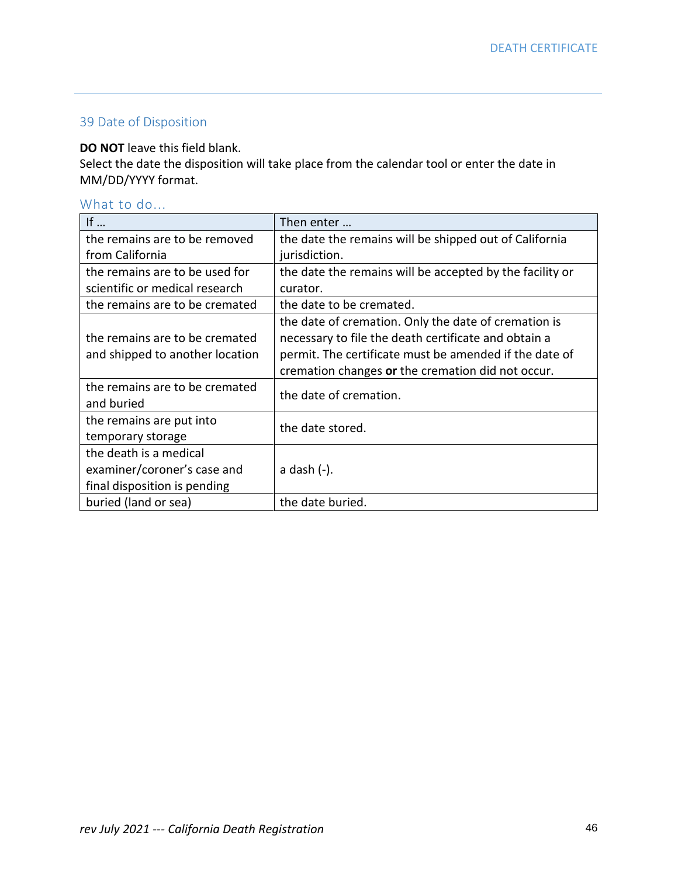## 39 Date of Disposition

**DO NOT** leave this field blank.
Select the date the disposition will take place from the calendar tool or enter the date in MM/DD/YYYY format.

### What to do…

| If … | Then enter … |
|---|---|
| the remains are to be removed from California | the date the remains will be shipped out of California jurisdiction. |
| the remains are to be used for scientific or medical research | the date the remains will be accepted by the facility or curator. |
| the remains are to be cremated | the date to be cremated. |
| the remains are to be cremated and shipped to another location | the date of cremation. Only the date of cremation is necessary to file the death certificate and obtain a permit. The certificate must be amended if the date of cremation changes **or** the cremation did not occur. |
| the remains are to be cremated and buried | the date of cremation. |
| the remains are put into temporary storage | the date stored. |
| the death is a medical examiner/coroner's case and final disposition is pending | a dash (-). |
| buried (land or sea) | the date buried. |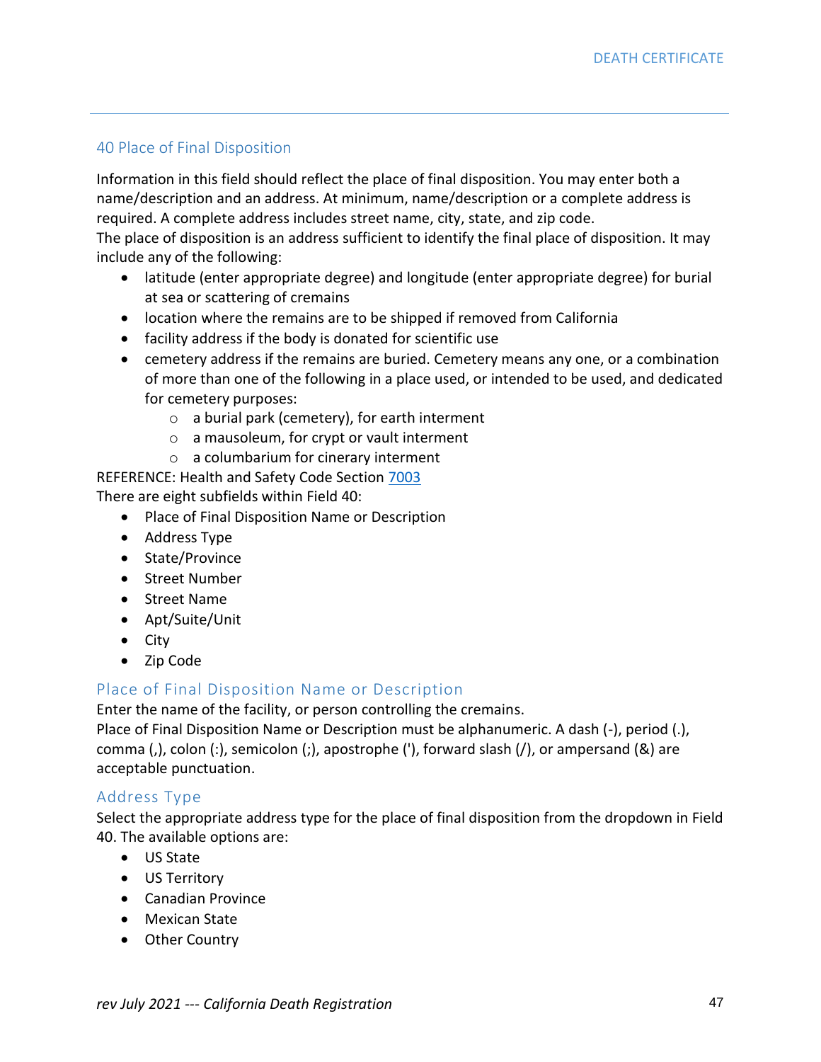## 40 Place of Final Disposition

Information in this field should reflect the place of final disposition. You may enter both a name/description and an address. At minimum, name/description or a complete address is required. A complete address includes street name, city, state, and zip code.
The place of disposition is an address sufficient to identify the final place of disposition. It may include any of the following:

- latitude (enter appropriate degree) and longitude (enter appropriate degree) for burial at sea or scattering of cremains
- location where the remains are to be shipped if removed from California
- facility address if the body is donated for scientific use
- cemetery address if the remains are buried. Cemetery means any one, or a combination of more than one of the following in a place used, or intended to be used, and dedicated for cemetery purposes:
  - a burial park (cemetery), for earth interment
  - a mausoleum, for crypt or vault interment
  - a columbarium for cinerary interment

REFERENCE: Health and Safety Code Section 7003
There are eight subfields within Field 40:

- Place of Final Disposition Name or Description
- Address Type
- State/Province
- Street Number
- Street Name
- Apt/Suite/Unit
- City
- Zip Code

### Place of Final Disposition Name or Description

Enter the name of the facility, or person controlling the cremains.
Place of Final Disposition Name or Description must be alphanumeric. A dash (-), period (.), comma (,), colon (:), semicolon (;), apostrophe ('), forward slash (/), or ampersand (&) are acceptable punctuation.

### Address Type

Select the appropriate address type for the place of final disposition from the dropdown in Field 40. The available options are:

- US State
- US Territory
- Canadian Province
- Mexican State
- Other Country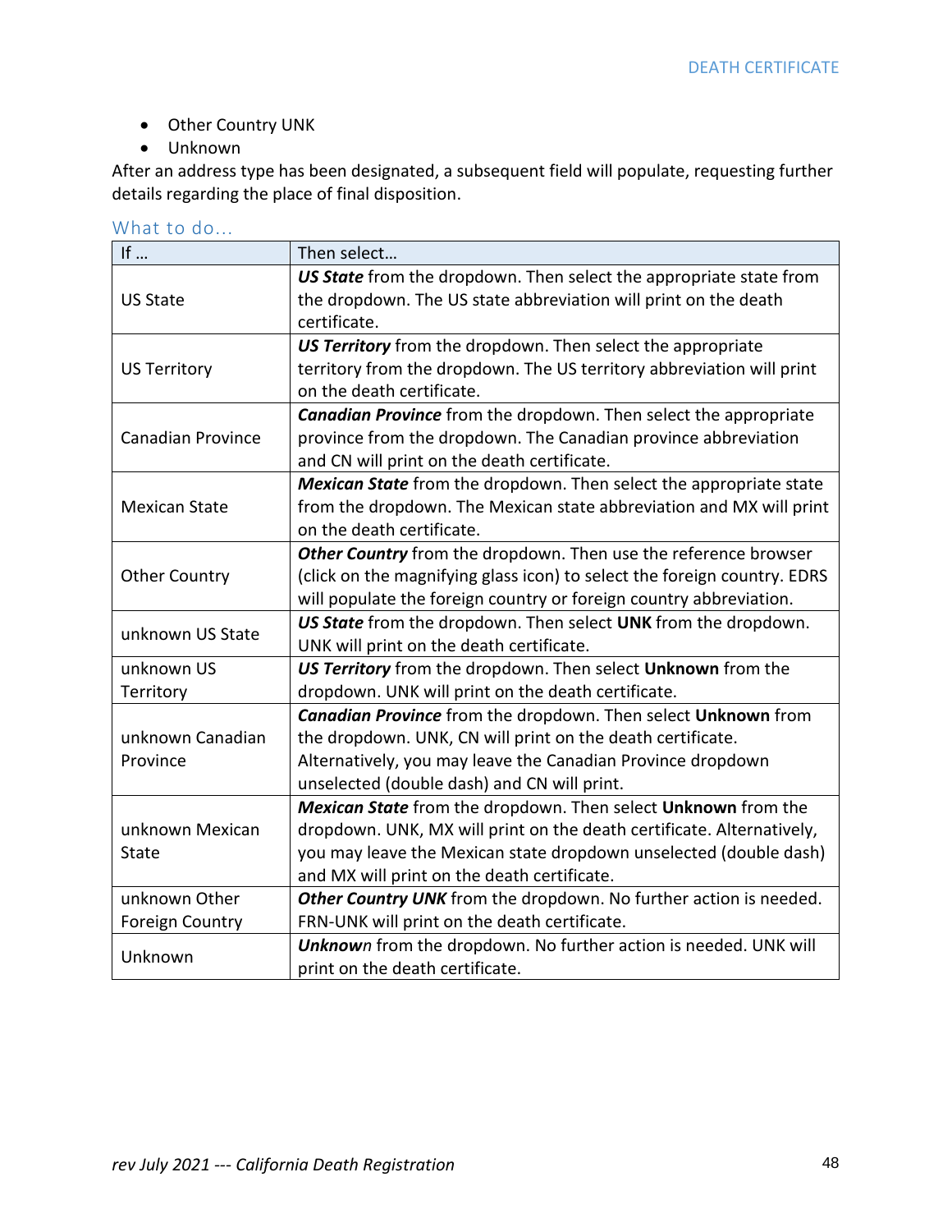- Other Country UNK
- Unknown

After an address type has been designated, a subsequent field will populate, requesting further details regarding the place of final disposition.

### What to do…

| If … | Then select… |
| --- | --- |
| US State | ***US State*** from the dropdown. Then select the appropriate state from the dropdown. The US state abbreviation will print on the death certificate. |
| US Territory | ***US Territory*** from the dropdown. Then select the appropriate territory from the dropdown. The US territory abbreviation will print on the death certificate. |
| Canadian Province | ***Canadian Province*** from the dropdown. Then select the appropriate province from the dropdown. The Canadian province abbreviation and CN will print on the death certificate. |
| Mexican State | ***Mexican State*** from the dropdown. Then select the appropriate state from the dropdown. The Mexican state abbreviation and MX will print on the death certificate. |
| Other Country | ***Other Country*** from the dropdown. Then use the reference browser (click on the magnifying glass icon) to select the foreign country. EDRS will populate the foreign country or foreign country abbreviation. |
| unknown US State | ***US State*** from the dropdown. Then select **UNK** from the dropdown. UNK will print on the death certificate. |
| unknown US Territory | ***US Territory*** from the dropdown. Then select **Unknown** from the dropdown. UNK will print on the death certificate. |
| unknown Canadian Province | ***Canadian Province*** from the dropdown. Then select **Unknown** from the dropdown. UNK, CN will print on the death certificate. Alternatively, you may leave the Canadian Province dropdown unselected (double dash) and CN will print. |
| unknown Mexican State | ***Mexican State*** from the dropdown. Then select **Unknown** from the dropdown. UNK, MX will print on the death certificate. Alternatively, you may leave the Mexican state dropdown unselected (double dash) and MX will print on the death certificate. |
| unknown Other Foreign Country | ***Other Country UNK*** from the dropdown. No further action is needed. FRN-UNK will print on the death certificate. |
| Unknown | ***Unknown*** from the dropdown. No further action is needed. UNK will print on the death certificate. |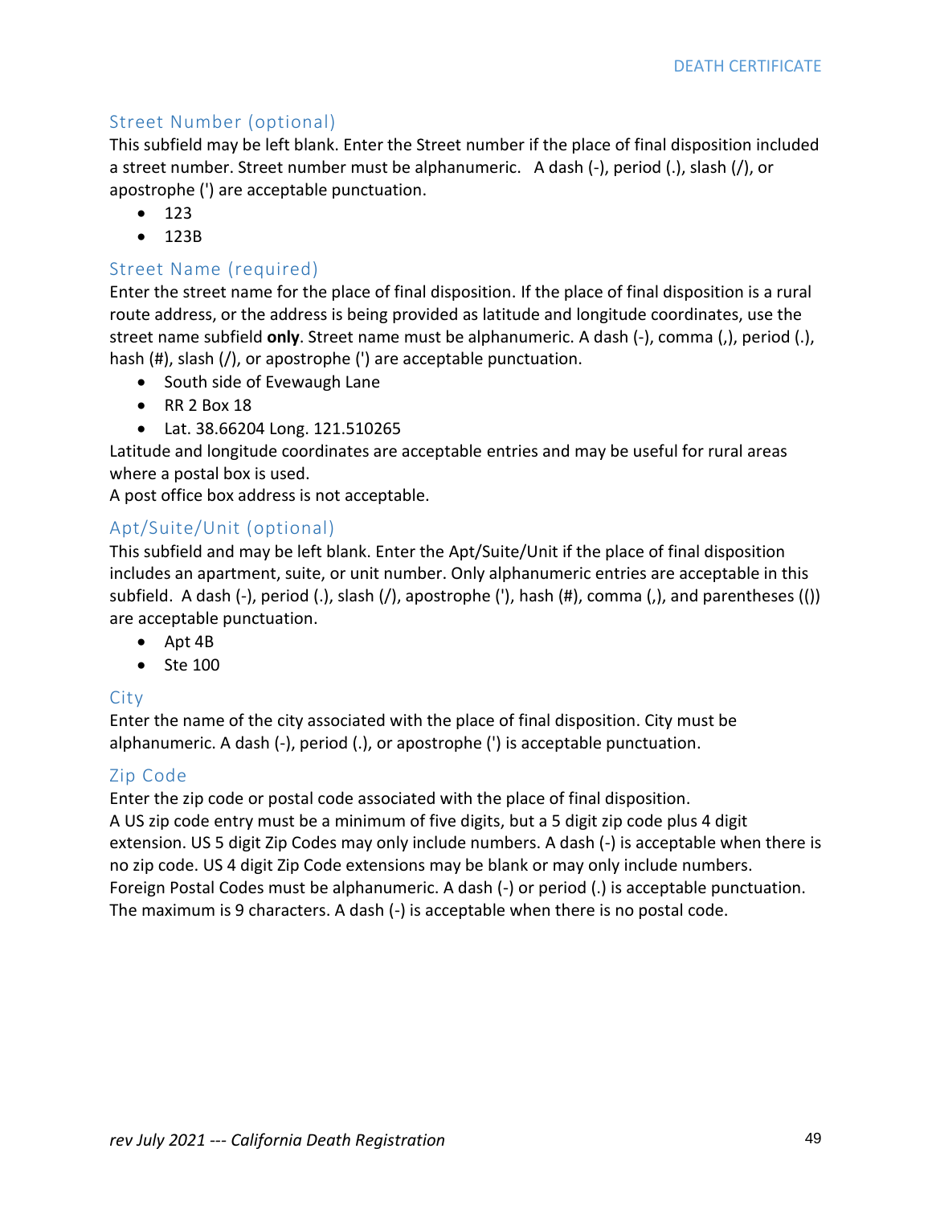### Street Number (optional)

This subfield may be left blank. Enter the Street number if the place of final disposition included a street number. Street number must be alphanumeric. A dash (-), period (.), slash (/), or apostrophe (') are acceptable punctuation.

- 123
- 123B

### Street Name (required)

Enter the street name for the place of final disposition. If the place of final disposition is a rural route address, or the address is being provided as latitude and longitude coordinates, use the street name subfield **only**. Street name must be alphanumeric. A dash (-), comma (,), period (.), hash (#), slash (/), or apostrophe (') are acceptable punctuation.

- South side of Evewaugh Lane
- RR 2 Box 18
- Lat. 38.66204 Long. 121.510265

Latitude and longitude coordinates are acceptable entries and may be useful for rural areas where a postal box is used.

A post office box address is not acceptable.

### Apt/Suite/Unit (optional)

This subfield and may be left blank. Enter the Apt/Suite/Unit if the place of final disposition includes an apartment, suite, or unit number. Only alphanumeric entries are acceptable in this subfield. A dash (-), period (.), slash (/), apostrophe ('), hash (#), comma (,), and parentheses (()) are acceptable punctuation.

- Apt 4B
- Ste 100

### City

Enter the name of the city associated with the place of final disposition. City must be alphanumeric. A dash (-), period (.), or apostrophe (') is acceptable punctuation.

### Zip Code

Enter the zip code or postal code associated with the place of final disposition.
A US zip code entry must be a minimum of five digits, but a 5 digit zip code plus 4 digit extension. US 5 digit Zip Codes may only include numbers. A dash (-) is acceptable when there is no zip code. US 4 digit Zip Code extensions may be blank or may only include numbers.
Foreign Postal Codes must be alphanumeric. A dash (-) or period (.) is acceptable punctuation.
The maximum is 9 characters. A dash (-) is acceptable when there is no postal code.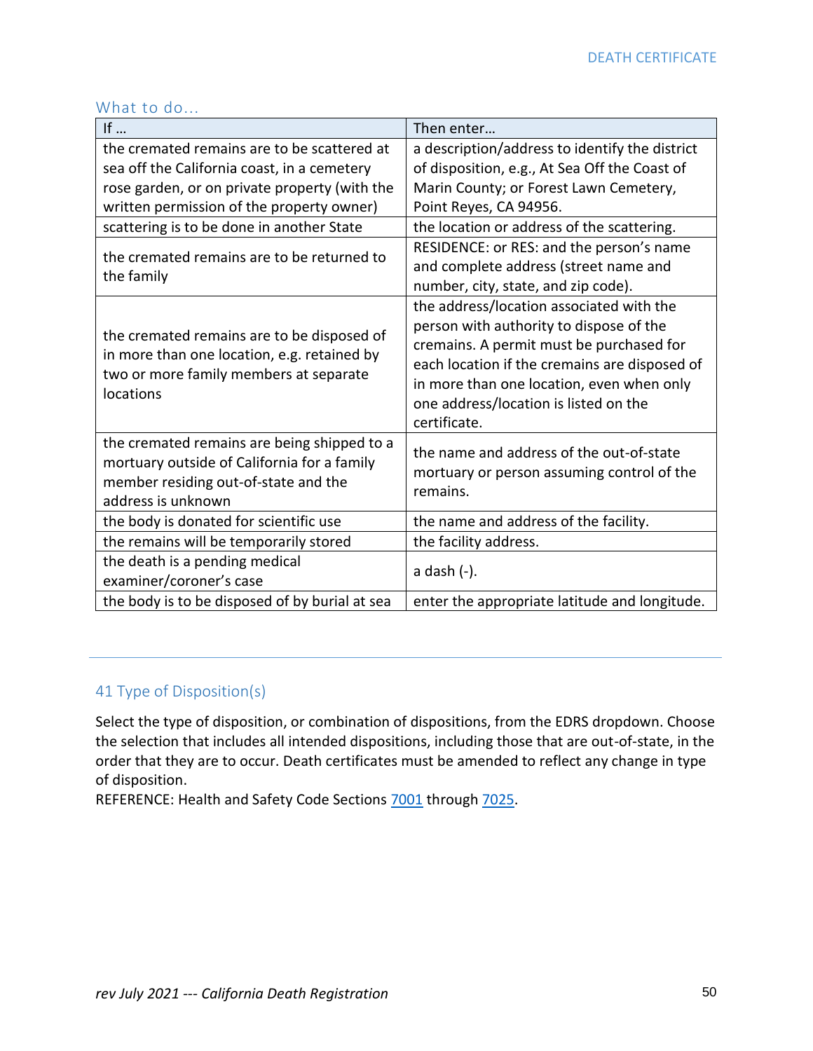### What to do…

| If … | Then enter… |
|---|---|
| the cremated remains are to be scattered at sea off the California coast, in a cemetery rose garden, or on private property (with the written permission of the property owner) | a description/address to identify the district of disposition, e.g., At Sea Off the Coast of Marin County; or Forest Lawn Cemetery, Point Reyes, CA 94956. |
| scattering is to be done in another State | the location or address of the scattering. |
| the cremated remains are to be returned to the family | RESIDENCE: or RES: and the person's name and complete address (street name and number, city, state, and zip code). |
| the cremated remains are to be disposed of in more than one location, e.g. retained by two or more family members at separate locations | the address/location associated with the person with authority to dispose of the cremains. A permit must be purchased for each location if the cremains are disposed of in more than one location, even when only one address/location is listed on the certificate. |
| the cremated remains are being shipped to a mortuary outside of California for a family member residing out-of-state and the address is unknown | the name and address of the out-of-state mortuary or person assuming control of the remains. |
| the body is donated for scientific use | the name and address of the facility. |
| the remains will be temporarily stored | the facility address. |
| the death is a pending medical examiner/coroner's case | a dash (-). |
| the body is to be disposed of by burial at sea | enter the appropriate latitude and longitude. |

## 41 Type of Disposition(s)

Select the type of disposition, or combination of dispositions, from the EDRS dropdown. Choose the selection that includes all intended dispositions, including those that are out-of-state, in the order that they are to occur. Death certificates must be amended to reflect any change in type of disposition.

REFERENCE: Health and Safety Code Sections 7001 through 7025.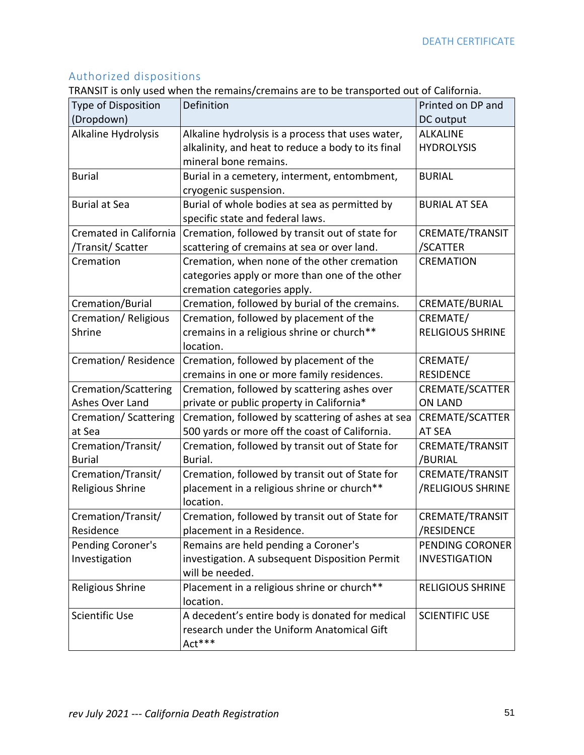## Authorized dispositions

TRANSIT is only used when the remains/cremains are to be transported out of California.

| Type of Disposition (Dropdown) | Definition | Printed on DP and DC output |
|---|---|---|
| Alkaline Hydrolysis | Alkaline hydrolysis is a process that uses water, alkalinity, and heat to reduce a body to its final mineral bone remains. | ALKALINE HYDROLYSIS |
| Burial | Burial in a cemetery, interment, entombment, cryogenic suspension. | BURIAL |
| Burial at Sea | Burial of whole bodies at sea as permitted by specific state and federal laws. | BURIAL AT SEA |
| Cremated in California /Transit/ Scatter | Cremation, followed by transit out of state for scattering of cremains at sea or over land. | CREMATE/TRANSIT /SCATTER |
| Cremation | Cremation, when none of the other cremation categories apply or more than one of the other cremation categories apply. | CREMATION |
| Cremation/Burial | Cremation, followed by burial of the cremains. | CREMATE/BURIAL |
| Cremation/ Religious Shrine | Cremation, followed by placement of the cremains in a religious shrine or church** location. | CREMATE/ RELIGIOUS SHRINE |
| Cremation/ Residence | Cremation, followed by placement of the cremains in one or more family residences. | CREMATE/ RESIDENCE |
| Cremation/Scattering Ashes Over Land | Cremation, followed by scattering ashes over private or public property in California* | CREMATE/SCATTER ON LAND |
| Cremation/ Scattering at Sea | Cremation, followed by scattering of ashes at sea 500 yards or more off the coast of California. | CREMATE/SCATTER AT SEA |
| Cremation/Transit/ Burial | Cremation, followed by transit out of State for Burial. | CREMATE/TRANSIT /BURIAL |
| Cremation/Transit/ Religious Shrine | Cremation, followed by transit out of State for placement in a religious shrine or church** location. | CREMATE/TRANSIT /RELIGIOUS SHRINE |
| Cremation/Transit/ Residence | Cremation, followed by transit out of State for placement in a Residence. | CREMATE/TRANSIT /RESIDENCE |
| Pending Coroner's Investigation | Remains are held pending a Coroner's investigation. A subsequent Disposition Permit will be needed. | PENDING CORONER INVESTIGATION |
| Religious Shrine | Placement in a religious shrine or church** location. | RELIGIOUS SHRINE |
| Scientific Use | A decedent's entire body is donated for medical research under the Uniform Anatomical Gift Act*** | SCIENTIFIC USE |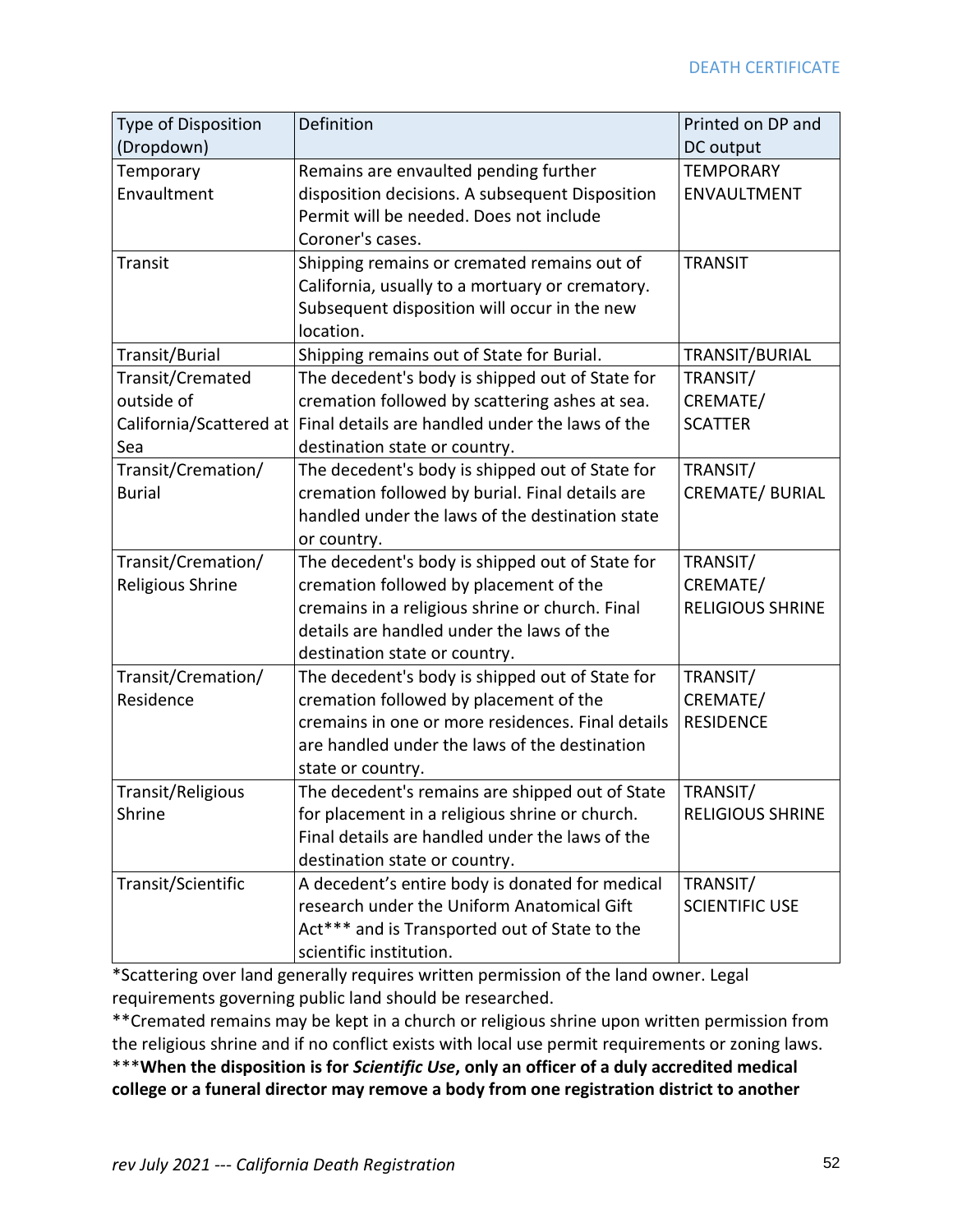| Type of Disposition (Dropdown) | Definition | Printed on DP and DC output |
|---|---|---|
| Temporary Envaultment | Remains are envaulted pending further disposition decisions. A subsequent Disposition Permit will be needed. Does not include Coroner's cases. | TEMPORARY ENVAULTMENT |
| Transit | Shipping remains or cremated remains out of California, usually to a mortuary or crematory. Subsequent disposition will occur in the new location. | TRANSIT |
| Transit/Burial | Shipping remains out of State for Burial. | TRANSIT/BURIAL |
| Transit/Cremated outside of California/Scattered at Sea | The decedent's body is shipped out of State for cremation followed by scattering ashes at sea. Final details are handled under the laws of the destination state or country. | TRANSIT/ CREMATE/ SCATTER |
| Transit/Cremation/ Burial | The decedent's body is shipped out of State for cremation followed by burial. Final details are handled under the laws of the destination state or country. | TRANSIT/ CREMATE/ BURIAL |
| Transit/Cremation/ Religious Shrine | The decedent's body is shipped out of State for cremation followed by placement of the cremains in a religious shrine or church. Final details are handled under the laws of the destination state or country. | TRANSIT/ CREMATE/ RELIGIOUS SHRINE |
| Transit/Cremation/ Residence | The decedent's body is shipped out of State for cremation followed by placement of the cremains in one or more residences. Final details are handled under the laws of the destination state or country. | TRANSIT/ CREMATE/ RESIDENCE |
| Transit/Religious Shrine | The decedent's remains are shipped out of State for placement in a religious shrine or church. Final details are handled under the laws of the destination state or country. | TRANSIT/ RELIGIOUS SHRINE |
| Transit/Scientific | A decedent's entire body is donated for medical research under the Uniform Anatomical Gift Act*** and is Transported out of State to the scientific institution. | TRANSIT/ SCIENTIFIC USE |

*Scattering over land generally requires written permission of the land owner. Legal requirements governing public land should be researched.

**Cremated remains may be kept in a church or religious shrine upon written permission from the religious shrine and if no conflict exists with local use permit requirements or zoning laws.

***When the disposition is for ***Scientific Use***, only an officer of a duly accredited medical college or a funeral director may remove a body from one registration district to another**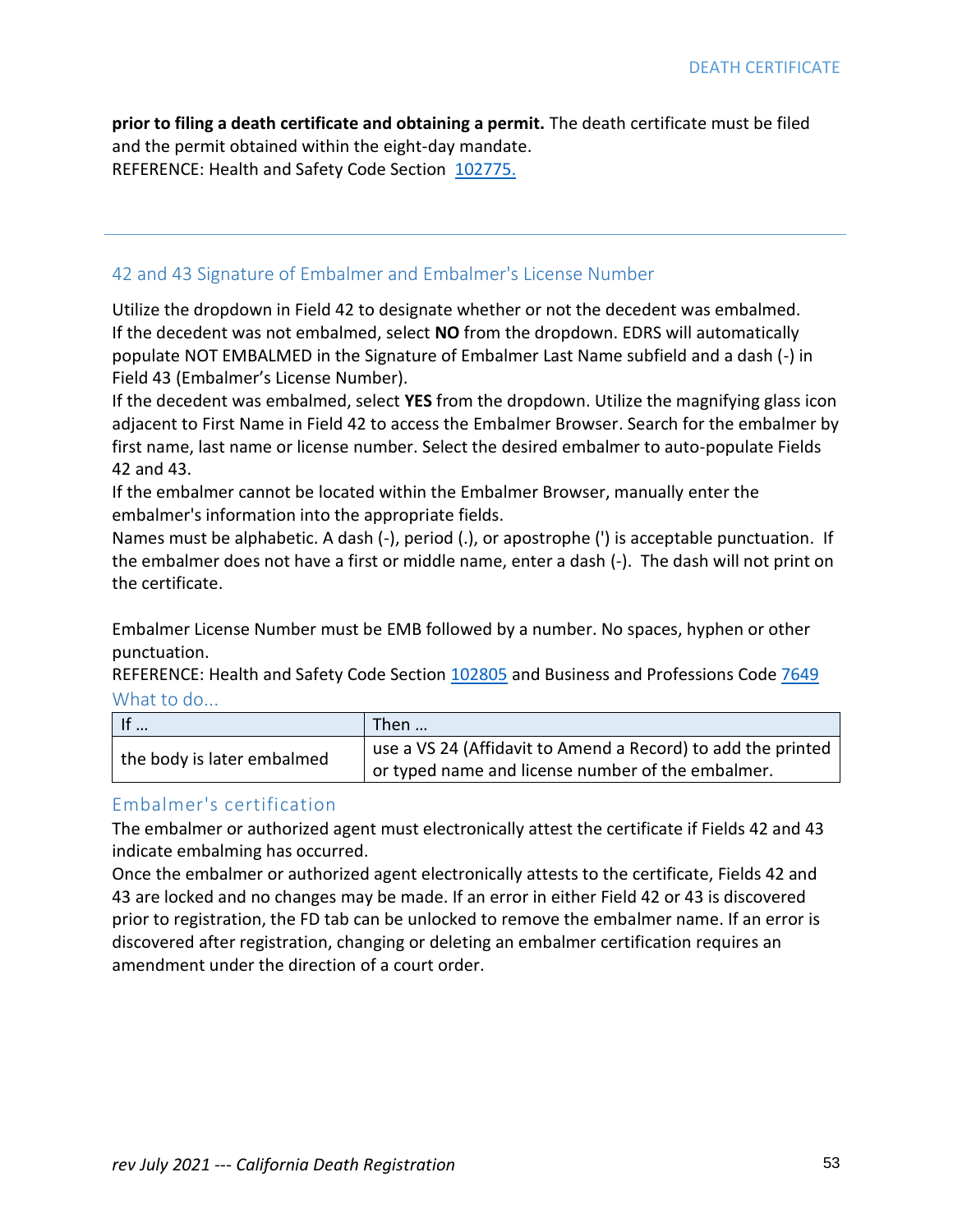**prior to filing a death certificate and obtaining a permit.** The death certificate must be filed and the permit obtained within the eight-day mandate.
REFERENCE: Health and Safety Code Section 102775.

---

## 42 and 43 Signature of Embalmer and Embalmer's License Number

Utilize the dropdown in Field 42 to designate whether or not the decedent was embalmed.
If the decedent was not embalmed, select **NO** from the dropdown. EDRS will automatically populate NOT EMBALMED in the Signature of Embalmer Last Name subfield and a dash (-) in Field 43 (Embalmer's License Number).
If the decedent was embalmed, select **YES** from the dropdown. Utilize the magnifying glass icon adjacent to First Name in Field 42 to access the Embalmer Browser. Search for the embalmer by first name, last name or license number. Select the desired embalmer to auto-populate Fields 42 and 43.
If the embalmer cannot be located within the Embalmer Browser, manually enter the embalmer's information into the appropriate fields.
Names must be alphabetic. A dash (-), period (.), or apostrophe (') is acceptable punctuation. If the embalmer does not have a first or middle name, enter a dash (-). The dash will not print on the certificate.

Embalmer License Number must be EMB followed by a number. No spaces, hyphen or other punctuation.
REFERENCE: Health and Safety Code Section 102805 and Business and Professions Code 7649

### What to do...

| If … | Then … |
|---|---|
| the body is later embalmed | use a VS 24 (Affidavit to Amend a Record) to add the printed or typed name and license number of the embalmer. |

### Embalmer's certification

The embalmer or authorized agent must electronically attest the certificate if Fields 42 and 43 indicate embalming has occurred.
Once the embalmer or authorized agent electronically attests to the certificate, Fields 42 and 43 are locked and no changes may be made. If an error in either Field 42 or 43 is discovered prior to registration, the FD tab can be unlocked to remove the embalmer name. If an error is discovered after registration, changing or deleting an embalmer certification requires an amendment under the direction of a court order.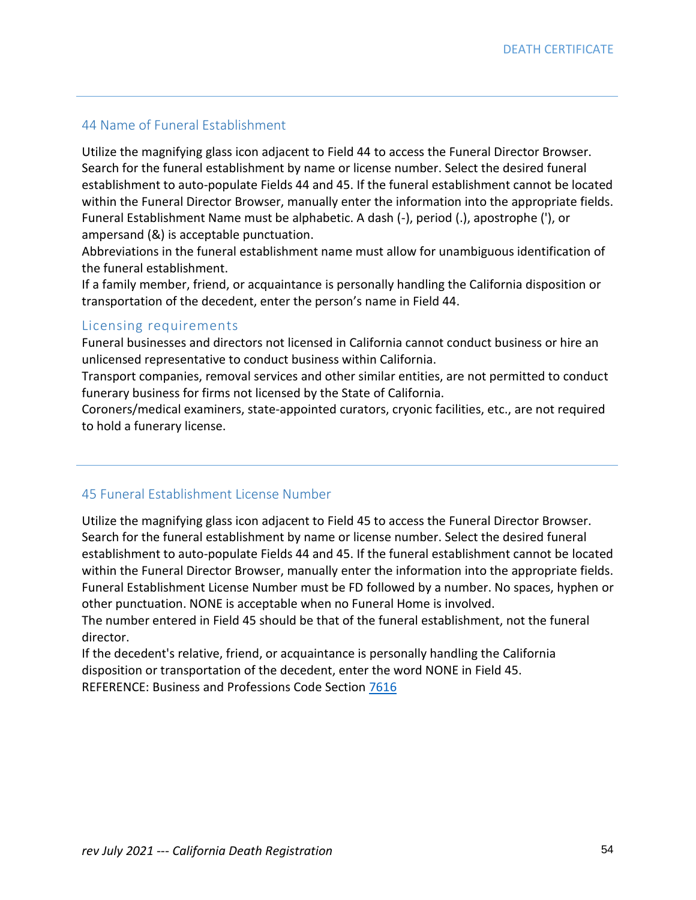## 44 Name of Funeral Establishment

Utilize the magnifying glass icon adjacent to Field 44 to access the Funeral Director Browser. Search for the funeral establishment by name or license number. Select the desired funeral establishment to auto-populate Fields 44 and 45. If the funeral establishment cannot be located within the Funeral Director Browser, manually enter the information into the appropriate fields. Funeral Establishment Name must be alphabetic. A dash (-), period (.), apostrophe ('), or ampersand (&) is acceptable punctuation.

Abbreviations in the funeral establishment name must allow for unambiguous identification of the funeral establishment.

If a family member, friend, or acquaintance is personally handling the California disposition or transportation of the decedent, enter the person's name in Field 44.

### Licensing requirements

Funeral businesses and directors not licensed in California cannot conduct business or hire an unlicensed representative to conduct business within California.

Transport companies, removal services and other similar entities, are not permitted to conduct funerary business for firms not licensed by the State of California.

Coroners/medical examiners, state-appointed curators, cryonic facilities, etc., are not required to hold a funerary license.

## 45 Funeral Establishment License Number

Utilize the magnifying glass icon adjacent to Field 45 to access the Funeral Director Browser. Search for the funeral establishment by name or license number. Select the desired funeral establishment to auto-populate Fields 44 and 45. If the funeral establishment cannot be located within the Funeral Director Browser, manually enter the information into the appropriate fields. Funeral Establishment License Number must be FD followed by a number. No spaces, hyphen or other punctuation. NONE is acceptable when no Funeral Home is involved.

The number entered in Field 45 should be that of the funeral establishment, not the funeral director.

If the decedent's relative, friend, or acquaintance is personally handling the California disposition or transportation of the decedent, enter the word NONE in Field 45.

REFERENCE: Business and Professions Code Section 7616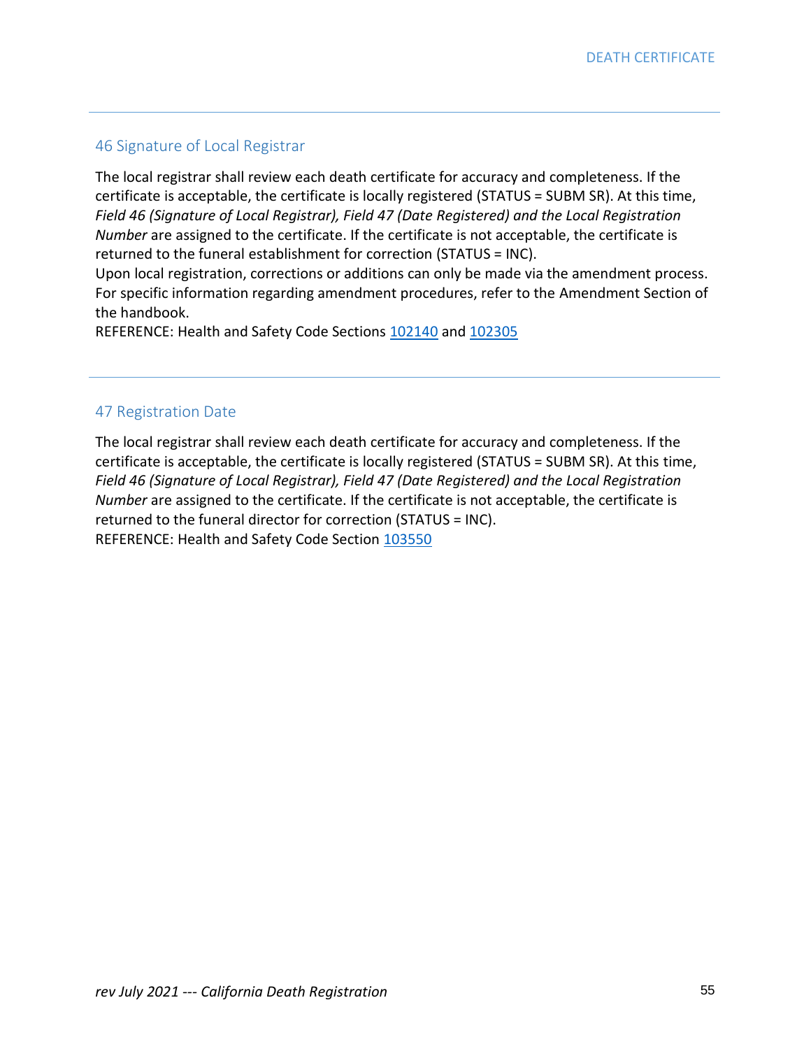## 46 Signature of Local Registrar

The local registrar shall review each death certificate for accuracy and completeness. If the certificate is acceptable, the certificate is locally registered (STATUS = SUBM SR). At this time, *Field 46 (Signature of Local Registrar), Field 47 (Date Registered) and the Local Registration Number* are assigned to the certificate. If the certificate is not acceptable, the certificate is returned to the funeral establishment for correction (STATUS = INC).

Upon local registration, corrections or additions can only be made via the amendment process. For specific information regarding amendment procedures, refer to the Amendment Section of the handbook.

REFERENCE: Health and Safety Code Sections 102140 and 102305

## 47 Registration Date

The local registrar shall review each death certificate for accuracy and completeness. If the certificate is acceptable, the certificate is locally registered (STATUS = SUBM SR). At this time, *Field 46 (Signature of Local Registrar), Field 47 (Date Registered) and the Local Registration Number* are assigned to the certificate. If the certificate is not acceptable, the certificate is returned to the funeral director for correction (STATUS = INC).

REFERENCE: Health and Safety Code Section 103550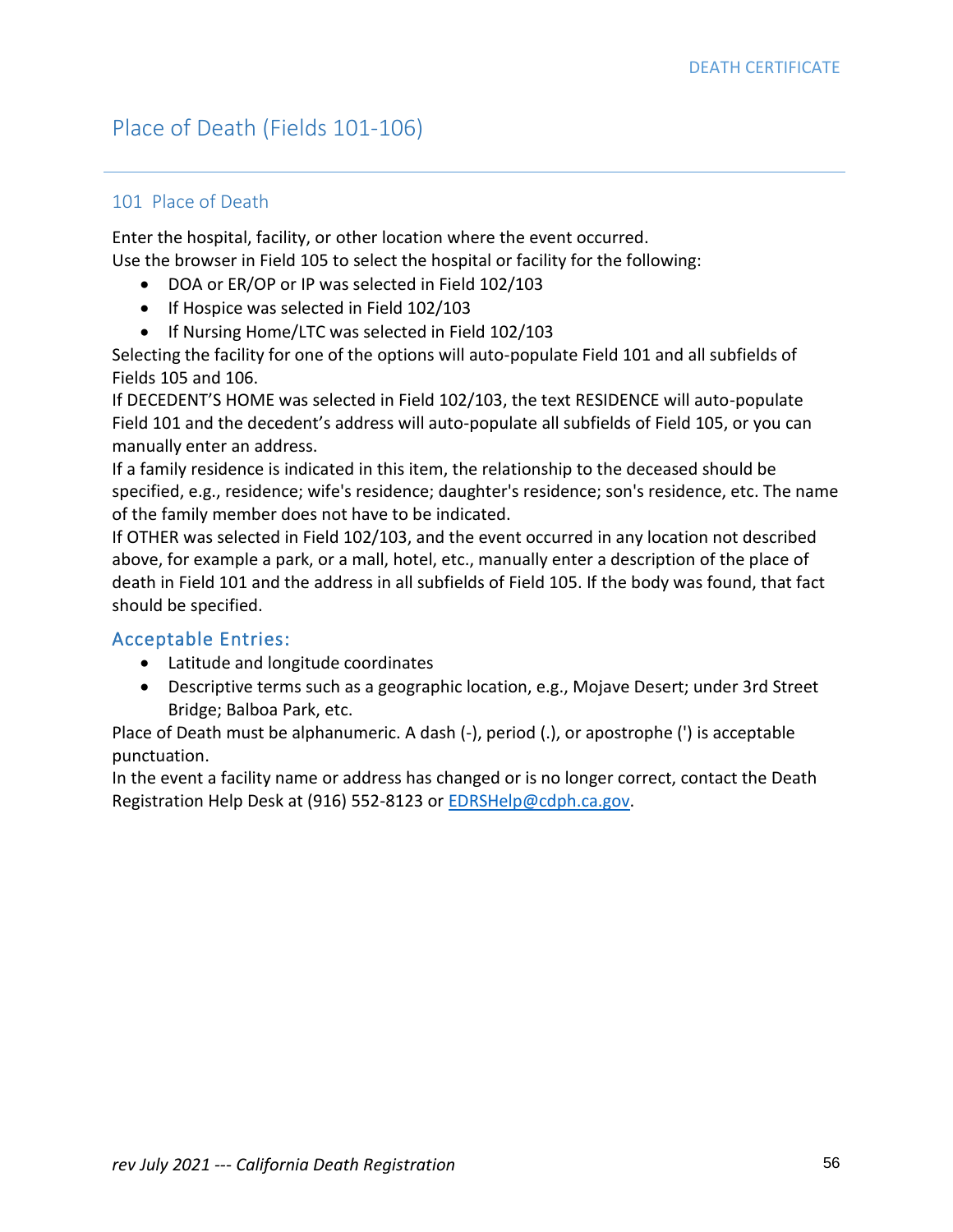# Place of Death (Fields 101-106)

## 101 Place of Death

Enter the hospital, facility, or other location where the event occurred.
Use the browser in Field 105 to select the hospital or facility for the following:

- DOA or ER/OP or IP was selected in Field 102/103
- If Hospice was selected in Field 102/103
- If Nursing Home/LTC was selected in Field 102/103

Selecting the facility for one of the options will auto-populate Field 101 and all subfields of Fields 105 and 106.

If DECEDENT'S HOME was selected in Field 102/103, the text RESIDENCE will auto-populate Field 101 and the decedent's address will auto-populate all subfields of Field 105, or you can manually enter an address.

If a family residence is indicated in this item, the relationship to the deceased should be specified, e.g., residence; wife's residence; daughter's residence; son's residence, etc. The name of the family member does not have to be indicated.

If OTHER was selected in Field 102/103, and the event occurred in any location not described above, for example a park, or a mall, hotel, etc., manually enter a description of the place of death in Field 101 and the address in all subfields of Field 105. If the body was found, that fact should be specified.

### Acceptable Entries:

- Latitude and longitude coordinates
- Descriptive terms such as a geographic location, e.g., Mojave Desert; under 3rd Street Bridge; Balboa Park, etc.

Place of Death must be alphanumeric. A dash (-), period (.), or apostrophe (') is acceptable punctuation.

In the event a facility name or address has changed or is no longer correct, contact the Death Registration Help Desk at (916) 552-8123 or [EDRSHelp@cdph.ca.gov](mailto:EDRSHelp@cdph.ca.gov).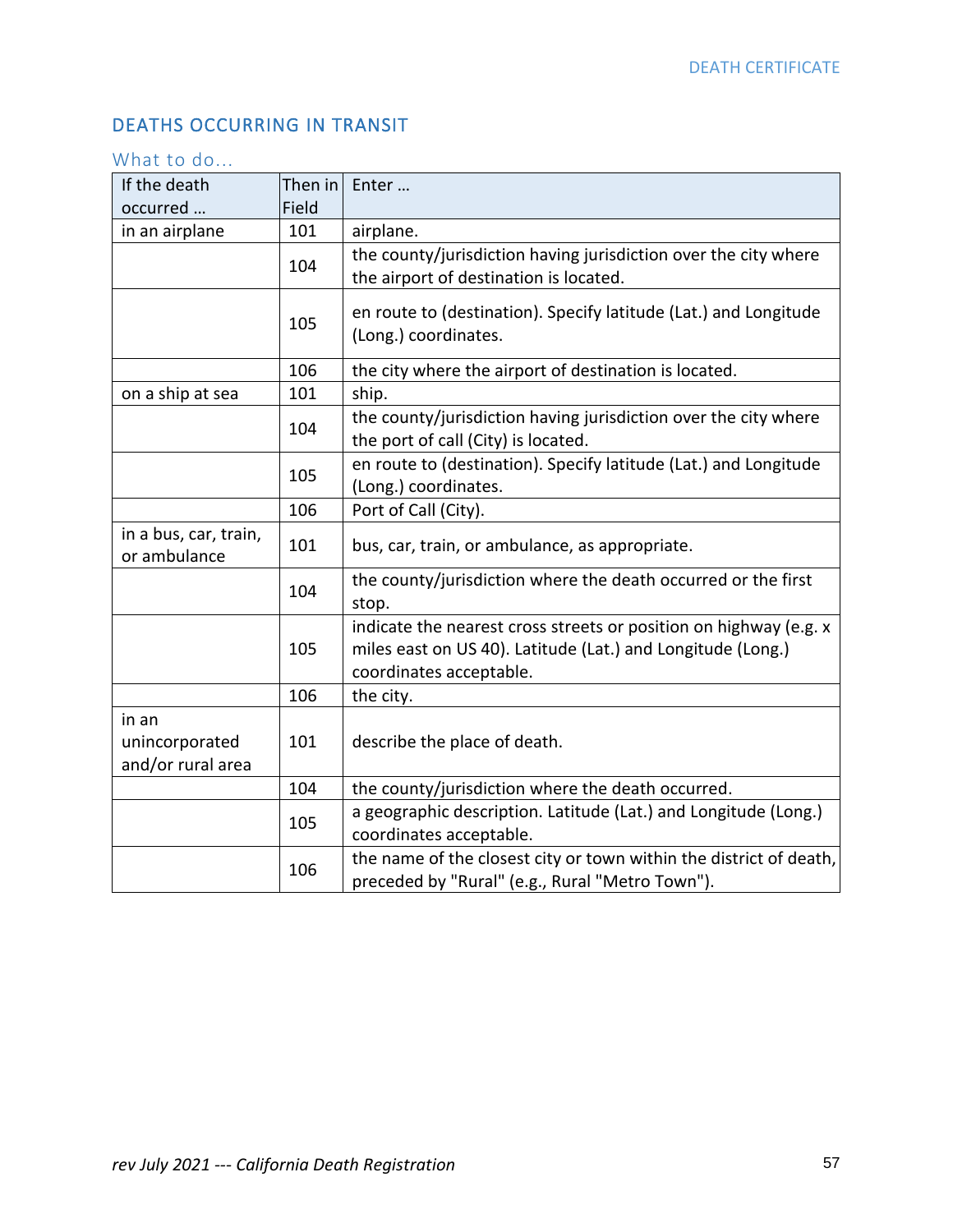## DEATHS OCCURRING IN TRANSIT

### What to do…

| If the death occurred … | Then in Field | Enter … |
|---|---|---|
| in an airplane | 101 | airplane. |
| | 104 | the county/jurisdiction having jurisdiction over the city where the airport of destination is located. |
| | 105 | en route to (destination). Specify latitude (Lat.) and Longitude (Long.) coordinates. |
| | 106 | the city where the airport of destination is located. |
| on a ship at sea | 101 | ship. |
| | 104 | the county/jurisdiction having jurisdiction over the city where the port of call (City) is located. |
| | 105 | en route to (destination). Specify latitude (Lat.) and Longitude (Long.) coordinates. |
| | 106 | Port of Call (City). |
| in a bus, car, train, or ambulance | 101 | bus, car, train, or ambulance, as appropriate. |
| | 104 | the county/jurisdiction where the death occurred or the first stop. |
| | 105 | indicate the nearest cross streets or position on highway (e.g. x miles east on US 40). Latitude (Lat.) and Longitude (Long.) coordinates acceptable. |
| | 106 | the city. |
| in an unincorporated and/or rural area | 101 | describe the place of death. |
| | 104 | the county/jurisdiction where the death occurred. |
| | 105 | a geographic description. Latitude (Lat.) and Longitude (Long.) coordinates acceptable. |
| | 106 | the name of the closest city or town within the district of death, preceded by "Rural" (e.g., Rural "Metro Town"). |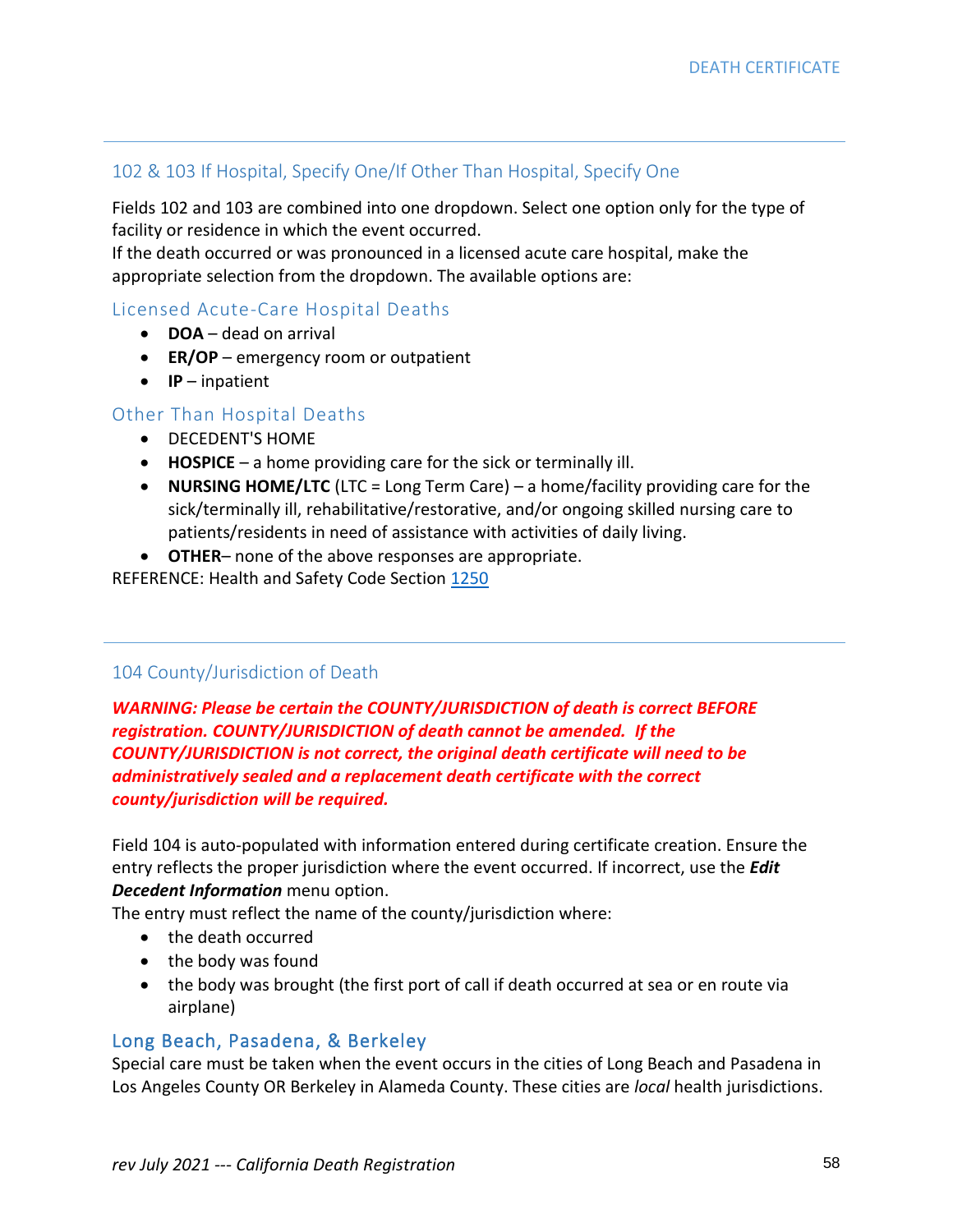## 102 & 103 If Hospital, Specify One/If Other Than Hospital, Specify One

Fields 102 and 103 are combined into one dropdown. Select one option only for the type of facility or residence in which the event occurred.
If the death occurred or was pronounced in a licensed acute care hospital, make the appropriate selection from the dropdown. The available options are:

### Licensed Acute-Care Hospital Deaths

- **DOA** – dead on arrival
- **ER/OP** – emergency room or outpatient
- **IP** – inpatient

### Other Than Hospital Deaths

- DECEDENT'S HOME
- **HOSPICE** – a home providing care for the sick or terminally ill.
- **NURSING HOME/LTC** (LTC = Long Term Care) – a home/facility providing care for the sick/terminally ill, rehabilitative/restorative, and/or ongoing skilled nursing care to patients/residents in need of assistance with activities of daily living.
- **OTHER**– none of the above responses are appropriate.

REFERENCE: Health and Safety Code Section [1250]

## 104 County/Jurisdiction of Death

***WARNING: Please be certain the COUNTY/JURISDICTION of death is correct BEFORE registration. COUNTY/JURISDICTION of death cannot be amended. If the COUNTY/JURISDICTION is not correct, the original death certificate will need to be administratively sealed and a replacement death certificate with the correct county/jurisdiction will be required.***

Field 104 is auto-populated with information entered during certificate creation. Ensure the entry reflects the proper jurisdiction where the event occurred. If incorrect, use the ***Edit Decedent Information*** menu option.
The entry must reflect the name of the county/jurisdiction where:

- the death occurred
- the body was found
- the body was brought (the first port of call if death occurred at sea or en route via airplane)

### Long Beach, Pasadena, & Berkeley

Special care must be taken when the event occurs in the cities of Long Beach and Pasadena in Los Angeles County OR Berkeley in Alameda County. These cities are *local* health jurisdictions.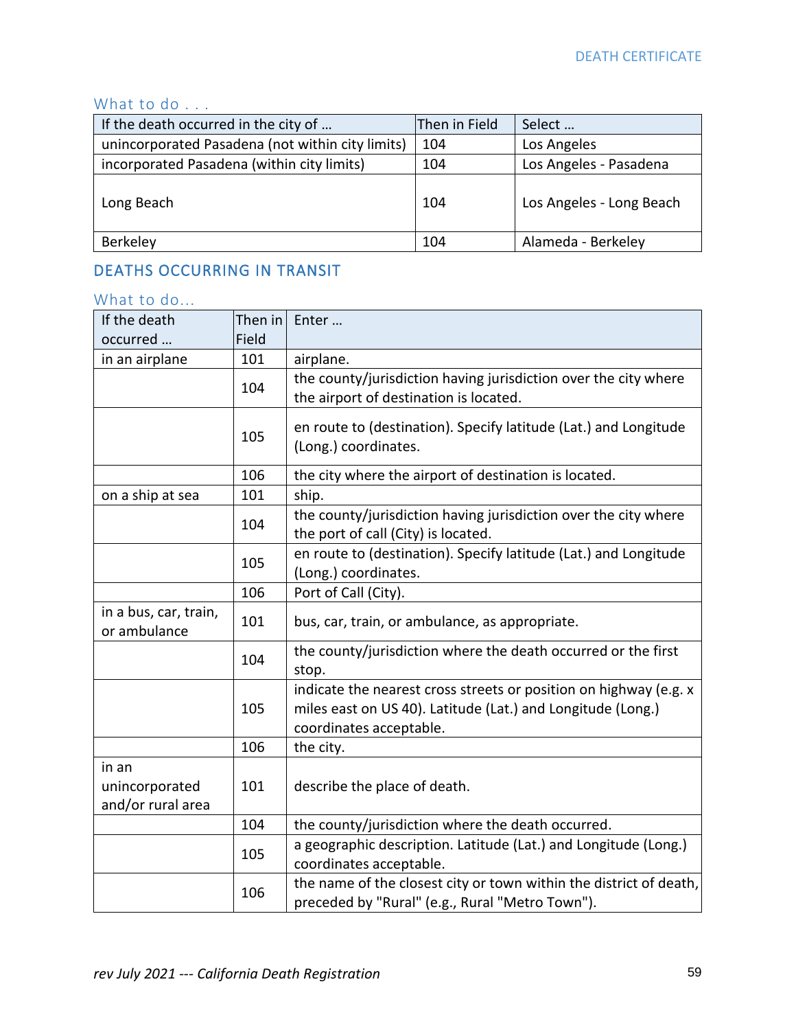### What to do . . .

| If the death occurred in the city of … | Then in Field | Select … |
|---|---|---|
| unincorporated Pasadena (not within city limits) | 104 | Los Angeles |
| incorporated Pasadena (within city limits) | 104 | Los Angeles - Pasadena |
| Long Beach | 104 | Los Angeles - Long Beach |
| Berkeley | 104 | Alameda - Berkeley |

## DEATHS OCCURRING IN TRANSIT

### What to do...

| If the death occurred … | Then in Field | Enter … |
|---|---|---|
| in an airplane | 101 | airplane. |
| | 104 | the county/jurisdiction having jurisdiction over the city where the airport of destination is located. |
| | 105 | en route to (destination). Specify latitude (Lat.) and Longitude (Long.) coordinates. |
| | 106 | the city where the airport of destination is located. |
| on a ship at sea | 101 | ship. |
| | 104 | the county/jurisdiction having jurisdiction over the city where the port of call (City) is located. |
| | 105 | en route to (destination). Specify latitude (Lat.) and Longitude (Long.) coordinates. |
| | 106 | Port of Call (City). |
| in a bus, car, train, or ambulance | 101 | bus, car, train, or ambulance, as appropriate. |
| | 104 | the county/jurisdiction where the death occurred or the first stop. |
| | 105 | indicate the nearest cross streets or position on highway (e.g. x miles east on US 40). Latitude (Lat.) and Longitude (Long.) coordinates acceptable. |
| | 106 | the city. |
| in an unincorporated and/or rural area | 101 | describe the place of death. |
| | 104 | the county/jurisdiction where the death occurred. |
| | 105 | a geographic description. Latitude (Lat.) and Longitude (Long.) coordinates acceptable. |
| | 106 | the name of the closest city or town within the district of death, preceded by "Rural" (e.g., Rural "Metro Town"). |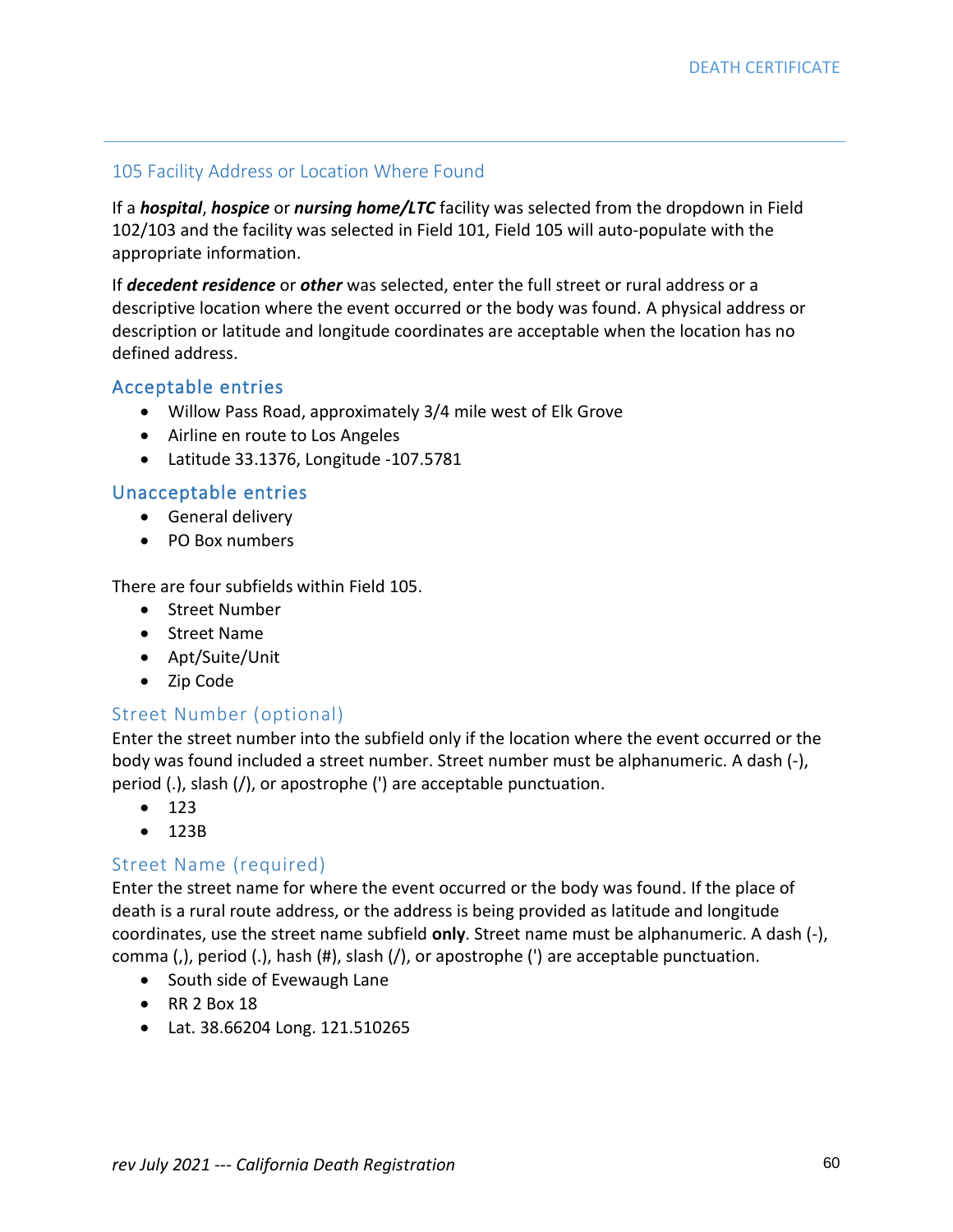## 105 Facility Address or Location Where Found

If a ***hospital***, ***hospice*** or ***nursing home/LTC*** facility was selected from the dropdown in Field 102/103 and the facility was selected in Field 101, Field 105 will auto-populate with the appropriate information.

If ***decedent residence*** or ***other*** was selected, enter the full street or rural address or a descriptive location where the event occurred or the body was found. A physical address or description or latitude and longitude coordinates are acceptable when the location has no defined address.

### Acceptable entries

- Willow Pass Road, approximately 3/4 mile west of Elk Grove
- Airline en route to Los Angeles
- Latitude 33.1376, Longitude -107.5781

### Unacceptable entries

- General delivery
- PO Box numbers

There are four subfields within Field 105.

- Street Number
- Street Name
- Apt/Suite/Unit
- Zip Code

### Street Number (optional)

Enter the street number into the subfield only if the location where the event occurred or the body was found included a street number. Street number must be alphanumeric. A dash (-), period (.), slash (/), or apostrophe (') are acceptable punctuation.

- 123
- 123B

### Street Name (required)

Enter the street name for where the event occurred or the body was found. If the place of death is a rural route address, or the address is being provided as latitude and longitude coordinates, use the street name subfield **only**. Street name must be alphanumeric. A dash (-), comma (,), period (.), hash (#), slash (/), or apostrophe (') are acceptable punctuation.

- South side of Evewaugh Lane
- RR 2 Box 18
- Lat. 38.66204 Long. 121.510265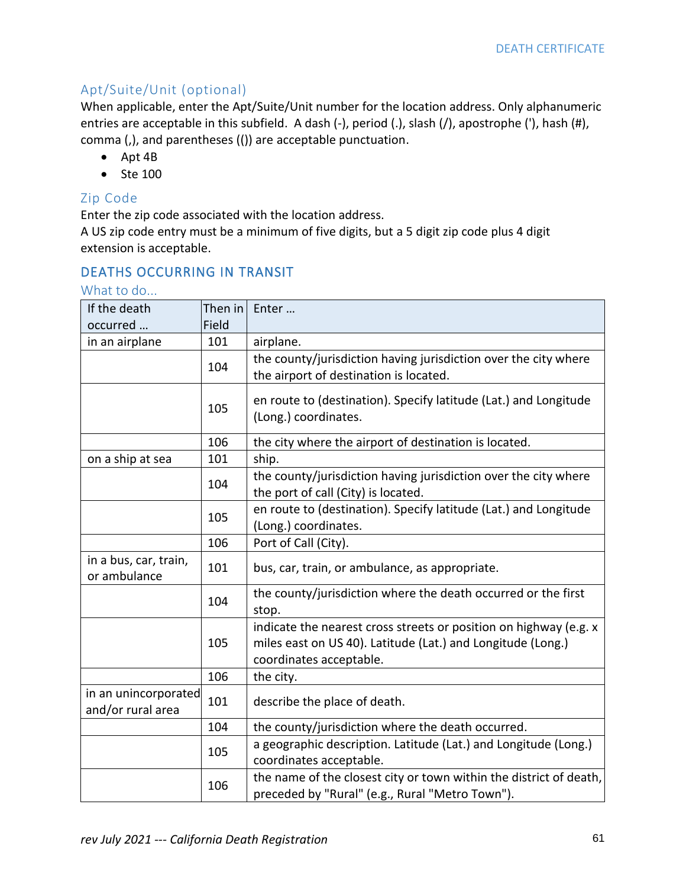### Apt/Suite/Unit (optional)

When applicable, enter the Apt/Suite/Unit number for the location address. Only alphanumeric entries are acceptable in this subfield. A dash (-), period (.), slash (/), apostrophe ('), hash (#), comma (,), and parentheses (()) are acceptable punctuation.

- Apt 4B
- Ste 100

### Zip Code

Enter the zip code associated with the location address.
A US zip code entry must be a minimum of five digits, but a 5 digit zip code plus 4 digit extension is acceptable.

## DEATHS OCCURRING IN TRANSIT

### What to do…

| If the death occurred … | Then in Field | Enter … |
|---|---|---|
| in an airplane | 101 | airplane. |
| | 104 | the county/jurisdiction having jurisdiction over the city where the airport of destination is located. |
| | 105 | en route to (destination). Specify latitude (Lat.) and Longitude (Long.) coordinates. |
| | 106 | the city where the airport of destination is located. |
| on a ship at sea | 101 | ship. |
| | 104 | the county/jurisdiction having jurisdiction over the city where the port of call (City) is located. |
| | 105 | en route to (destination). Specify latitude (Lat.) and Longitude (Long.) coordinates. |
| | 106 | Port of Call (City). |
| in a bus, car, train, or ambulance | 101 | bus, car, train, or ambulance, as appropriate. |
| | 104 | the county/jurisdiction where the death occurred or the first stop. |
| | 105 | indicate the nearest cross streets or position on highway (e.g. x miles east on US 40). Latitude (Lat.) and Longitude (Long.) coordinates acceptable. |
| | 106 | the city. |
| in an unincorporated and/or rural area | 101 | describe the place of death. |
| | 104 | the county/jurisdiction where the death occurred. |
| | 105 | a geographic description. Latitude (Lat.) and Longitude (Long.) coordinates acceptable. |
| | 106 | the name of the closest city or town within the district of death, preceded by "Rural" (e.g., Rural "Metro Town"). |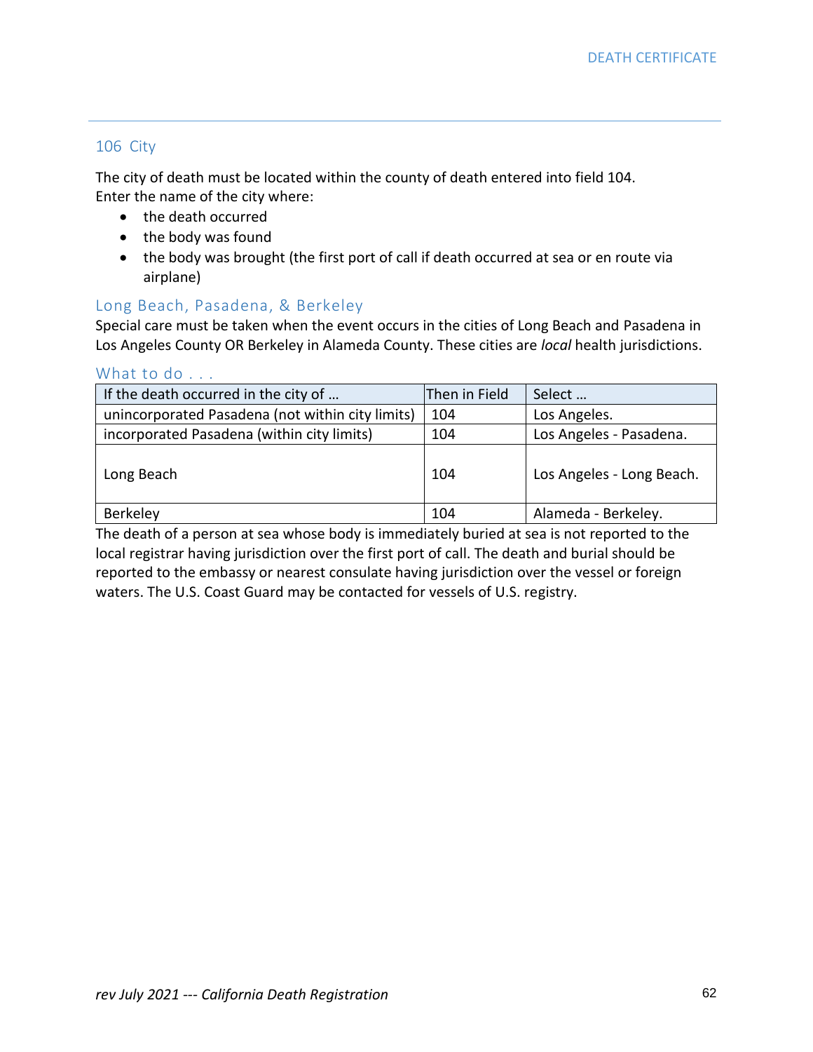## 106 City

The city of death must be located within the county of death entered into field 104.
Enter the name of the city where:

- the death occurred
- the body was found
- the body was brought (the first port of call if death occurred at sea or en route via airplane)

### Long Beach, Pasadena, & Berkeley

Special care must be taken when the event occurs in the cities of Long Beach and Pasadena in Los Angeles County OR Berkeley in Alameda County. These cities are *local* health jurisdictions.

### What to do . . .

| If the death occurred in the city of … | Then in Field | Select … |
|---|---|---|
| unincorporated Pasadena (not within city limits) | 104 | Los Angeles. |
| incorporated Pasadena (within city limits) | 104 | Los Angeles - Pasadena. |
| Long Beach | 104 | Los Angeles - Long Beach. |
| Berkeley | 104 | Alameda - Berkeley. |

The death of a person at sea whose body is immediately buried at sea is not reported to the local registrar having jurisdiction over the first port of call. The death and burial should be reported to the embassy or nearest consulate having jurisdiction over the vessel or foreign waters. The U.S. Coast Guard may be contacted for vessels of U.S. registry.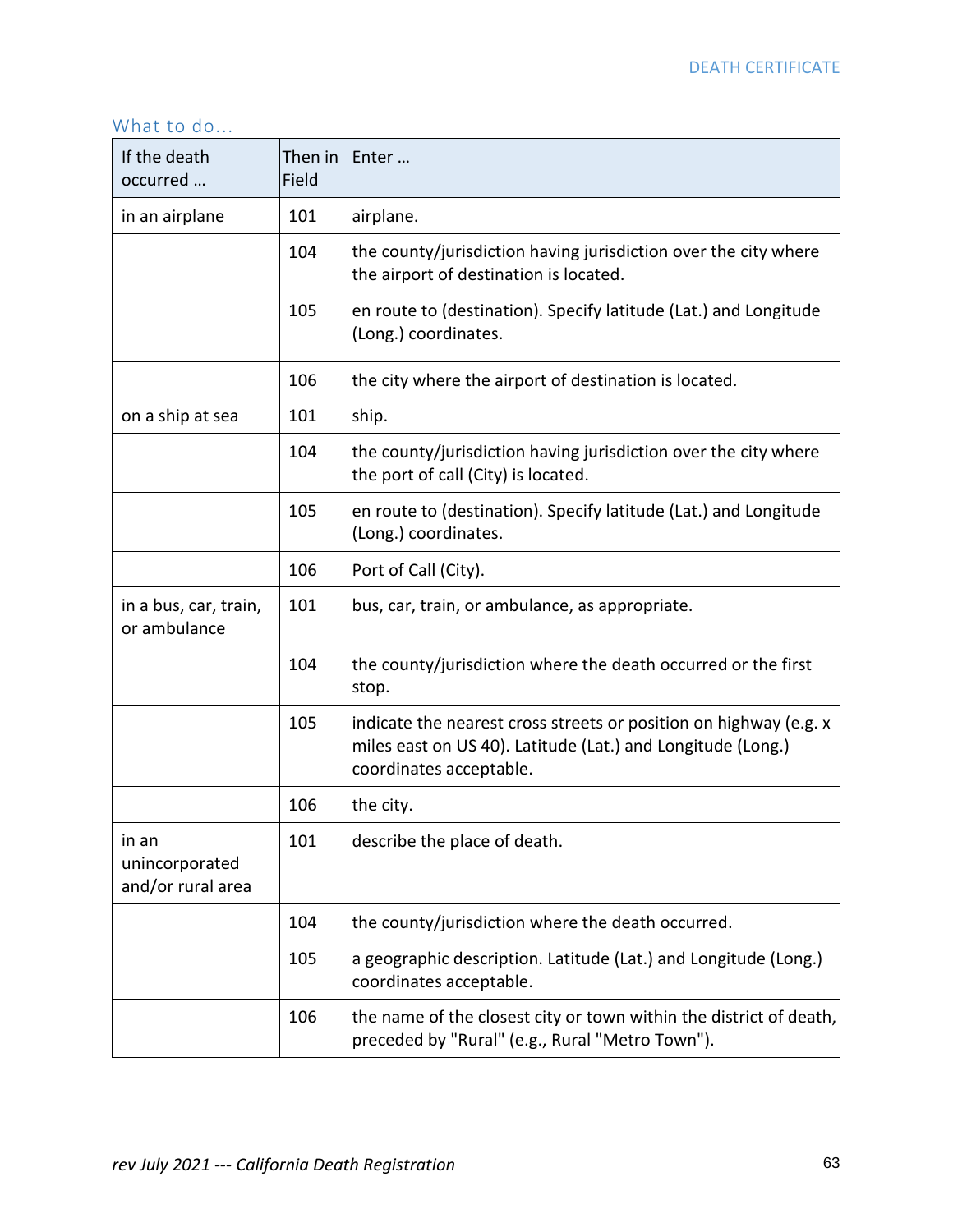## What to do…

| If the death occurred … | Then in Field | Enter … |
|---|---|---|
| in an airplane | 101 | airplane. |
| | 104 | the county/jurisdiction having jurisdiction over the city where the airport of destination is located. |
| | 105 | en route to (destination). Specify latitude (Lat.) and Longitude (Long.) coordinates. |
| | 106 | the city where the airport of destination is located. |
| on a ship at sea | 101 | ship. |
| | 104 | the county/jurisdiction having jurisdiction over the city where the port of call (City) is located. |
| | 105 | en route to (destination). Specify latitude (Lat.) and Longitude (Long.) coordinates. |
| | 106 | Port of Call (City). |
| in a bus, car, train, or ambulance | 101 | bus, car, train, or ambulance, as appropriate. |
| | 104 | the county/jurisdiction where the death occurred or the first stop. |
| | 105 | indicate the nearest cross streets or position on highway (e.g. x miles east on US 40). Latitude (Lat.) and Longitude (Long.) coordinates acceptable. |
| | 106 | the city. |
| in an unincorporated and/or rural area | 101 | describe the place of death. |
| | 104 | the county/jurisdiction where the death occurred. |
| | 105 | a geographic description. Latitude (Lat.) and Longitude (Long.) coordinates acceptable. |
| | 106 | the name of the closest city or town within the district of death, preceded by "Rural" (e.g., Rural "Metro Town"). |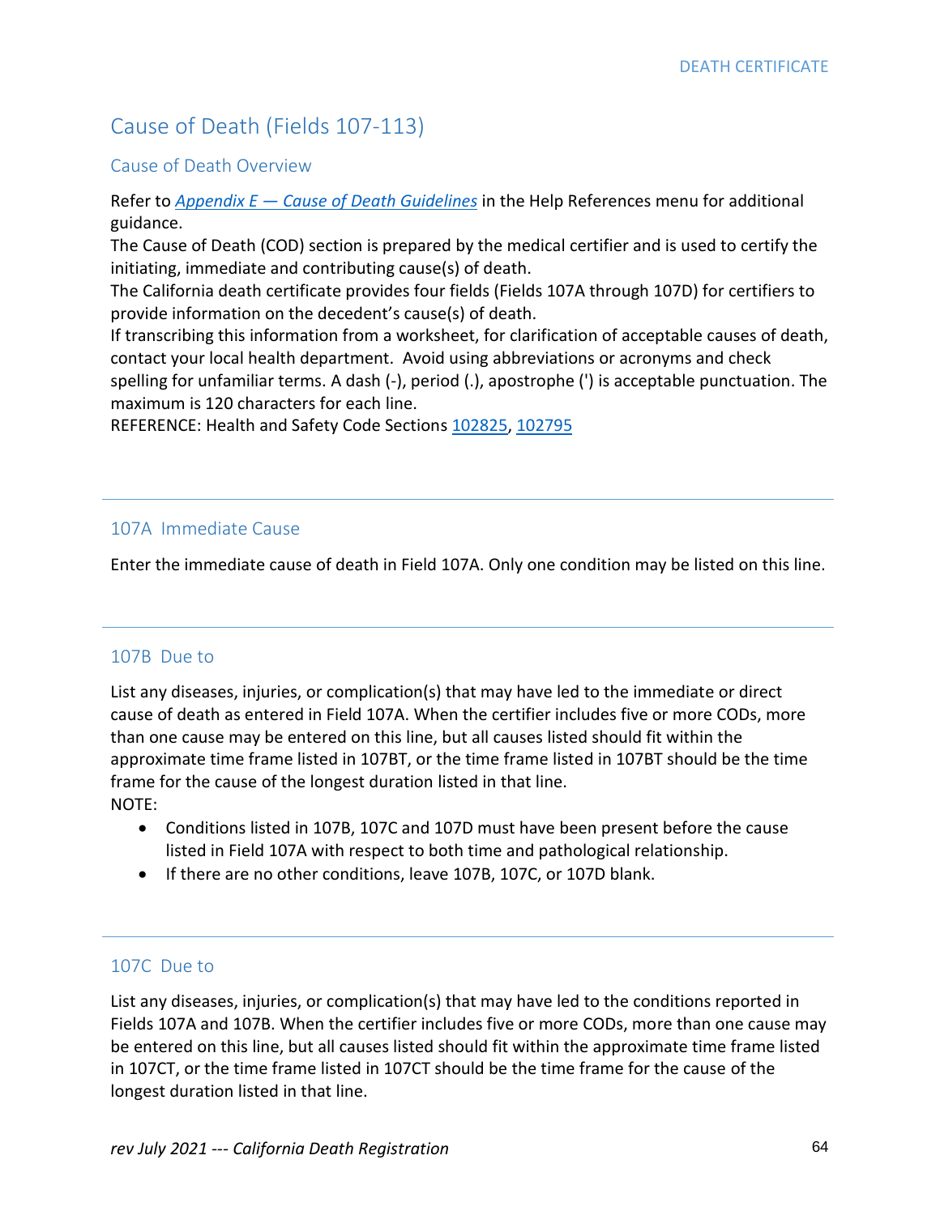# Cause of Death (Fields 107-113)

## Cause of Death Overview

Refer to *Appendix E — Cause of Death Guidelines* in the Help References menu for additional guidance.

The Cause of Death (COD) section is prepared by the medical certifier and is used to certify the initiating, immediate and contributing cause(s) of death.

The California death certificate provides four fields (Fields 107A through 107D) for certifiers to provide information on the decedent's cause(s) of death.

If transcribing this information from a worksheet, for clarification of acceptable causes of death, contact your local health department. Avoid using abbreviations or acronyms and check spelling for unfamiliar terms. A dash (-), period (.), apostrophe (') is acceptable punctuation. The maximum is 120 characters for each line.

REFERENCE: Health and Safety Code Sections 102825, 102795

---

## 107A Immediate Cause

Enter the immediate cause of death in Field 107A. Only one condition may be listed on this line.

---

## 107B Due to

List any diseases, injuries, or complication(s) that may have led to the immediate or direct cause of death as entered in Field 107A. When the certifier includes five or more CODs, more than one cause may be entered on this line, but all causes listed should fit within the approximate time frame listed in 107BT, or the time frame listed in 107BT should be the time frame for the cause of the longest duration listed in that line.

NOTE:

- Conditions listed in 107B, 107C and 107D must have been present before the cause listed in Field 107A with respect to both time and pathological relationship.
- If there are no other conditions, leave 107B, 107C, or 107D blank.

---

## 107C Due to

List any diseases, injuries, or complication(s) that may have led to the conditions reported in Fields 107A and 107B. When the certifier includes five or more CODs, more than one cause may be entered on this line, but all causes listed should fit within the approximate time frame listed in 107CT, or the time frame listed in 107CT should be the time frame for the cause of the longest duration listed in that line.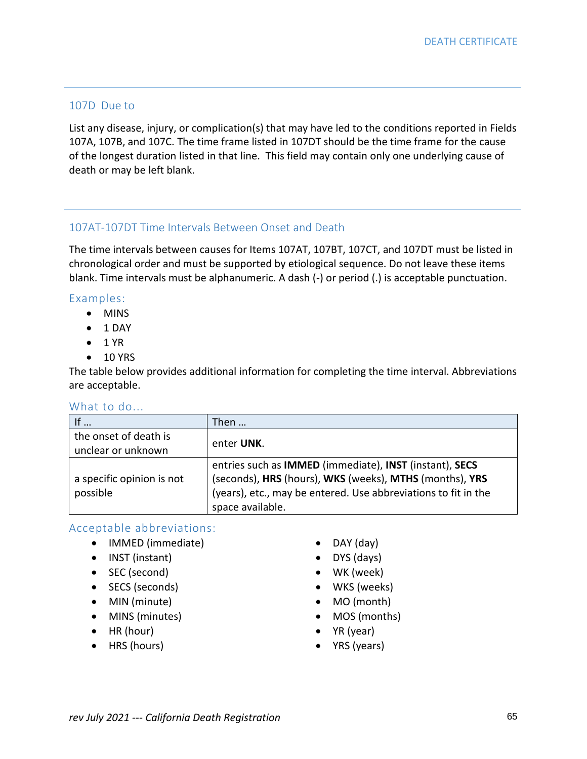## 107D Due to

List any disease, injury, or complication(s) that may have led to the conditions reported in Fields 107A, 107B, and 107C. The time frame listed in 107DT should be the time frame for the cause of the longest duration listed in that line. This field may contain only one underlying cause of death or may be left blank.

## 107AT-107DT Time Intervals Between Onset and Death

The time intervals between causes for Items 107AT, 107BT, 107CT, and 107DT must be listed in chronological order and must be supported by etiological sequence. Do not leave these items blank. Time intervals must be alphanumeric. A dash (-) or period (.) is acceptable punctuation.

### Examples:

- MINS
- 1 DAY
- 1 YR
- 10 YRS

The table below provides additional information for completing the time interval. Abbreviations are acceptable.

### What to do...

| If … | Then … |
|---|---|
| the onset of death is unclear or unknown | enter **UNK**. |
| a specific opinion is not possible | entries such as **IMMED** (immediate), **INST** (instant), **SECS** (seconds), **HRS** (hours), **WKS** (weeks), **MTHS** (months), **YRS** (years), etc., may be entered. Use abbreviations to fit in the space available. |

### Acceptable abbreviations:

- IMMED (immediate)
- INST (instant)
- SEC (second)
- SECS (seconds)
- MIN (minute)
- MINS (minutes)
- HR (hour)
- HRS (hours)
- DAY (day)
- DYS (days)
- WK (week)
- WKS (weeks)
- MO (month)
- MOS (months)
- YR (year)
- YRS (years)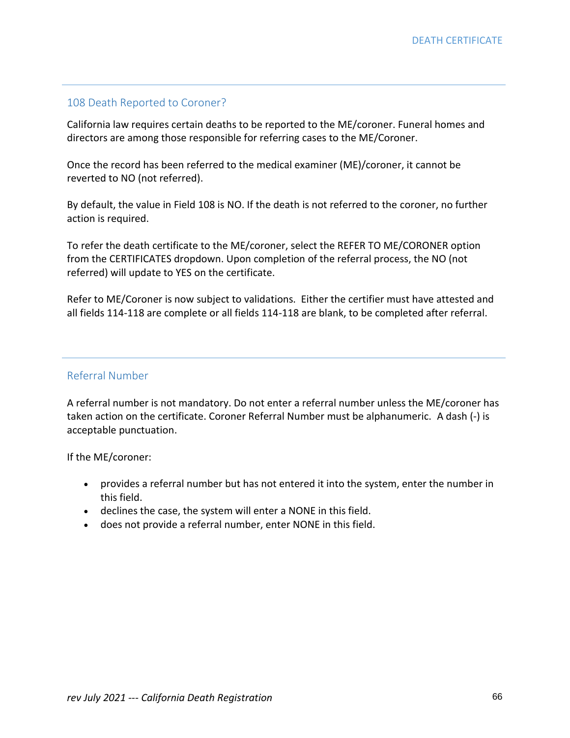## 108 Death Reported to Coroner?

California law requires certain deaths to be reported to the ME/coroner. Funeral homes and directors are among those responsible for referring cases to the ME/Coroner.

Once the record has been referred to the medical examiner (ME)/coroner, it cannot be reverted to NO (not referred).

By default, the value in Field 108 is NO. If the death is not referred to the coroner, no further action is required.

To refer the death certificate to the ME/coroner, select the REFER TO ME/CORONER option from the CERTIFICATES dropdown. Upon completion of the referral process, the NO (not referred) will update to YES on the certificate.

Refer to ME/Coroner is now subject to validations. Either the certifier must have attested and all fields 114-118 are complete or all fields 114-118 are blank, to be completed after referral.

## Referral Number

A referral number is not mandatory. Do not enter a referral number unless the ME/coroner has taken action on the certificate. Coroner Referral Number must be alphanumeric. A dash (-) is acceptable punctuation.

If the ME/coroner:

- provides a referral number but has not entered it into the system, enter the number in this field.
- declines the case, the system will enter a NONE in this field.
- does not provide a referral number, enter NONE in this field.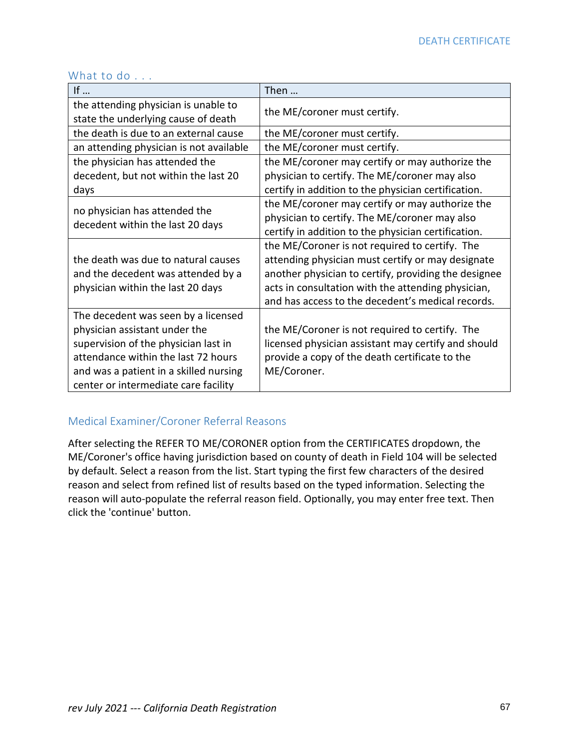### What to do . . .

| If … | Then … |
|---|---|
| the attending physician is unable to state the underlying cause of death | the ME/coroner must certify. |
| the death is due to an external cause | the ME/coroner must certify. |
| an attending physician is not available | the ME/coroner must certify. |
| the physician has attended the decedent, but not within the last 20 days | the ME/coroner may certify or may authorize the physician to certify. The ME/coroner may also certify in addition to the physician certification. |
| no physician has attended the decedent within the last 20 days | the ME/coroner may certify or may authorize the physician to certify. The ME/coroner may also certify in addition to the physician certification. |
| the death was due to natural causes and the decedent was attended by a physician within the last 20 days | the ME/Coroner is not required to certify. The attending physician must certify or may designate another physician to certify, providing the designee acts in consultation with the attending physician, and has access to the decedent's medical records. |
| The decedent was seen by a licensed physician assistant under the supervision of the physician last in attendance within the last 72 hours and was a patient in a skilled nursing center or intermediate care facility | the ME/Coroner is not required to certify. The licensed physician assistant may certify and should provide a copy of the death certificate to the ME/Coroner. |

## Medical Examiner/Coroner Referral Reasons

After selecting the REFER TO ME/CORONER option from the CERTIFICATES dropdown, the ME/Coroner's office having jurisdiction based on county of death in Field 104 will be selected by default. Select a reason from the list. Start typing the first few characters of the desired reason and select from refined list of results based on the typed information. Selecting the reason will auto-populate the referral reason field. Optionally, you may enter free text. Then click the 'continue' button.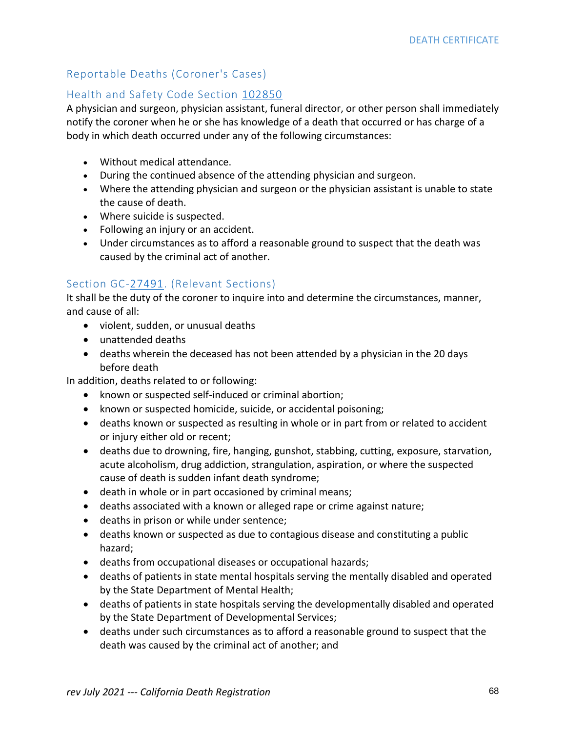## Reportable Deaths (Coroner's Cases)

### Health and Safety Code Section 102850

A physician and surgeon, physician assistant, funeral director, or other person shall immediately notify the coroner when he or she has knowledge of a death that occurred or has charge of a body in which death occurred under any of the following circumstances:

- Without medical attendance.
- During the continued absence of the attending physician and surgeon.
- Where the attending physician and surgeon or the physician assistant is unable to state the cause of death.
- Where suicide is suspected.
- Following an injury or an accident.
- Under circumstances as to afford a reasonable ground to suspect that the death was caused by the criminal act of another.

### Section GC-27491. (Relevant Sections)

It shall be the duty of the coroner to inquire into and determine the circumstances, manner, and cause of all:

- violent, sudden, or unusual deaths
- unattended deaths
- deaths wherein the deceased has not been attended by a physician in the 20 days before death

In addition, deaths related to or following:

- known or suspected self-induced or criminal abortion;
- known or suspected homicide, suicide, or accidental poisoning;
- deaths known or suspected as resulting in whole or in part from or related to accident or injury either old or recent;
- deaths due to drowning, fire, hanging, gunshot, stabbing, cutting, exposure, starvation, acute alcoholism, drug addiction, strangulation, aspiration, or where the suspected cause of death is sudden infant death syndrome;
- death in whole or in part occasioned by criminal means;
- deaths associated with a known or alleged rape or crime against nature;
- deaths in prison or while under sentence;
- deaths known or suspected as due to contagious disease and constituting a public hazard;
- deaths from occupational diseases or occupational hazards;
- deaths of patients in state mental hospitals serving the mentally disabled and operated by the State Department of Mental Health;
- deaths of patients in state hospitals serving the developmentally disabled and operated by the State Department of Developmental Services;
- deaths under such circumstances as to afford a reasonable ground to suspect that the death was caused by the criminal act of another; and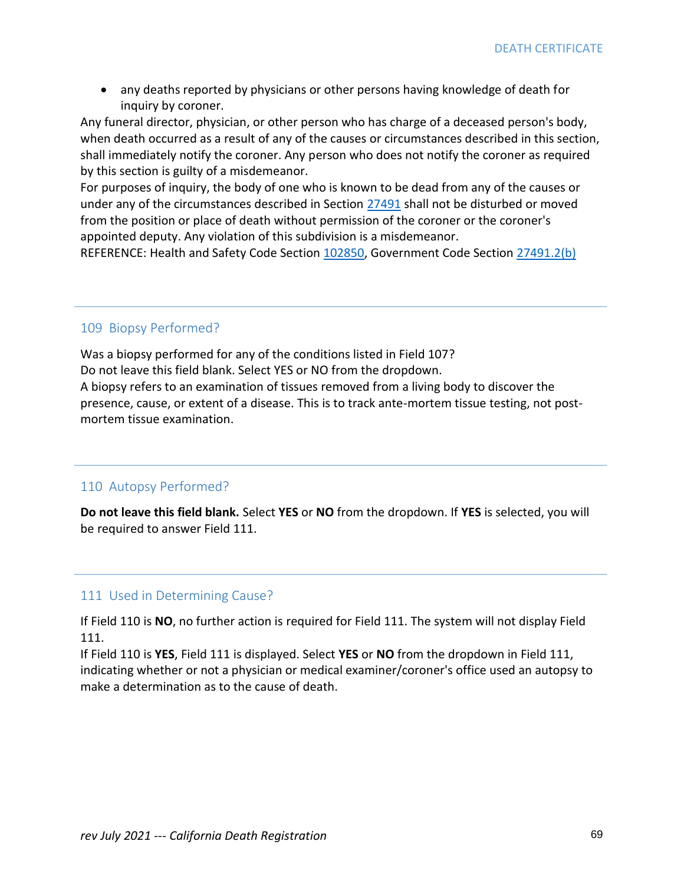- any deaths reported by physicians or other persons having knowledge of death for inquiry by coroner.

Any funeral director, physician, or other person who has charge of a deceased person's body, when death occurred as a result of any of the causes or circumstances described in this section, shall immediately notify the coroner. Any person who does not notify the coroner as required by this section is guilty of a misdemeanor.

For purposes of inquiry, the body of one who is known to be dead from any of the causes or under any of the circumstances described in Section 27491 shall not be disturbed or moved from the position or place of death without permission of the coroner or the coroner's appointed deputy. Any violation of this subdivision is a misdemeanor.

REFERENCE: Health and Safety Code Section 102850, Government Code Section 27491.2(b)

## 109 Biopsy Performed?

Was a biopsy performed for any of the conditions listed in Field 107?

Do not leave this field blank. Select YES or NO from the dropdown.

A biopsy refers to an examination of tissues removed from a living body to discover the presence, cause, or extent of a disease. This is to track ante-mortem tissue testing, not post-mortem tissue examination.

## 110 Autopsy Performed?

**Do not leave this field blank.** Select **YES** or **NO** from the dropdown. If **YES** is selected, you will be required to answer Field 111.

## 111 Used in Determining Cause?

If Field 110 is **NO**, no further action is required for Field 111. The system will not display Field 111.

If Field 110 is **YES**, Field 111 is displayed. Select **YES** or **NO** from the dropdown in Field 111, indicating whether or not a physician or medical examiner/coroner's office used an autopsy to make a determination as to the cause of death.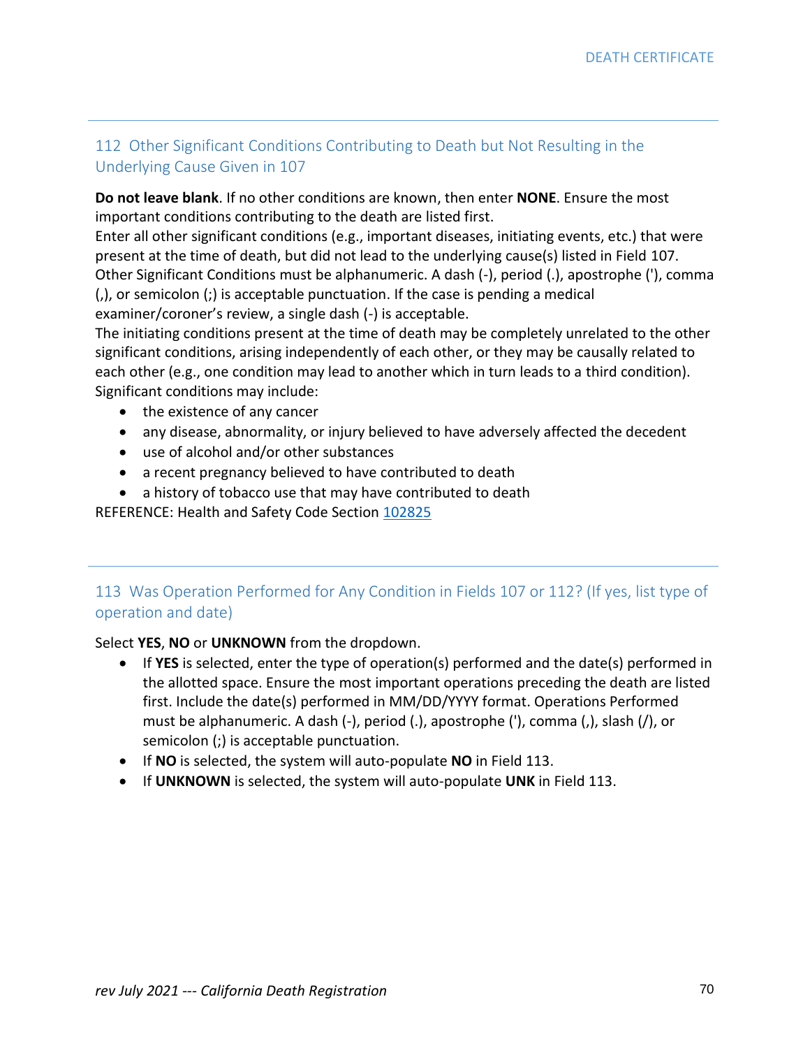## 112 Other Significant Conditions Contributing to Death but Not Resulting in the Underlying Cause Given in 107

**Do not leave blank**. If no other conditions are known, then enter **NONE**. Ensure the most important conditions contributing to the death are listed first.
Enter all other significant conditions (e.g., important diseases, initiating events, etc.) that were present at the time of death, but did not lead to the underlying cause(s) listed in Field 107.
Other Significant Conditions must be alphanumeric. A dash (-), period (.), apostrophe ('), comma (,), or semicolon (;) is acceptable punctuation. If the case is pending a medical examiner/coroner's review, a single dash (-) is acceptable.
The initiating conditions present at the time of death may be completely unrelated to the other significant conditions, arising independently of each other, or they may be causally related to each other (e.g., one condition may lead to another which in turn leads to a third condition).
Significant conditions may include:

- the existence of any cancer
- any disease, abnormality, or injury believed to have adversely affected the decedent
- use of alcohol and/or other substances
- a recent pregnancy believed to have contributed to death
- a history of tobacco use that may have contributed to death

REFERENCE: Health and Safety Code Section 102825

## 113 Was Operation Performed for Any Condition in Fields 107 or 112? (If yes, list type of operation and date)

Select **YES**, **NO** or **UNKNOWN** from the dropdown.

- If **YES** is selected, enter the type of operation(s) performed and the date(s) performed in the allotted space. Ensure the most important operations preceding the death are listed first. Include the date(s) performed in MM/DD/YYYY format. Operations Performed must be alphanumeric. A dash (-), period (.), apostrophe ('), comma (,), slash (/), or semicolon (;) is acceptable punctuation.
- If **NO** is selected, the system will auto-populate **NO** in Field 113.
- If **UNKNOWN** is selected, the system will auto-populate **UNK** in Field 113.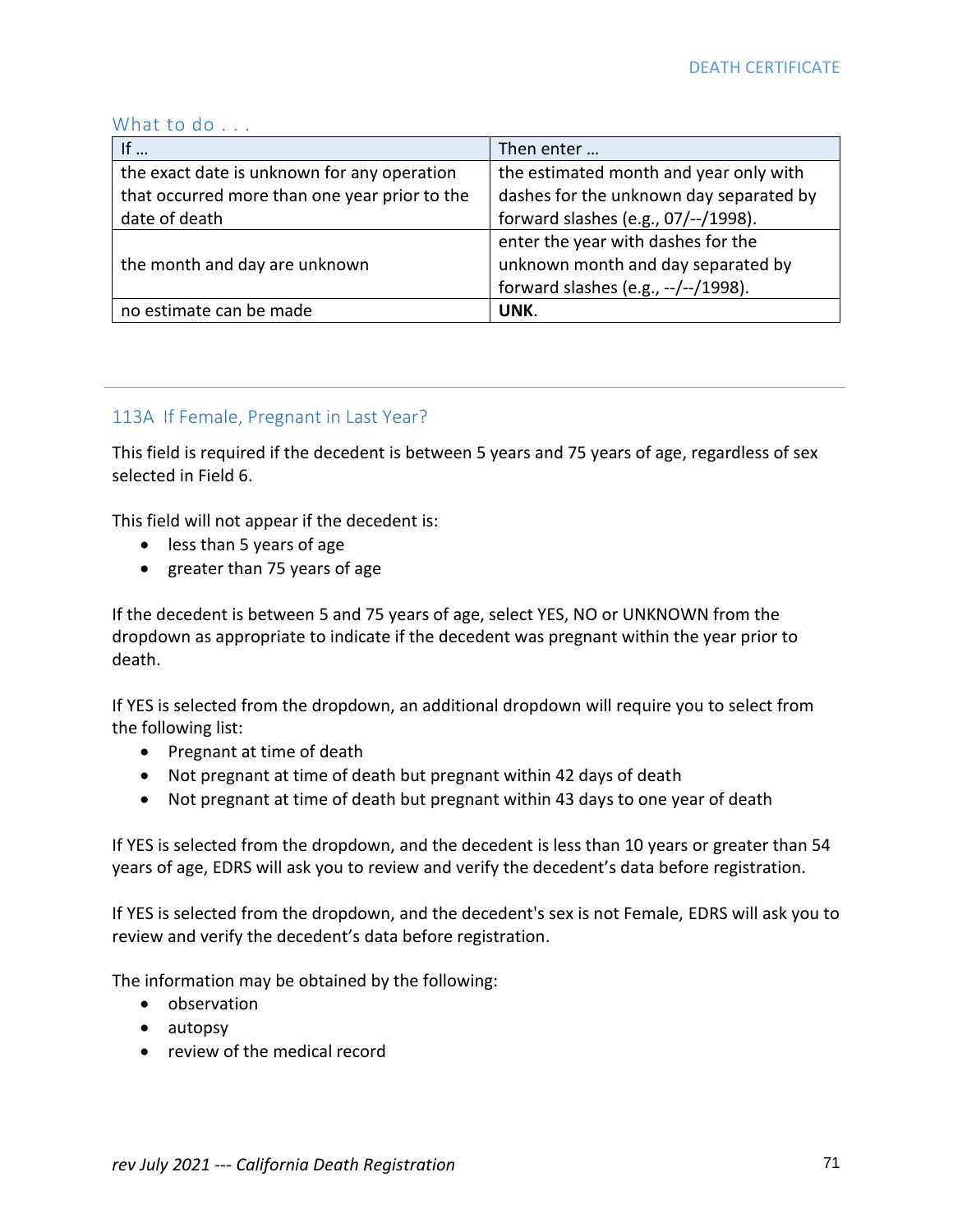### What to do . . .

| If … | Then enter … |
|---|---|
| the exact date is unknown for any operation that occurred more than one year prior to the date of death | the estimated month and year only with dashes for the unknown day separated by forward slashes (e.g., 07/--/1998). |
| the month and day are unknown | enter the year with dashes for the unknown month and day separated by forward slashes (e.g., --/--/1998). |
| no estimate can be made | **UNK**. |

---

## 113A If Female, Pregnant in Last Year?

This field is required if the decedent is between 5 years and 75 years of age, regardless of sex selected in Field 6.

This field will not appear if the decedent is:

- less than 5 years of age
- greater than 75 years of age

If the decedent is between 5 and 75 years of age, select YES, NO or UNKNOWN from the dropdown as appropriate to indicate if the decedent was pregnant within the year prior to death.

If YES is selected from the dropdown, an additional dropdown will require you to select from the following list:

- Pregnant at time of death
- Not pregnant at time of death but pregnant within 42 days of death
- Not pregnant at time of death but pregnant within 43 days to one year of death

If YES is selected from the dropdown, and the decedent is less than 10 years or greater than 54 years of age, EDRS will ask you to review and verify the decedent's data before registration.

If YES is selected from the dropdown, and the decedent's sex is not Female, EDRS will ask you to review and verify the decedent's data before registration.

The information may be obtained by the following:

- observation
- autopsy
- review of the medical record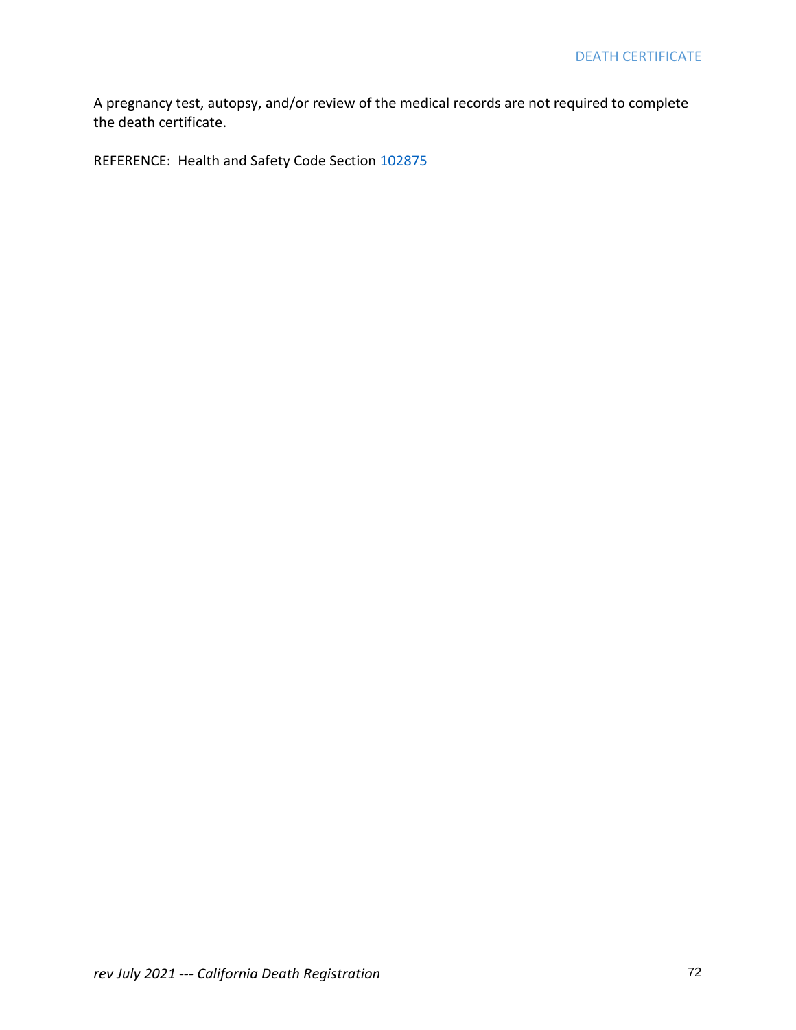A pregnancy test, autopsy, and/or review of the medical records are not required to complete the death certificate.

REFERENCE: Health and Safety Code Section 102875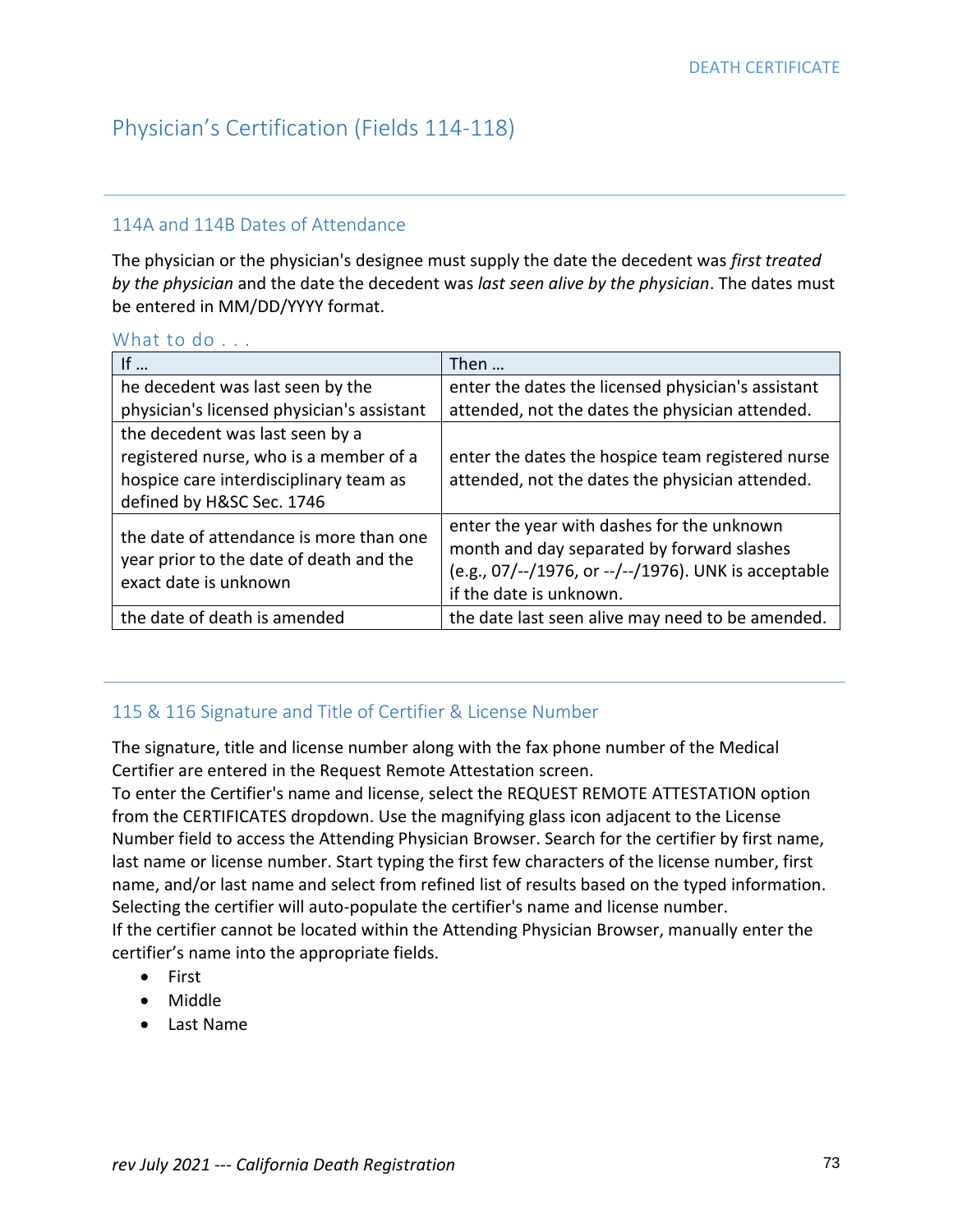# Physician's Certification (Fields 114-118)

## 114A and 114B Dates of Attendance

The physician or the physician's designee must supply the date the decedent was *first treated by the physician* and the date the decedent was *last seen alive by the physician*. The dates must be entered in MM/DD/YYYY format.

### What to do . . .

| If … | Then … |
|---|---|
| he decedent was last seen by the physician's licensed physician's assistant | enter the dates the licensed physician's assistant attended, not the dates the physician attended. |
| the decedent was last seen by a registered nurse, who is a member of a hospice care interdisciplinary team as defined by H&SC Sec. 1746 | enter the dates the hospice team registered nurse attended, not the dates the physician attended. |
| the date of attendance is more than one year prior to the date of death and the exact date is unknown | enter the year with dashes for the unknown month and day separated by forward slashes (e.g., 07/--/1976, or --/--/1976). UNK is acceptable if the date is unknown. |
| the date of death is amended | the date last seen alive may need to be amended. |

## 115 & 116 Signature and Title of Certifier & License Number

The signature, title and license number along with the fax phone number of the Medical Certifier are entered in the Request Remote Attestation screen.
To enter the Certifier's name and license, select the REQUEST REMOTE ATTESTATION option from the CERTIFICATES dropdown. Use the magnifying glass icon adjacent to the License Number field to access the Attending Physician Browser. Search for the certifier by first name, last name or license number. Start typing the first few characters of the license number, first name, and/or last name and select from refined list of results based on the typed information. Selecting the certifier will auto-populate the certifier's name and license number.
If the certifier cannot be located within the Attending Physician Browser, manually enter the certifier's name into the appropriate fields.

- First
- Middle
- Last Name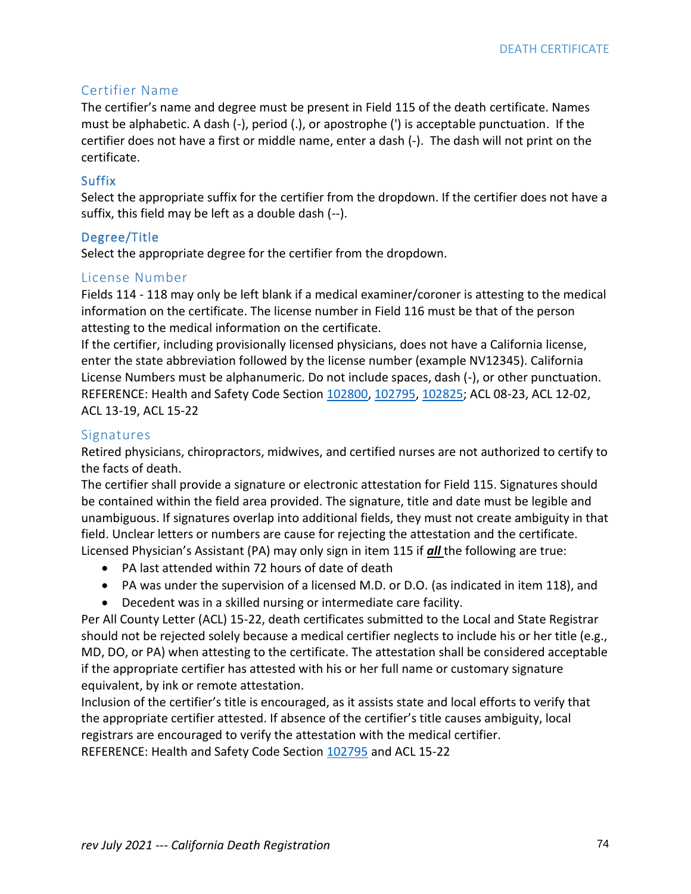## Certifier Name

The certifier's name and degree must be present in Field 115 of the death certificate. Names must be alphabetic. A dash (-), period (.), or apostrophe (') is acceptable punctuation. If the certifier does not have a first or middle name, enter a dash (-). The dash will not print on the certificate.

### Suffix

Select the appropriate suffix for the certifier from the dropdown. If the certifier does not have a suffix, this field may be left as a double dash (--).

### Degree/Title

Select the appropriate degree for the certifier from the dropdown.

## License Number

Fields 114 - 118 may only be left blank if a medical examiner/coroner is attesting to the medical information on the certificate. The license number in Field 116 must be that of the person attesting to the medical information on the certificate.

If the certifier, including provisionally licensed physicians, does not have a California license, enter the state abbreviation followed by the license number (example NV12345). California License Numbers must be alphanumeric. Do not include spaces, dash (-), or other punctuation.

REFERENCE: Health and Safety Code Section 102800, 102795, 102825; ACL 08-23, ACL 12-02, ACL 13-19, ACL 15-22

## Signatures

Retired physicians, chiropractors, midwives, and certified nurses are not authorized to certify to the facts of death.

The certifier shall provide a signature or electronic attestation for Field 115. Signatures should be contained within the field area provided. The signature, title and date must be legible and unambiguous. If signatures overlap into additional fields, they must not create ambiguity in that field. Unclear letters or numbers are cause for rejecting the attestation and the certificate.

Licensed Physician's Assistant (PA) may only sign in item 115 if ***all*** the following are true:

- PA last attended within 72 hours of date of death
- PA was under the supervision of a licensed M.D. or D.O. (as indicated in item 118), and
- Decedent was in a skilled nursing or intermediate care facility.

Per All County Letter (ACL) 15-22, death certificates submitted to the Local and State Registrar should not be rejected solely because a medical certifier neglects to include his or her title (e.g., MD, DO, or PA) when attesting to the certificate. The attestation shall be considered acceptable if the appropriate certifier has attested with his or her full name or customary signature equivalent, by ink or remote attestation.

Inclusion of the certifier's title is encouraged, as it assists state and local efforts to verify that the appropriate certifier attested. If absence of the certifier's title causes ambiguity, local registrars are encouraged to verify the attestation with the medical certifier.

REFERENCE: Health and Safety Code Section 102795 and ACL 15-22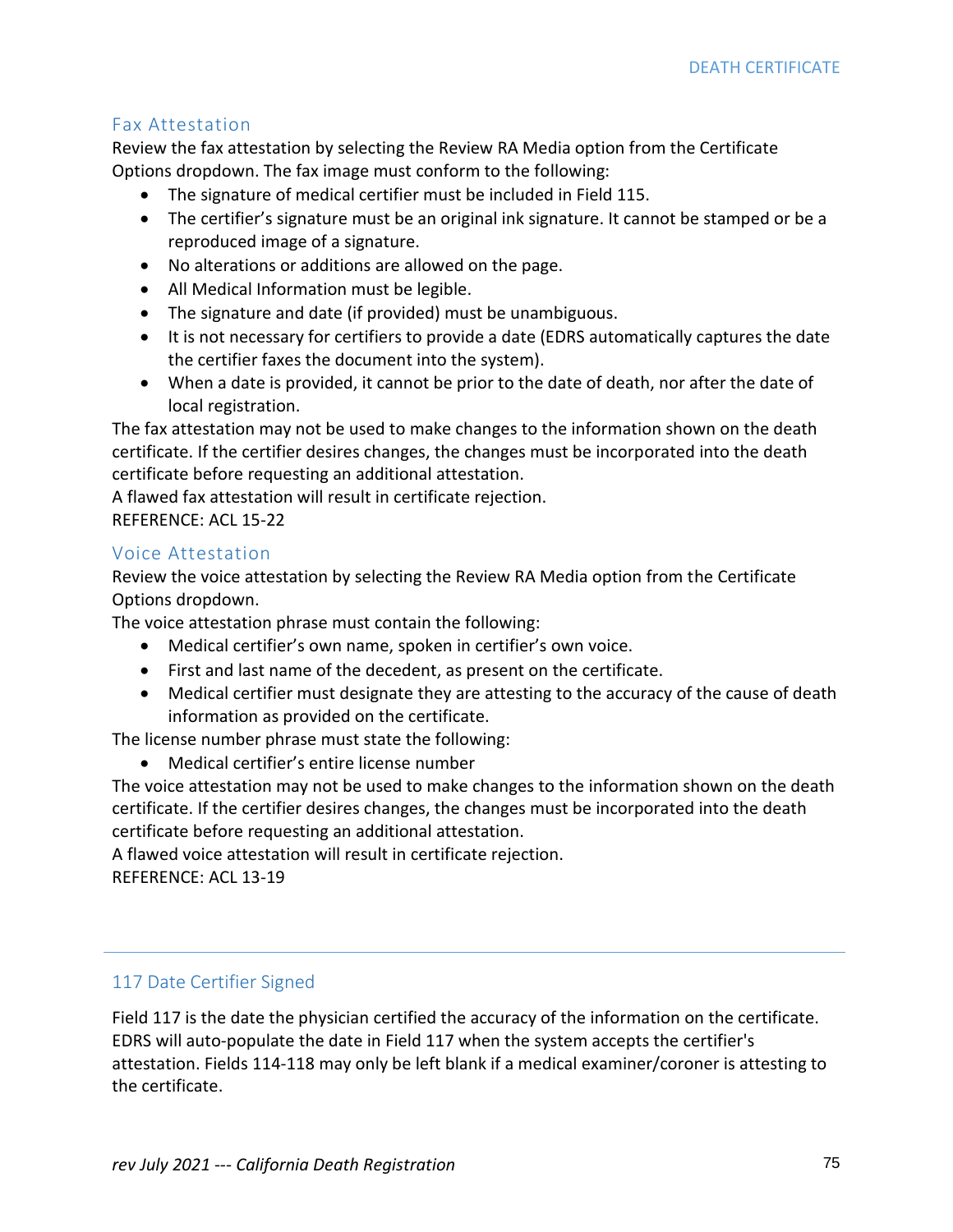### Fax Attestation

Review the fax attestation by selecting the Review RA Media option from the Certificate Options dropdown. The fax image must conform to the following:

- The signature of medical certifier must be included in Field 115.
- The certifier's signature must be an original ink signature. It cannot be stamped or be a reproduced image of a signature.
- No alterations or additions are allowed on the page.
- All Medical Information must be legible.
- The signature and date (if provided) must be unambiguous.
- It is not necessary for certifiers to provide a date (EDRS automatically captures the date the certifier faxes the document into the system).
- When a date is provided, it cannot be prior to the date of death, nor after the date of local registration.

The fax attestation may not be used to make changes to the information shown on the death certificate. If the certifier desires changes, the changes must be incorporated into the death certificate before requesting an additional attestation.

A flawed fax attestation will result in certificate rejection.

REFERENCE: ACL 15-22

### Voice Attestation

Review the voice attestation by selecting the Review RA Media option from the Certificate Options dropdown.

The voice attestation phrase must contain the following:

- Medical certifier's own name, spoken in certifier's own voice.
- First and last name of the decedent, as present on the certificate.
- Medical certifier must designate they are attesting to the accuracy of the cause of death information as provided on the certificate.

The license number phrase must state the following:

- Medical certifier's entire license number

The voice attestation may not be used to make changes to the information shown on the death certificate. If the certifier desires changes, the changes must be incorporated into the death certificate before requesting an additional attestation.

A flawed voice attestation will result in certificate rejection.

REFERENCE: ACL 13-19

---

### 117 Date Certifier Signed

Field 117 is the date the physician certified the accuracy of the information on the certificate. EDRS will auto-populate the date in Field 117 when the system accepts the certifier's attestation. Fields 114-118 may only be left blank if a medical examiner/coroner is attesting to the certificate.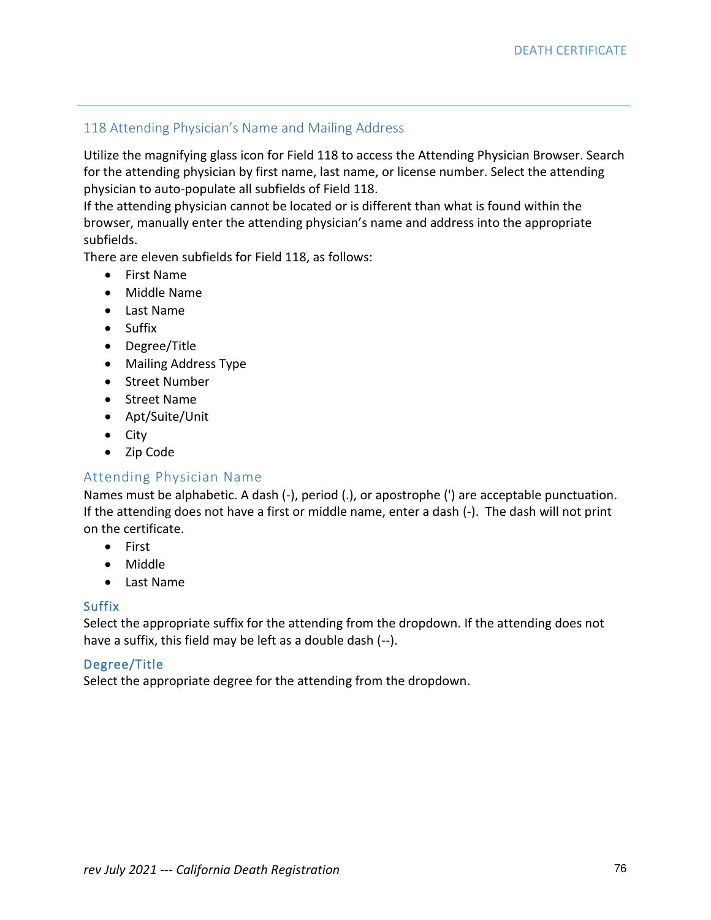## 118 Attending Physician's Name and Mailing Address

Utilize the magnifying glass icon for Field 118 to access the Attending Physician Browser. Search for the attending physician by first name, last name, or license number. Select the attending physician to auto-populate all subfields of Field 118.
If the attending physician cannot be located or is different than what is found within the browser, manually enter the attending physician's name and address into the appropriate subfields.
There are eleven subfields for Field 118, as follows:

- First Name
- Middle Name
- Last Name
- Suffix
- Degree/Title
- Mailing Address Type
- Street Number
- Street Name
- Apt/Suite/Unit
- City
- Zip Code

### Attending Physician Name

Names must be alphabetic. A dash (-), period (.), or apostrophe (') are acceptable punctuation. If the attending does not have a first or middle name, enter a dash (-). The dash will not print on the certificate.

- First
- Middle
- Last Name

### Suffix

Select the appropriate suffix for the attending from the dropdown. If the attending does not have a suffix, this field may be left as a double dash (--).

### Degree/Title

Select the appropriate degree for the attending from the dropdown.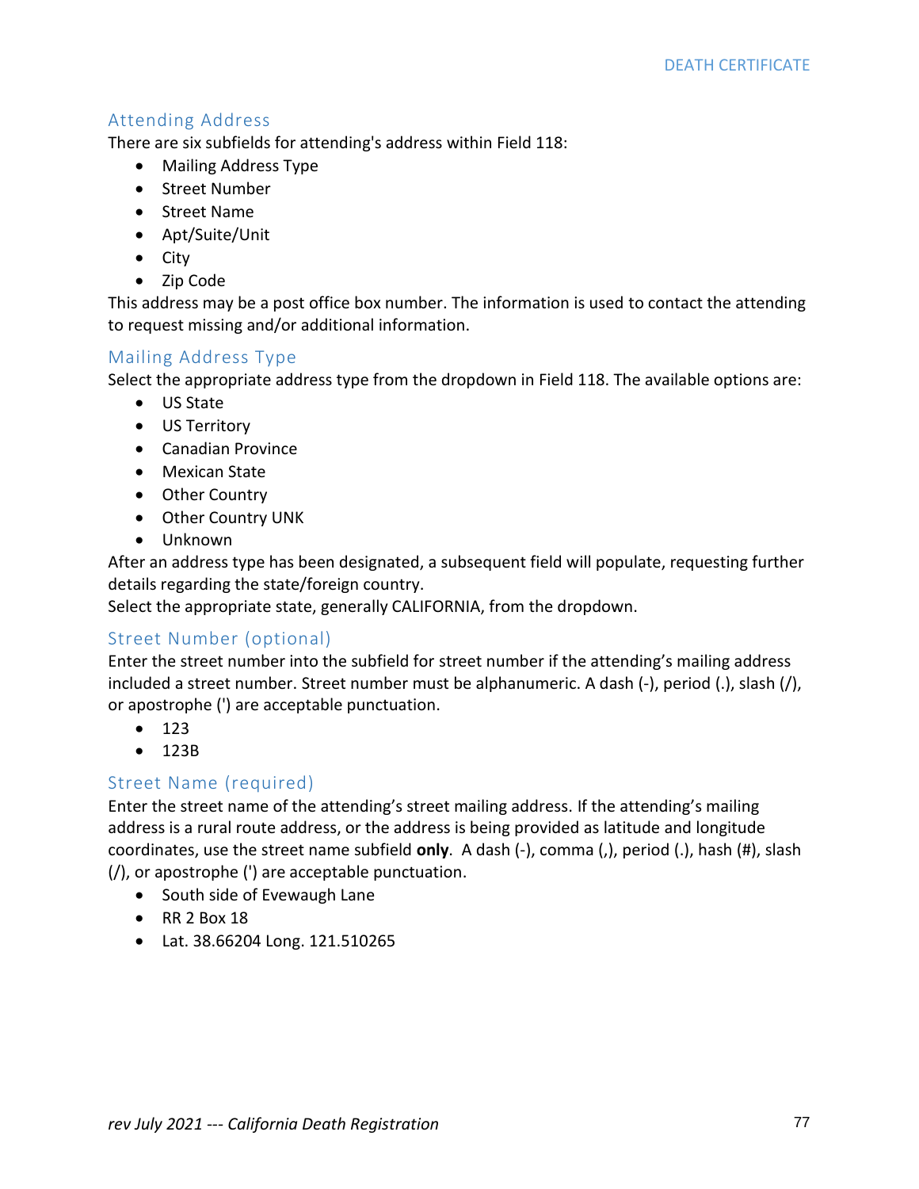## Attending Address

There are six subfields for attending's address within Field 118:

- Mailing Address Type
- Street Number
- Street Name
- Apt/Suite/Unit
- City
- Zip Code

This address may be a post office box number. The information is used to contact the attending to request missing and/or additional information.

## Mailing Address Type

Select the appropriate address type from the dropdown in Field 118. The available options are:

- US State
- US Territory
- Canadian Province
- Mexican State
- Other Country
- Other Country UNK
- Unknown

After an address type has been designated, a subsequent field will populate, requesting further details regarding the state/foreign country.

Select the appropriate state, generally CALIFORNIA, from the dropdown.

## Street Number (optional)

Enter the street number into the subfield for street number if the attending's mailing address included a street number. Street number must be alphanumeric. A dash (-), period (.), slash (/), or apostrophe (') are acceptable punctuation.

- 123
- 123B

## Street Name (required)

Enter the street name of the attending's street mailing address. If the attending's mailing address is a rural route address, or the address is being provided as latitude and longitude coordinates, use the street name subfield **only**. A dash (-), comma (,), period (.), hash (#), slash (/), or apostrophe (') are acceptable punctuation.

- South side of Evewaugh Lane
- RR 2 Box 18
- Lat. 38.66204 Long. 121.510265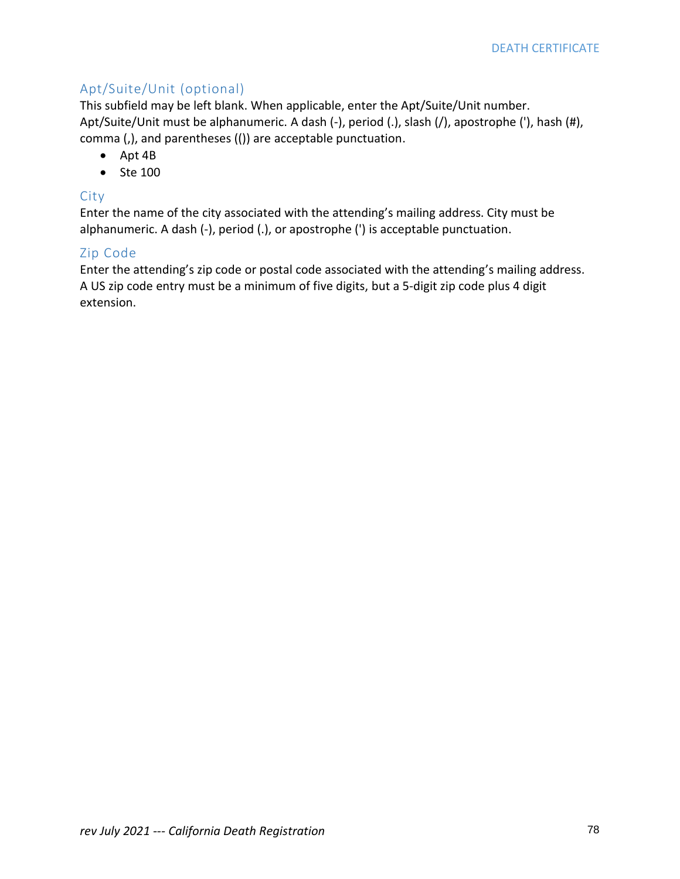### Apt/Suite/Unit (optional)

This subfield may be left blank. When applicable, enter the Apt/Suite/Unit number. Apt/Suite/Unit must be alphanumeric. A dash (-), period (.), slash (/), apostrophe ('), hash (#), comma (,), and parentheses (()) are acceptable punctuation.

- Apt 4B
- Ste 100

### City

Enter the name of the city associated with the attending's mailing address. City must be alphanumeric. A dash (-), period (.), or apostrophe (') is acceptable punctuation.

### Zip Code

Enter the attending's zip code or postal code associated with the attending's mailing address. A US zip code entry must be a minimum of five digits, but a 5-digit zip code plus 4 digit extension.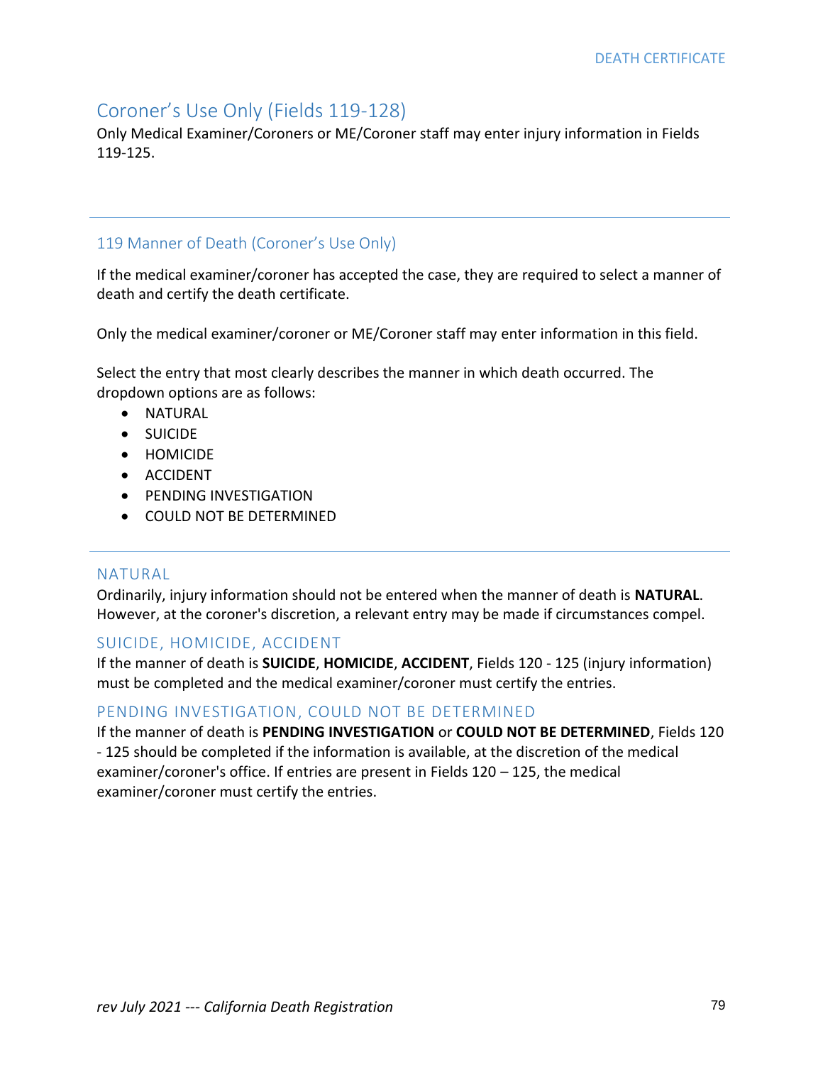## Coroner's Use Only (Fields 119-128)

Only Medical Examiner/Coroners or ME/Coroner staff may enter injury information in Fields 119-125.

---

### 119 Manner of Death (Coroner's Use Only)

If the medical examiner/coroner has accepted the case, they are required to select a manner of death and certify the death certificate.

Only the medical examiner/coroner or ME/Coroner staff may enter information in this field.

Select the entry that most clearly describes the manner in which death occurred. The dropdown options are as follows:

- NATURAL
- SUICIDE
- HOMICIDE
- ACCIDENT
- PENDING INVESTIGATION
- COULD NOT BE DETERMINED

---

#### NATURAL

Ordinarily, injury information should not be entered when the manner of death is **NATURAL**. However, at the coroner's discretion, a relevant entry may be made if circumstances compel.

#### SUICIDE, HOMICIDE, ACCIDENT

If the manner of death is **SUICIDE**, **HOMICIDE**, **ACCIDENT**, Fields 120 - 125 (injury information) must be completed and the medical examiner/coroner must certify the entries.

#### PENDING INVESTIGATION, COULD NOT BE DETERMINED

If the manner of death is **PENDING INVESTIGATION** or **COULD NOT BE DETERMINED**, Fields 120 - 125 should be completed if the information is available, at the discretion of the medical examiner/coroner's office. If entries are present in Fields 120 – 125, the medical examiner/coroner must certify the entries.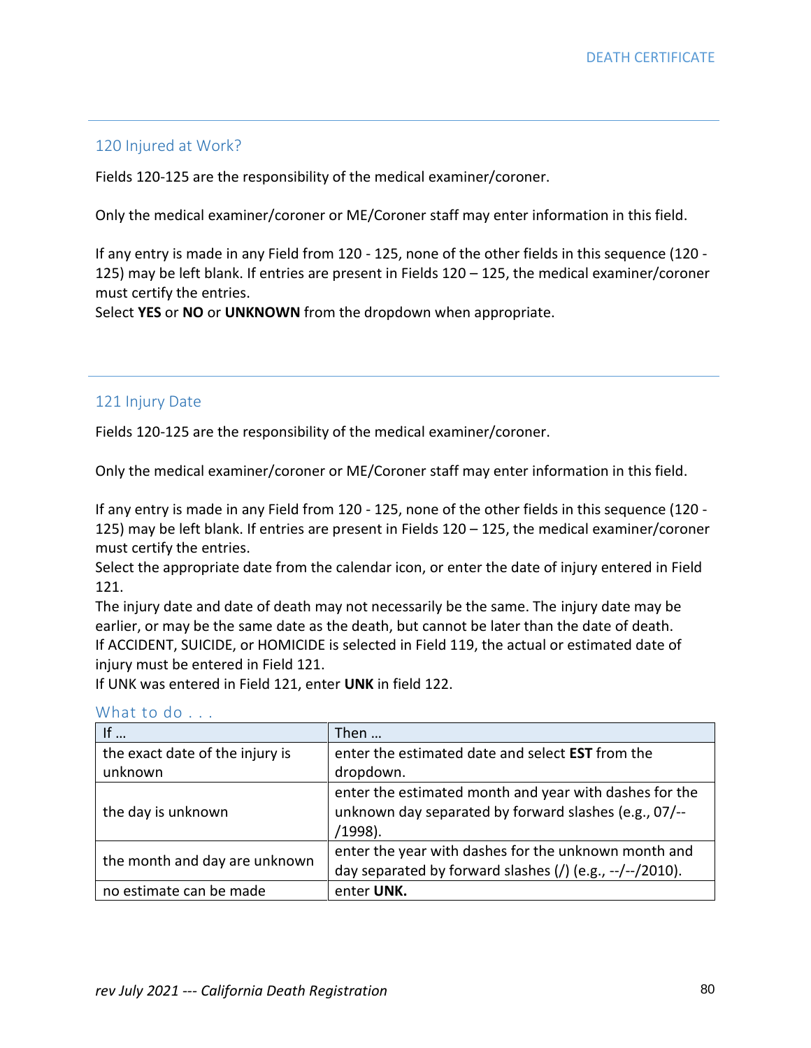## 120 Injured at Work?

Fields 120-125 are the responsibility of the medical examiner/coroner.

Only the medical examiner/coroner or ME/Coroner staff may enter information in this field.

If any entry is made in any Field from 120 - 125, none of the other fields in this sequence (120 - 125) may be left blank. If entries are present in Fields 120 – 125, the medical examiner/coroner must certify the entries.
Select **YES** or **NO** or **UNKNOWN** from the dropdown when appropriate.

## 121 Injury Date

Fields 120-125 are the responsibility of the medical examiner/coroner.

Only the medical examiner/coroner or ME/Coroner staff may enter information in this field.

If any entry is made in any Field from 120 - 125, none of the other fields in this sequence (120 - 125) may be left blank. If entries are present in Fields 120 – 125, the medical examiner/coroner must certify the entries.
Select the appropriate date from the calendar icon, or enter the date of injury entered in Field 121.
The injury date and date of death may not necessarily be the same. The injury date may be earlier, or may be the same date as the death, but cannot be later than the date of death.
If ACCIDENT, SUICIDE, or HOMICIDE is selected in Field 119, the actual or estimated date of injury must be entered in Field 121.
If UNK was entered in Field 121, enter **UNK** in field 122.

### What to do . . .

| If … | Then … |
|---|---|
| the exact date of the injury is unknown | enter the estimated date and select **EST** from the dropdown. |
| the day is unknown | enter the estimated month and year with dashes for the unknown day separated by forward slashes (e.g., 07/--/1998). |
| the month and day are unknown | enter the year with dashes for the unknown month and day separated by forward slashes (/) (e.g., --/--/2010). |
| no estimate can be made | enter **UNK.** |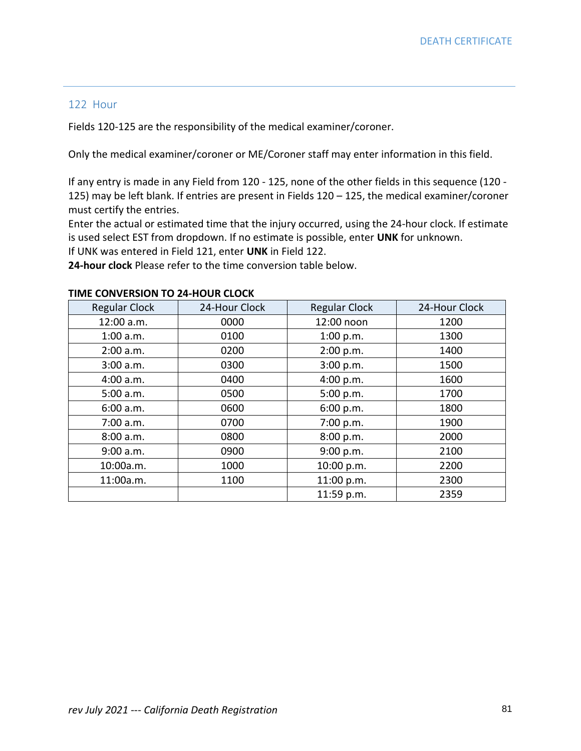## 122 Hour

Fields 120-125 are the responsibility of the medical examiner/coroner.

Only the medical examiner/coroner or ME/Coroner staff may enter information in this field.

If any entry is made in any Field from 120 - 125, none of the other fields in this sequence (120 - 125) may be left blank. If entries are present in Fields 120 – 125, the medical examiner/coroner must certify the entries.

Enter the actual or estimated time that the injury occurred, using the 24-hour clock. If estimate is used select EST from dropdown. If no estimate is possible, enter **UNK** for unknown.

If UNK was entered in Field 121, enter **UNK** in Field 122.

**24-hour clock** Please refer to the time conversion table below.

**TIME CONVERSION TO 24-HOUR CLOCK**

| Regular Clock | 24-Hour Clock | Regular Clock | 24-Hour Clock |
|---|---|---|---|
| 12:00 a.m. | 0000 | 12:00 noon | 1200 |
| 1:00 a.m. | 0100 | 1:00 p.m. | 1300 |
| 2:00 a.m. | 0200 | 2:00 p.m. | 1400 |
| 3:00 a.m. | 0300 | 3:00 p.m. | 1500 |
| 4:00 a.m. | 0400 | 4:00 p.m. | 1600 |
| 5:00 a.m. | 0500 | 5:00 p.m. | 1700 |
| 6:00 a.m. | 0600 | 6:00 p.m. | 1800 |
| 7:00 a.m. | 0700 | 7:00 p.m. | 1900 |
| 8:00 a.m. | 0800 | 8:00 p.m. | 2000 |
| 9:00 a.m. | 0900 | 9:00 p.m. | 2100 |
| 10:00a.m. | 1000 | 10:00 p.m. | 2200 |
| 11:00a.m. | 1100 | 11:00 p.m. | 2300 |
| | | 11:59 p.m. | 2359 |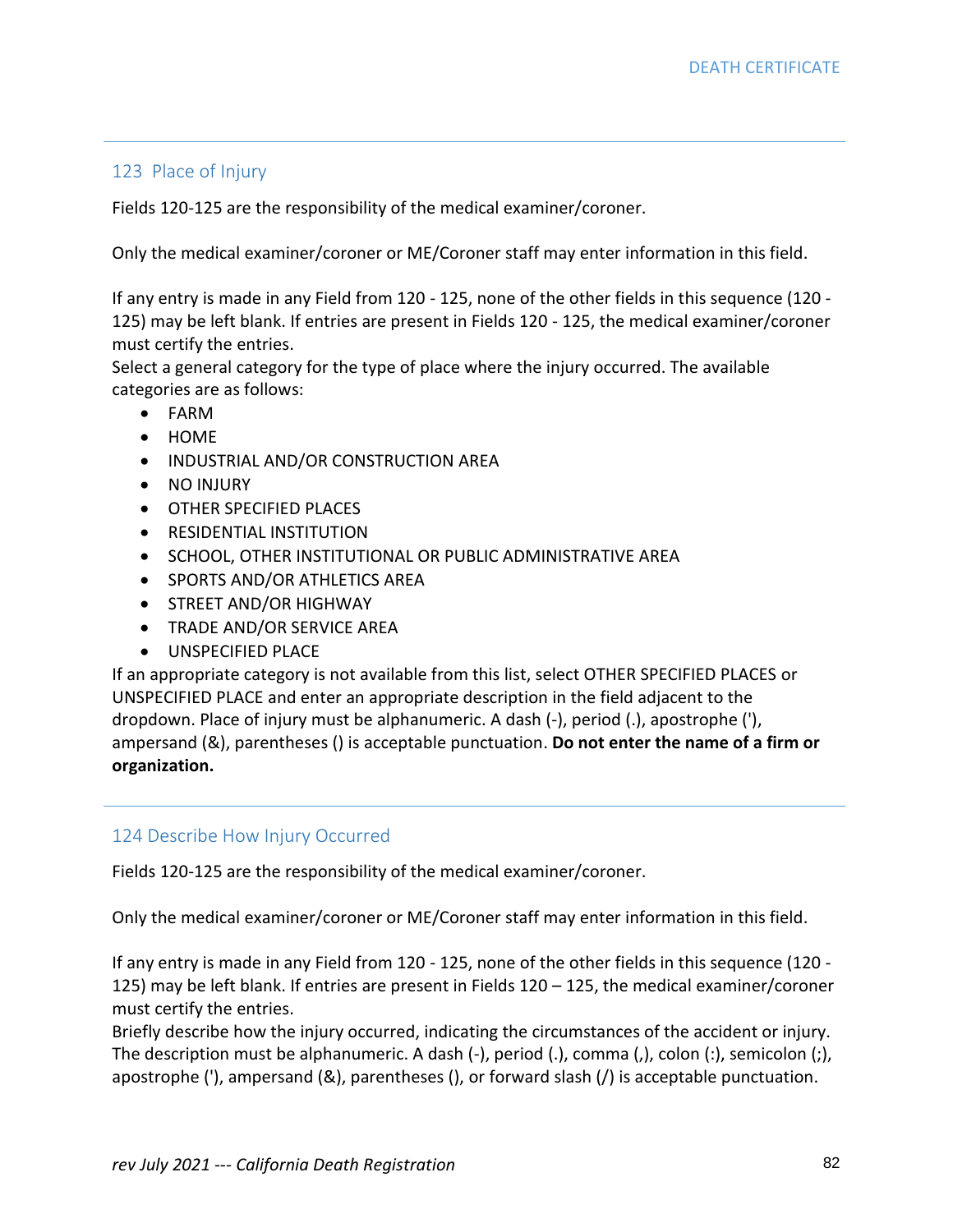## 123 Place of Injury

Fields 120-125 are the responsibility of the medical examiner/coroner.

Only the medical examiner/coroner or ME/Coroner staff may enter information in this field.

If any entry is made in any Field from 120 - 125, none of the other fields in this sequence (120 - 125) may be left blank. If entries are present in Fields 120 - 125, the medical examiner/coroner must certify the entries.
Select a general category for the type of place where the injury occurred. The available categories are as follows:

- FARM
- HOME
- INDUSTRIAL AND/OR CONSTRUCTION AREA
- NO INJURY
- OTHER SPECIFIED PLACES
- RESIDENTIAL INSTITUTION
- SCHOOL, OTHER INSTITUTIONAL OR PUBLIC ADMINISTRATIVE AREA
- SPORTS AND/OR ATHLETICS AREA
- STREET AND/OR HIGHWAY
- TRADE AND/OR SERVICE AREA
- UNSPECIFIED PLACE

If an appropriate category is not available from this list, select OTHER SPECIFIED PLACES or UNSPECIFIED PLACE and enter an appropriate description in the field adjacent to the dropdown. Place of injury must be alphanumeric. A dash (-), period (.), apostrophe ('), ampersand (&), parentheses () is acceptable punctuation. **Do not enter the name of a firm or organization.**

## 124 Describe How Injury Occurred

Fields 120-125 are the responsibility of the medical examiner/coroner.

Only the medical examiner/coroner or ME/Coroner staff may enter information in this field.

If any entry is made in any Field from 120 - 125, none of the other fields in this sequence (120 - 125) may be left blank. If entries are present in Fields 120 – 125, the medical examiner/coroner must certify the entries.
Briefly describe how the injury occurred, indicating the circumstances of the accident or injury. The description must be alphanumeric. A dash (-), period (.), comma (,), colon (:), semicolon (;), apostrophe ('), ampersand (&), parentheses (), or forward slash (/) is acceptable punctuation.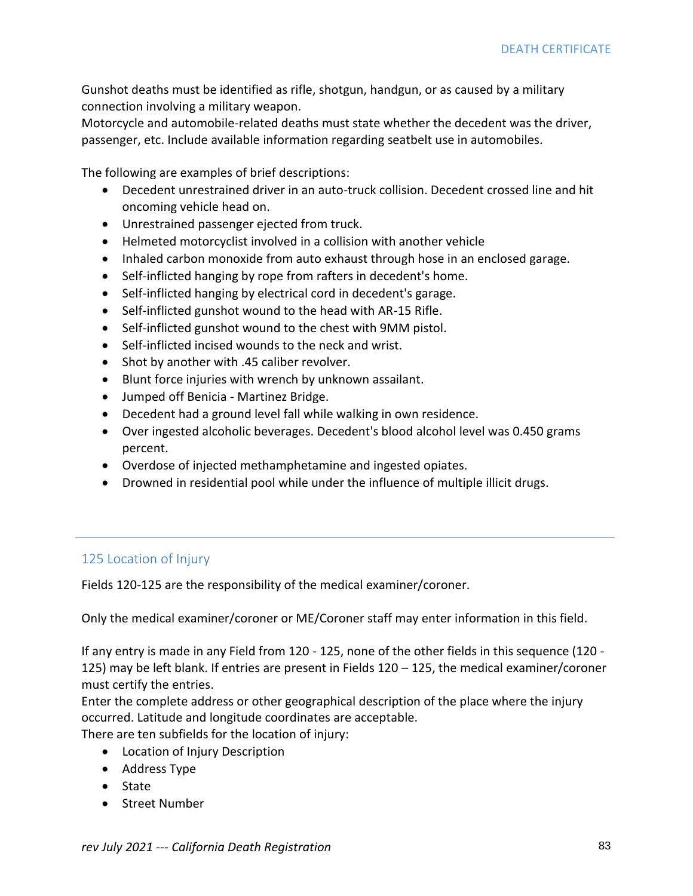Gunshot deaths must be identified as rifle, shotgun, handgun, or as caused by a military connection involving a military weapon.
Motorcycle and automobile-related deaths must state whether the decedent was the driver, passenger, etc. Include available information regarding seatbelt use in automobiles.

The following are examples of brief descriptions:

- Decedent unrestrained driver in an auto-truck collision. Decedent crossed line and hit oncoming vehicle head on.
- Unrestrained passenger ejected from truck.
- Helmeted motorcyclist involved in a collision with another vehicle
- Inhaled carbon monoxide from auto exhaust through hose in an enclosed garage.
- Self-inflicted hanging by rope from rafters in decedent's home.
- Self-inflicted hanging by electrical cord in decedent's garage.
- Self-inflicted gunshot wound to the head with AR-15 Rifle.
- Self-inflicted gunshot wound to the chest with 9MM pistol.
- Self-inflicted incised wounds to the neck and wrist.
- Shot by another with .45 caliber revolver.
- Blunt force injuries with wrench by unknown assailant.
- Jumped off Benicia - Martinez Bridge.
- Decedent had a ground level fall while walking in own residence.
- Over ingested alcoholic beverages. Decedent's blood alcohol level was 0.450 grams percent.
- Overdose of injected methamphetamine and ingested opiates.
- Drowned in residential pool while under the influence of multiple illicit drugs.

---

## 125 Location of Injury

Fields 120-125 are the responsibility of the medical examiner/coroner.

Only the medical examiner/coroner or ME/Coroner staff may enter information in this field.

If any entry is made in any Field from 120 - 125, none of the other fields in this sequence (120 - 125) may be left blank. If entries are present in Fields 120 – 125, the medical examiner/coroner must certify the entries.
Enter the complete address or other geographical description of the place where the injury occurred. Latitude and longitude coordinates are acceptable.
There are ten subfields for the location of injury:

- Location of Injury Description
- Address Type
- State
- Street Number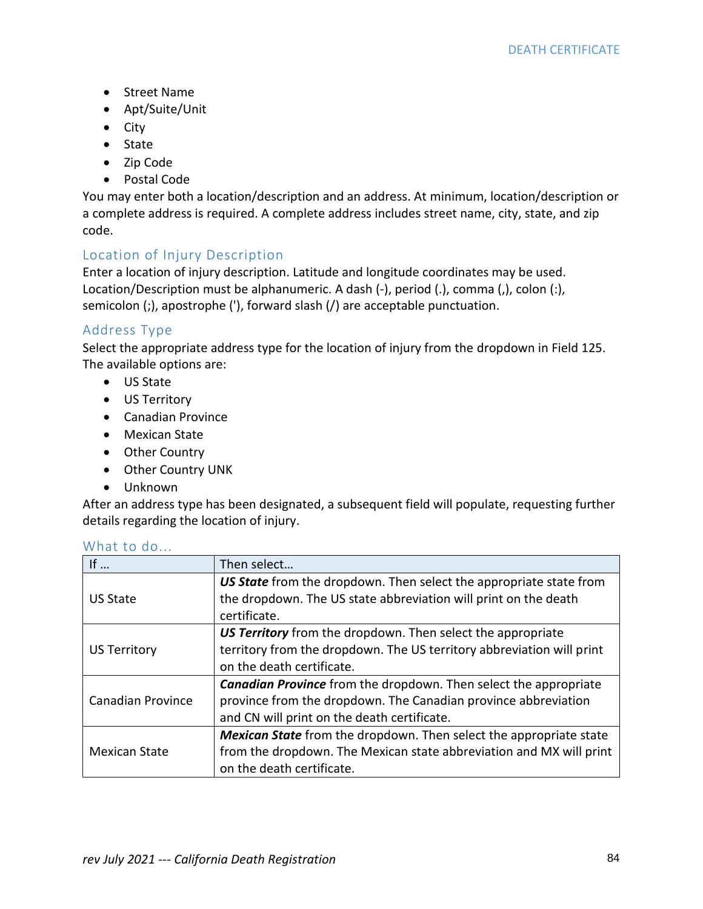- Street Name
- Apt/Suite/Unit
- City
- State
- Zip Code
- Postal Code

You may enter both a location/description and an address. At minimum, location/description or a complete address is required. A complete address includes street name, city, state, and zip code.

### Location of Injury Description

Enter a location of injury description. Latitude and longitude coordinates may be used. Location/Description must be alphanumeric. A dash (-), period (.), comma (,), colon (:), semicolon (;), apostrophe ('), forward slash (/) are acceptable punctuation.

### Address Type

Select the appropriate address type for the location of injury from the dropdown in Field 125. The available options are:

- US State
- US Territory
- Canadian Province
- Mexican State
- Other Country
- Other Country UNK
- Unknown

After an address type has been designated, a subsequent field will populate, requesting further details regarding the location of injury.

### What to do…

| If … | Then select… |
|---|---|
| US State | ***US State*** from the dropdown. Then select the appropriate state from the dropdown. The US state abbreviation will print on the death certificate. |
| US Territory | ***US Territory*** from the dropdown. Then select the appropriate territory from the dropdown. The US territory abbreviation will print on the death certificate. |
| Canadian Province | ***Canadian Province*** from the dropdown. Then select the appropriate province from the dropdown. The Canadian province abbreviation and CN will print on the death certificate. |
| Mexican State | ***Mexican State*** from the dropdown. Then select the appropriate state from the dropdown. The Mexican state abbreviation and MX will print on the death certificate. |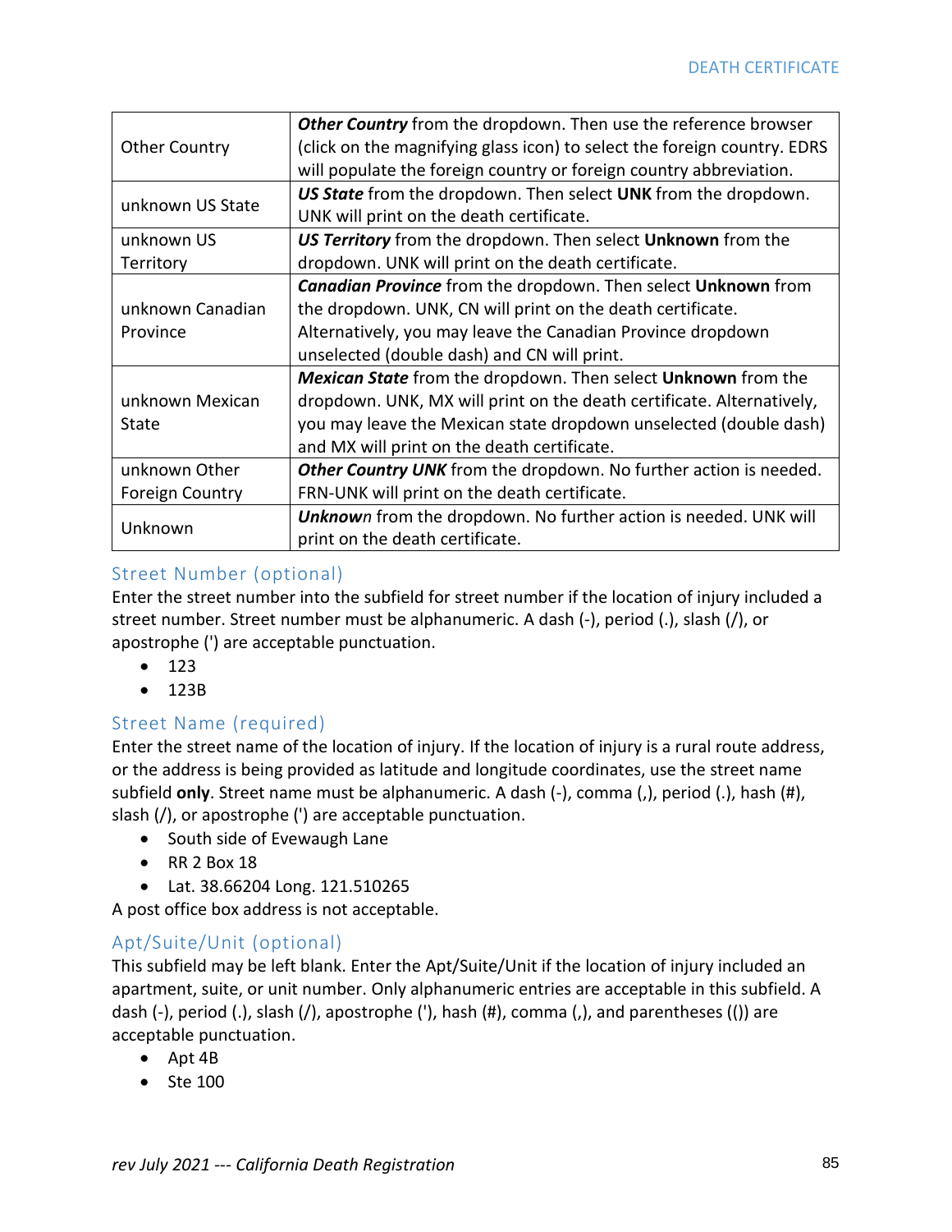| | |
|---|---|
| Other Country | ***Other Country*** from the dropdown. Then use the reference browser (click on the magnifying glass icon) to select the foreign country. EDRS will populate the foreign country or foreign country abbreviation. |
| unknown US State | ***US State*** from the dropdown. Then select **UNK** from the dropdown. UNK will print on the death certificate. |
| unknown US Territory | ***US Territory*** from the dropdown. Then select **Unknown** from the dropdown. UNK will print on the death certificate. |
| unknown Canadian Province | ***Canadian Province*** from the dropdown. Then select **Unknown** from the dropdown. UNK, CN will print on the death certificate. Alternatively, you may leave the Canadian Province dropdown unselected (double dash) and CN will print. |
| unknown Mexican State | ***Mexican State*** from the dropdown. Then select **Unknown** from the dropdown. UNK, MX will print on the death certificate. Alternatively, you may leave the Mexican state dropdown unselected (double dash) and MX will print on the death certificate. |
| unknown Other Foreign Country | ***Other Country UNK*** from the dropdown. No further action is needed. FRN-UNK will print on the death certificate. |
| Unknown | ***Unknow**n* from the dropdown. No further action is needed. UNK will print on the death certificate. |

### Street Number (optional)

Enter the street number into the subfield for street number if the location of injury included a street number. Street number must be alphanumeric. A dash (-), period (.), slash (/), or apostrophe (') are acceptable punctuation.

- 123
- 123B

### Street Name (required)

Enter the street name of the location of injury. If the location of injury is a rural route address, or the address is being provided as latitude and longitude coordinates, use the street name subfield **only**. Street name must be alphanumeric. A dash (-), comma (,), period (.), hash (#), slash (/), or apostrophe (') are acceptable punctuation.

- South side of Evewaugh Lane
- RR 2 Box 18
- Lat. 38.66204 Long. 121.510265

A post office box address is not acceptable.

### Apt/Suite/Unit (optional)

This subfield may be left blank. Enter the Apt/Suite/Unit if the location of injury included an apartment, suite, or unit number. Only alphanumeric entries are acceptable in this subfield. A dash (-), period (.), slash (/), apostrophe ('), hash (#), comma (,), and parentheses (()) are acceptable punctuation.

- Apt 4B
- Ste 100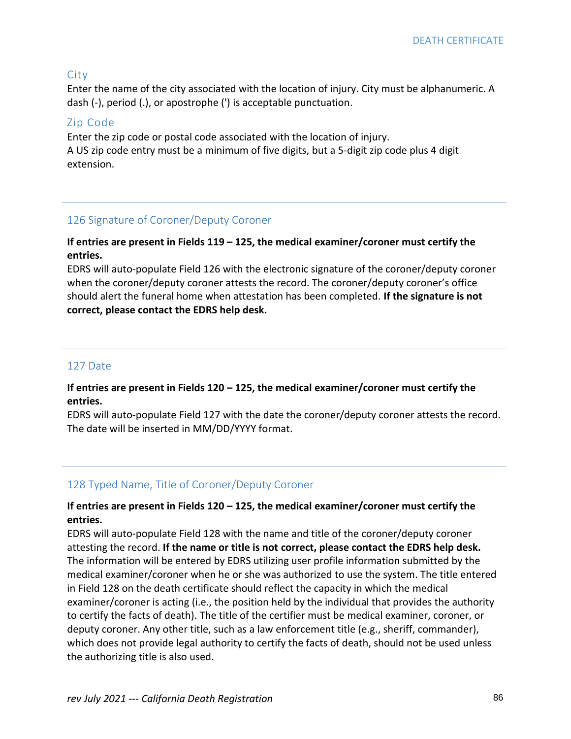### City

Enter the name of the city associated with the location of injury. City must be alphanumeric. A dash (-), period (.), or apostrophe (') is acceptable punctuation.

### Zip Code

Enter the zip code or postal code associated with the location of injury.
A US zip code entry must be a minimum of five digits, but a 5-digit zip code plus 4 digit extension.

---

## 126 Signature of Coroner/Deputy Coroner

**If entries are present in Fields 119 – 125, the medical examiner/coroner must certify the entries.**
EDRS will auto-populate Field 126 with the electronic signature of the coroner/deputy coroner when the coroner/deputy coroner attests the record. The coroner/deputy coroner's office should alert the funeral home when attestation has been completed. **If the signature is not correct, please contact the EDRS help desk.**

---

## 127 Date

**If entries are present in Fields 120 – 125, the medical examiner/coroner must certify the entries.**
EDRS will auto-populate Field 127 with the date the coroner/deputy coroner attests the record. The date will be inserted in MM/DD/YYYY format.

---

## 128 Typed Name, Title of Coroner/Deputy Coroner

**If entries are present in Fields 120 – 125, the medical examiner/coroner must certify the entries.**
EDRS will auto-populate Field 128 with the name and title of the coroner/deputy coroner attesting the record. **If the name or title is not correct, please contact the EDRS help desk.** The information will be entered by EDRS utilizing user profile information submitted by the medical examiner/coroner when he or she was authorized to use the system. The title entered in Field 128 on the death certificate should reflect the capacity in which the medical examiner/coroner is acting (i.e., the position held by the individual that provides the authority to certify the facts of death). The title of the certifier must be medical examiner, coroner, or deputy coroner. Any other title, such as a law enforcement title (e.g., sheriff, commander), which does not provide legal authority to certify the facts of death, should not be used unless the authorizing title is also used.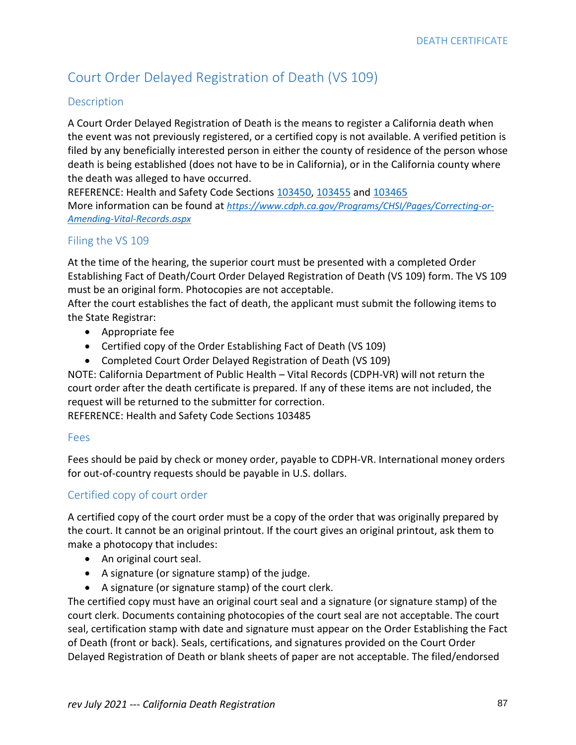# Court Order Delayed Registration of Death (VS 109)

## Description

A Court Order Delayed Registration of Death is the means to register a California death when the event was not previously registered, or a certified copy is not available. A verified petition is filed by any beneficially interested person in either the county of residence of the person whose death is being established (does not have to be in California), or in the California county where the death was alleged to have occurred.
REFERENCE: Health and Safety Code Sections [103450](), [103455]() and [103465]()
More information can be found at [*https://www.cdph.ca.gov/Programs/CHSI/Pages/Correcting-or-Amending-Vital-Records.aspx*](https://www.cdph.ca.gov/Programs/CHSI/Pages/Correcting-or-Amending-Vital-Records.aspx)

## Filing the VS 109

At the time of the hearing, the superior court must be presented with a completed Order Establishing Fact of Death/Court Order Delayed Registration of Death (VS 109) form. The VS 109 must be an original form. Photocopies are not acceptable.
After the court establishes the fact of death, the applicant must submit the following items to the State Registrar:

- Appropriate fee
- Certified copy of the Order Establishing Fact of Death (VS 109)
- Completed Court Order Delayed Registration of Death (VS 109)

NOTE: California Department of Public Health – Vital Records (CDPH-VR) will not return the court order after the death certificate is prepared. If any of these items are not included, the request will be returned to the submitter for correction.
REFERENCE: Health and Safety Code Sections 103485

## Fees

Fees should be paid by check or money order, payable to CDPH-VR. International money orders for out-of-country requests should be payable in U.S. dollars.

## Certified copy of court order

A certified copy of the court order must be a copy of the order that was originally prepared by the court. It cannot be an original printout. If the court gives an original printout, ask them to make a photocopy that includes:

- An original court seal.
- A signature (or signature stamp) of the judge.
- A signature (or signature stamp) of the court clerk.

The certified copy must have an original court seal and a signature (or signature stamp) of the court clerk. Documents containing photocopies of the court seal are not acceptable. The court seal, certification stamp with date and signature must appear on the Order Establishing the Fact of Death (front or back). Seals, certifications, and signatures provided on the Court Order Delayed Registration of Death or blank sheets of paper are not acceptable. The filed/endorsed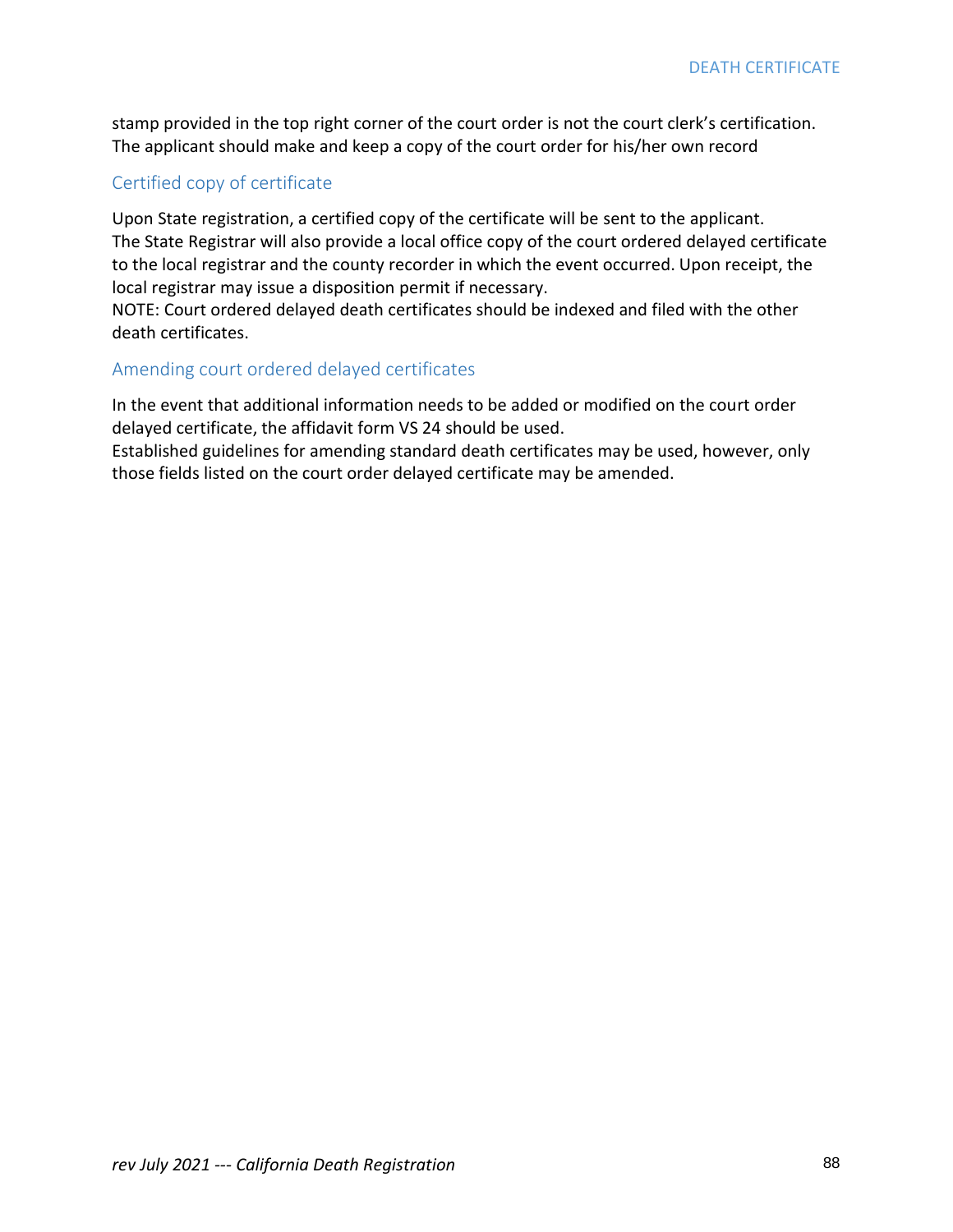stamp provided in the top right corner of the court order is not the court clerk's certification. The applicant should make and keep a copy of the court order for his/her own record

## Certified copy of certificate

Upon State registration, a certified copy of the certificate will be sent to the applicant.
The State Registrar will also provide a local office copy of the court ordered delayed certificate to the local registrar and the county recorder in which the event occurred. Upon receipt, the local registrar may issue a disposition permit if necessary.
NOTE: Court ordered delayed death certificates should be indexed and filed with the other death certificates.

## Amending court ordered delayed certificates

In the event that additional information needs to be added or modified on the court order delayed certificate, the affidavit form VS 24 should be used.
Established guidelines for amending standard death certificates may be used, however, only those fields listed on the court order delayed certificate may be amended.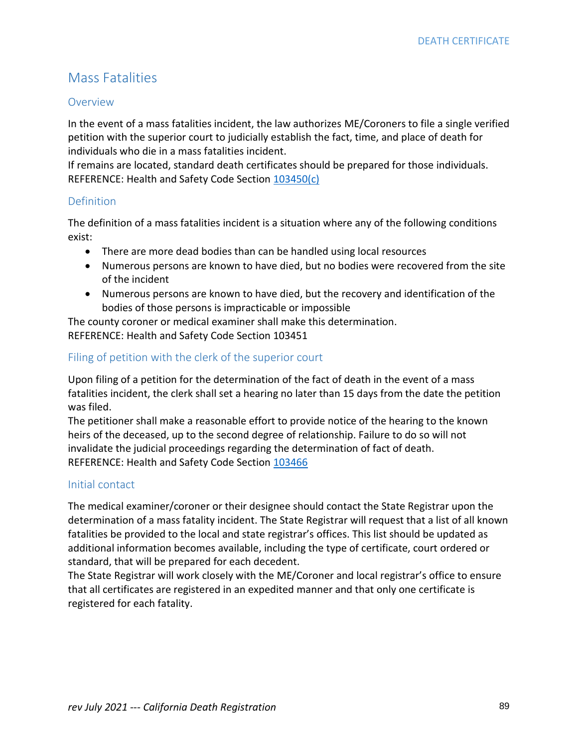## Mass Fatalities

### Overview

In the event of a mass fatalities incident, the law authorizes ME/Coroners to file a single verified petition with the superior court to judicially establish the fact, time, and place of death for individuals who die in a mass fatalities incident.
If remains are located, standard death certificates should be prepared for those individuals.
REFERENCE: Health and Safety Code Section 103450(c)

### Definition

The definition of a mass fatalities incident is a situation where any of the following conditions exist:

- There are more dead bodies than can be handled using local resources
- Numerous persons are known to have died, but no bodies were recovered from the site of the incident
- Numerous persons are known to have died, but the recovery and identification of the bodies of those persons is impracticable or impossible

The county coroner or medical examiner shall make this determination.
REFERENCE: Health and Safety Code Section 103451

### Filing of petition with the clerk of the superior court

Upon filing of a petition for the determination of the fact of death in the event of a mass fatalities incident, the clerk shall set a hearing no later than 15 days from the date the petition was filed.
The petitioner shall make a reasonable effort to provide notice of the hearing to the known heirs of the deceased, up to the second degree of relationship. Failure to do so will not invalidate the judicial proceedings regarding the determination of fact of death.
REFERENCE: Health and Safety Code Section 103466

### Initial contact

The medical examiner/coroner or their designee should contact the State Registrar upon the determination of a mass fatality incident. The State Registrar will request that a list of all known fatalities be provided to the local and state registrar's offices. This list should be updated as additional information becomes available, including the type of certificate, court ordered or standard, that will be prepared for each decedent.
The State Registrar will work closely with the ME/Coroner and local registrar's office to ensure that all certificates are registered in an expedited manner and that only one certificate is registered for each fatality.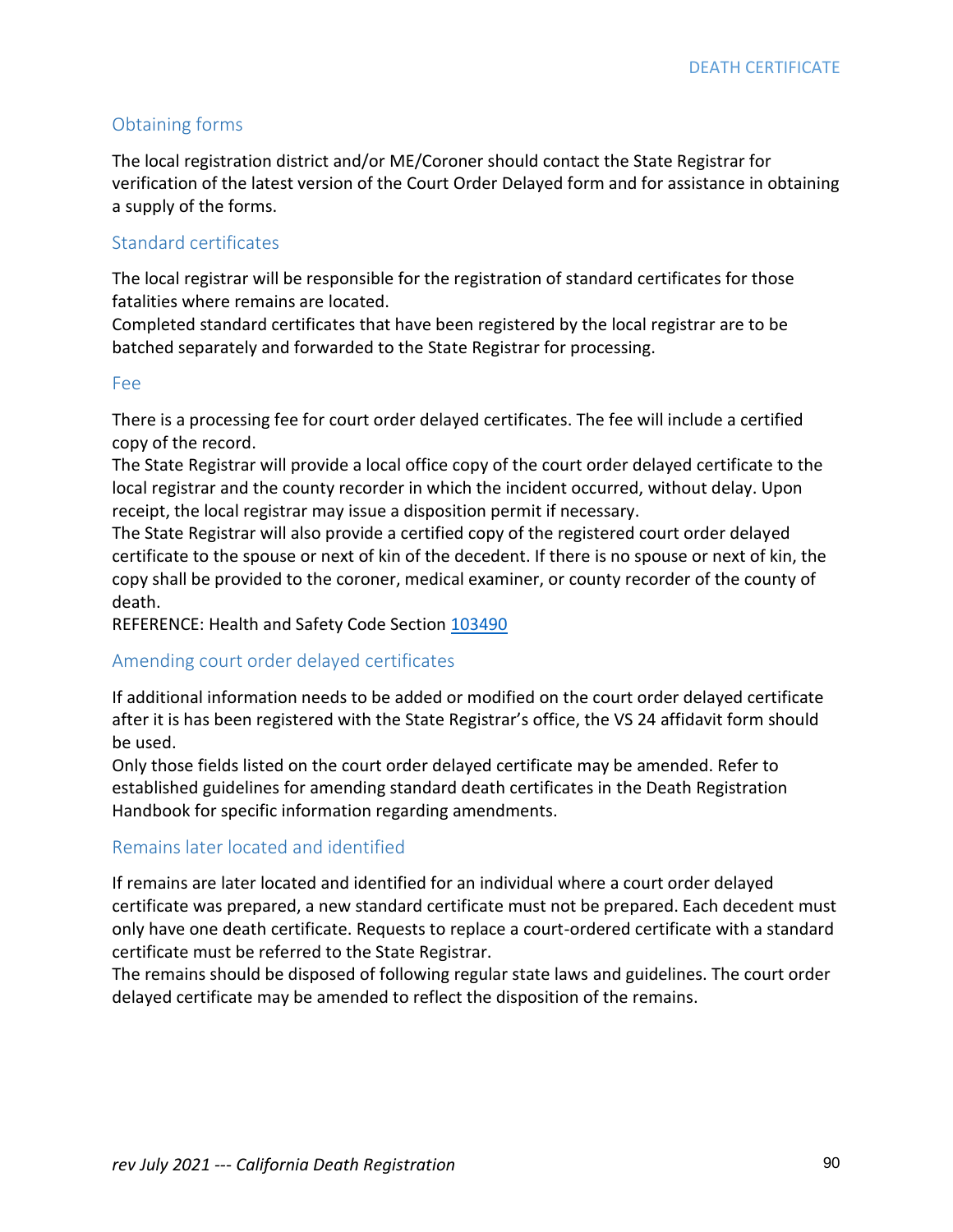## Obtaining forms

The local registration district and/or ME/Coroner should contact the State Registrar for verification of the latest version of the Court Order Delayed form and for assistance in obtaining a supply of the forms.

## Standard certificates

The local registrar will be responsible for the registration of standard certificates for those fatalities where remains are located.

Completed standard certificates that have been registered by the local registrar are to be batched separately and forwarded to the State Registrar for processing.

## Fee

There is a processing fee for court order delayed certificates. The fee will include a certified copy of the record.

The State Registrar will provide a local office copy of the court order delayed certificate to the local registrar and the county recorder in which the incident occurred, without delay. Upon receipt, the local registrar may issue a disposition permit if necessary.

The State Registrar will also provide a certified copy of the registered court order delayed certificate to the spouse or next of kin of the decedent. If there is no spouse or next of kin, the copy shall be provided to the coroner, medical examiner, or county recorder of the county of death.

REFERENCE: Health and Safety Code Section 103490

## Amending court order delayed certificates

If additional information needs to be added or modified on the court order delayed certificate after it is has been registered with the State Registrar's office, the VS 24 affidavit form should be used.

Only those fields listed on the court order delayed certificate may be amended. Refer to established guidelines for amending standard death certificates in the Death Registration Handbook for specific information regarding amendments.

## Remains later located and identified

If remains are later located and identified for an individual where a court order delayed certificate was prepared, a new standard certificate must not be prepared. Each decedent must only have one death certificate. Requests to replace a court-ordered certificate with a standard certificate must be referred to the State Registrar.

The remains should be disposed of following regular state laws and guidelines. The court order delayed certificate may be amended to reflect the disposition of the remains.